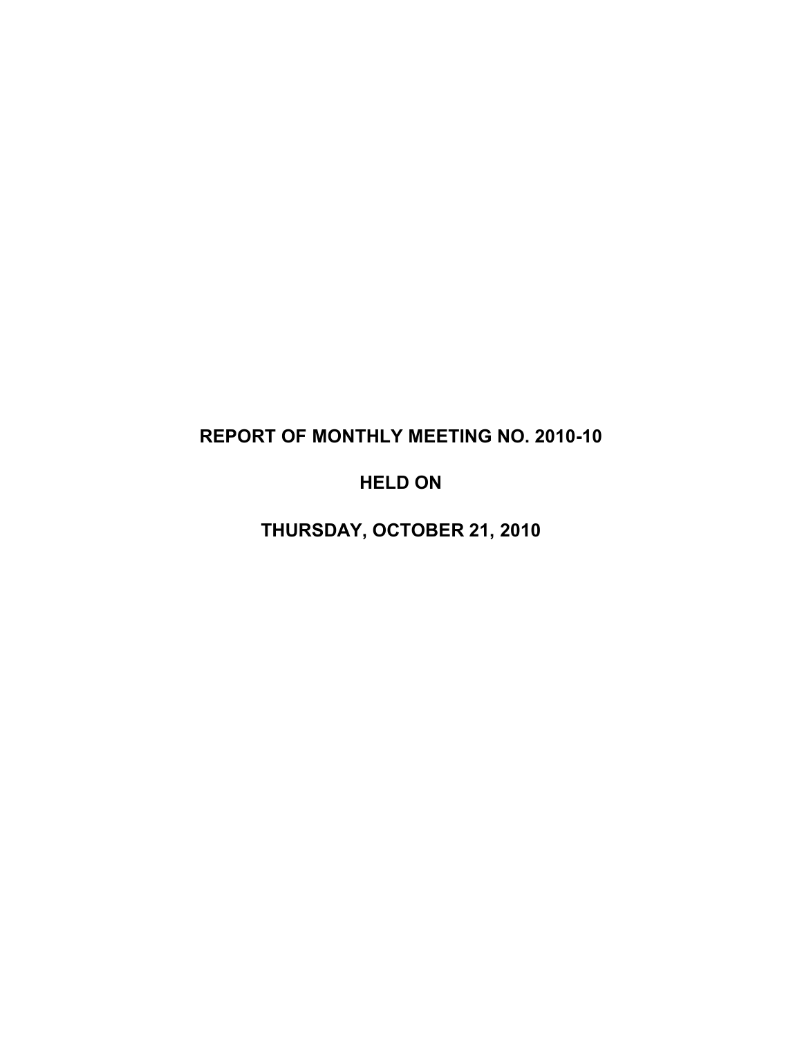# REPORT OF MONTHLY MEETING NO. 2010-10

# HELD ON

# THURSDAY, OCTOBER 21, 2010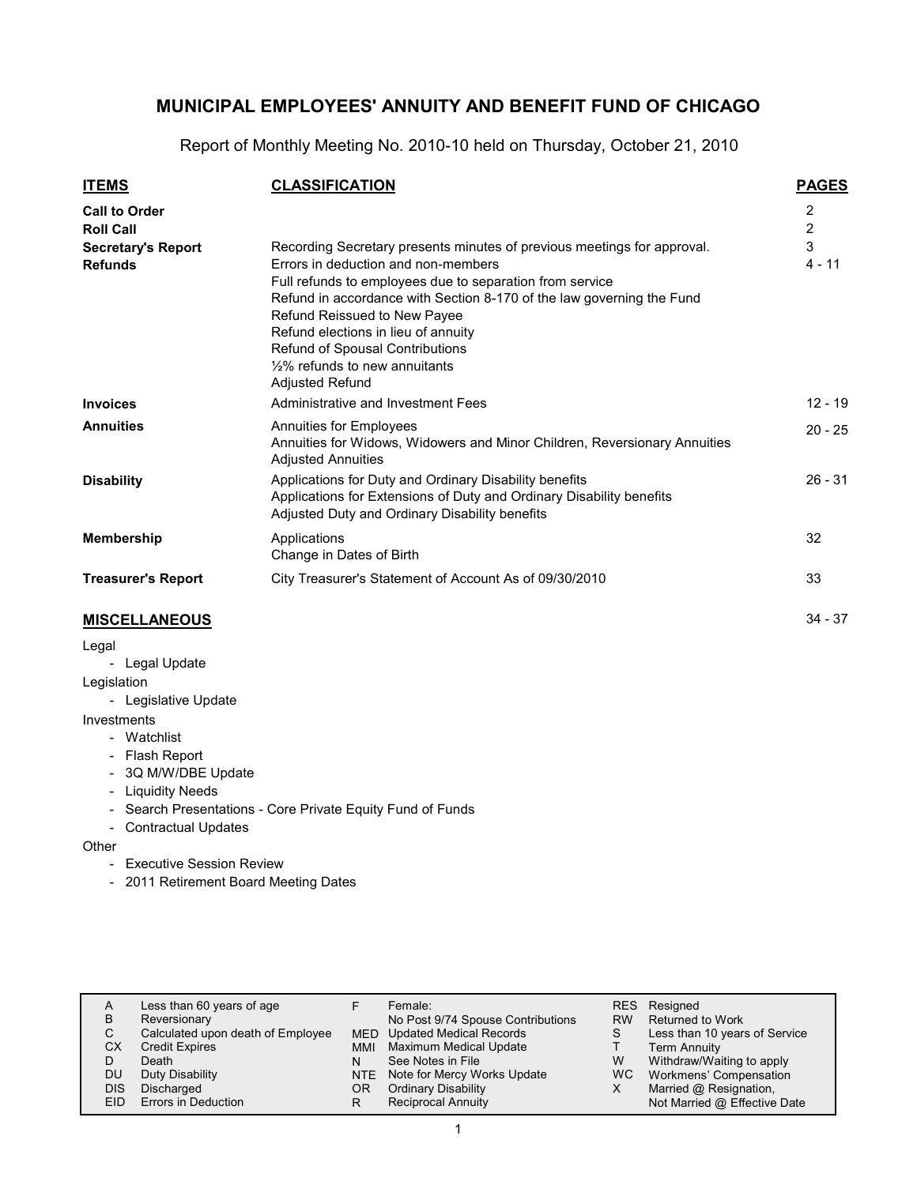# MUNICIPAL EMPLOYEES' ANNUITY AND BENEFIT FUND OF CHICAGO

Report of Monthly Meeting No. 2010-10 held on Thursday, October 21, 2010

| ITEMS | CLASSIFICATION | PAGES |
|---|---|---|
| **Call to Order** | | 2 |
| **Roll Call** | | 2 |
| **Secretary's Report** | Recording Secretary presents minutes of previous meetings for approval. | 3 |
| **Refunds** | Errors in deduction and non-members<br>Full refunds to employees due to separation from service<br>Refund in accordance with Section 8-170 of the law governing the Fund<br>Refund Reissued to New Payee<br>Refund elections in lieu of annuity<br>Refund of Spousal Contributions<br>½% refunds to new annuitants<br>Adjusted Refund | 4 - 11 |
| **Invoices** | Administrative and Investment Fees | 12 - 19 |
| **Annuities** | Annuities for Employees<br>Annuities for Widows, Widowers and Minor Children, Reversionary Annuities<br>Adjusted Annuities | 20 - 25 |
| **Disability** | Applications for Duty and Ordinary Disability benefits<br>Applications for Extensions of Duty and Ordinary Disability benefits<br>Adjusted Duty and Ordinary Disability benefits | 26 - 31 |
| **Membership** | Applications<br>Change in Dates of Birth | 32 |
| **Treasurer's Report** | City Treasurer's Statement of Account As of 09/30/2010 | 33 |

## MISCELLANEOUS — 34 - 37

Legal
- Legal Update

Legislation
- Legislative Update

Investments
- Watchlist
- Flash Report
- 3Q M/W/DBE Update
- Liquidity Needs
- Search Presentations - Core Private Equity Fund of Funds
- Contractual Updates

Other
- Executive Session Review
- 2011 Retirement Board Meeting Dates

| Code | Meaning | Code | Meaning | Code | Meaning |
|---|---|---|---|---|---|
| A | Less than 60 years of age | F | Female: No Post 9/74 Spouse Contributions | RES | Resigned |
| B | Reversionary | | | RW | Returned to Work |
| C | Calculated upon death of Employee | MED | Updated Medical Records | S | Less than 10 years of Service |
| CX | Credit Expires | MMI | Maximum Medical Update | T | Term Annuity |
| D | Death | N | See Notes in File | W | Withdraw/Waiting to apply |
| DU | Duty Disability | NTE | Note for Mercy Works Update | WC | Workmens' Compensation |
| DIS | Discharged | OR | Ordinary Disability | X | Married @ Resignation, Not Married @ Effective Date |
| EID | Errors in Deduction | R | Reciprocal Annuity | | |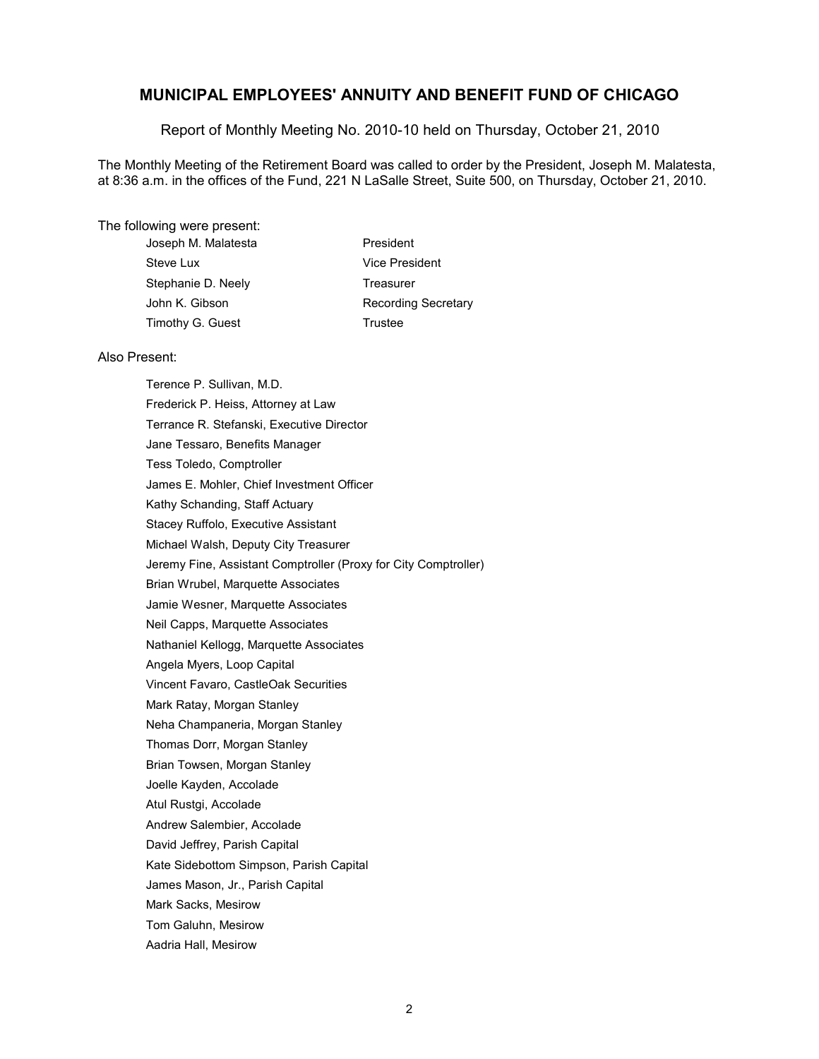# MUNICIPAL EMPLOYEES' ANNUITY AND BENEFIT FUND OF CHICAGO

Report of Monthly Meeting No. 2010-10 held on Thursday, October 21, 2010

The Monthly Meeting of the Retirement Board was called to order by the President, Joseph M. Malatesta, at 8:36 a.m. in the offices of the Fund, 221 N LaSalle Street, Suite 500, on Thursday, October 21, 2010.

The following were present:

| | |
|---|---|
| Joseph M. Malatesta | President |
| Steve Lux | Vice President |
| Stephanie D. Neely | Treasurer |
| John K. Gibson | Recording Secretary |
| Timothy G. Guest | Trustee |

Also Present:

Terence P. Sullivan, M.D.
Frederick P. Heiss, Attorney at Law
Terrance R. Stefanski, Executive Director
Jane Tessaro, Benefits Manager
Tess Toledo, Comptroller
James E. Mohler, Chief Investment Officer
Kathy Schanding, Staff Actuary
Stacey Ruffolo, Executive Assistant
Michael Walsh, Deputy City Treasurer
Jeremy Fine, Assistant Comptroller (Proxy for City Comptroller)
Brian Wrubel, Marquette Associates
Jamie Wesner, Marquette Associates
Neil Capps, Marquette Associates
Nathaniel Kellogg, Marquette Associates
Angela Myers, Loop Capital
Vincent Favaro, CastleOak Securities
Mark Ratay, Morgan Stanley
Neha Champaneria, Morgan Stanley
Thomas Dorr, Morgan Stanley
Brian Towsen, Morgan Stanley
Joelle Kayden, Accolade
Atul Rustgi, Accolade
Andrew Salembier, Accolade
David Jeffrey, Parish Capital
Kate Sidebottom Simpson, Parish Capital
James Mason, Jr., Parish Capital
Mark Sacks, Mesirow
Tom Galuhn, Mesirow
Aadria Hall, Mesirow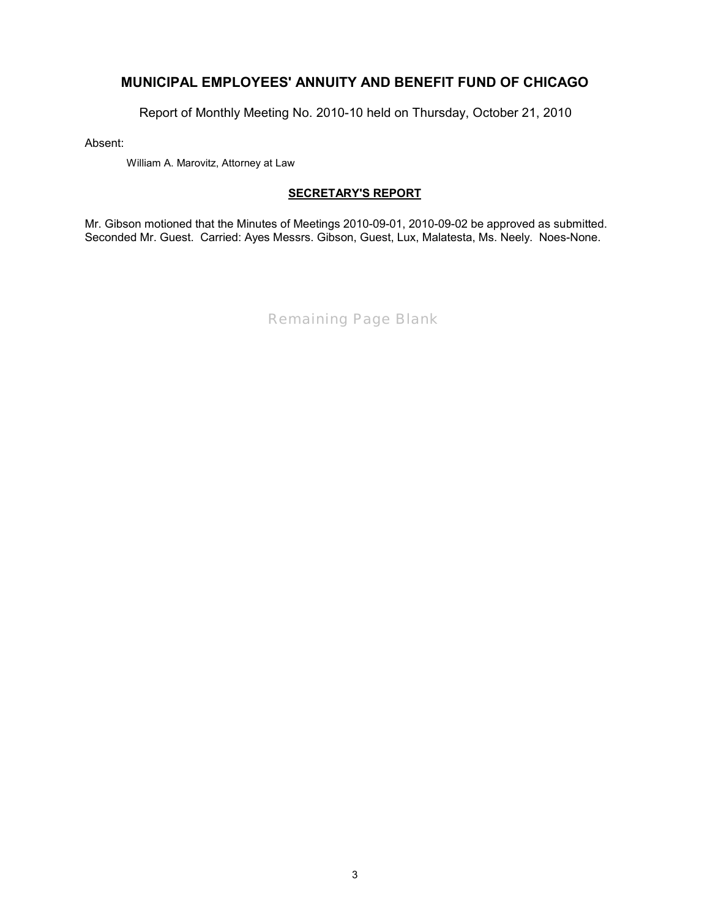# MUNICIPAL EMPLOYEES' ANNUITY AND BENEFIT FUND OF CHICAGO

Report of Monthly Meeting No. 2010-10 held on Thursday, October 21, 2010

Absent:

William A. Marovitz, Attorney at Law

## SECRETARY'S REPORT

Mr. Gibson motioned that the Minutes of Meetings 2010-09-01, 2010-09-02 be approved as submitted. Seconded Mr. Guest. Carried: Ayes Messrs. Gibson, Guest, Lux, Malatesta, Ms. Neely. Noes-None.

Remaining Page Blank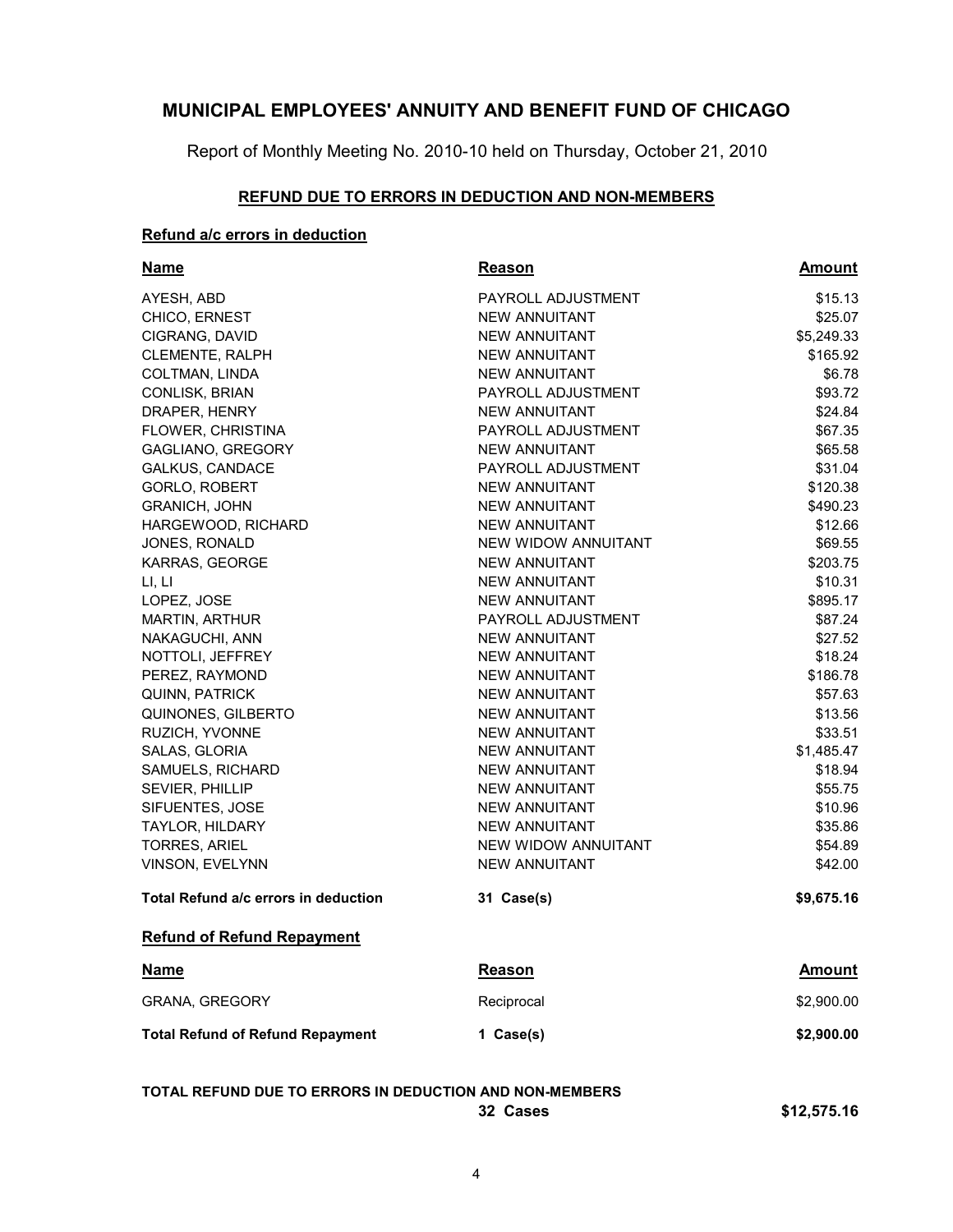# MUNICIPAL EMPLOYEES' ANNUITY AND BENEFIT FUND OF CHICAGO

Report of Monthly Meeting No. 2010-10 held on Thursday, October 21, 2010

## REFUND DUE TO ERRORS IN DEDUCTION AND NON-MEMBERS

### Refund a/c errors in deduction

| Name | Reason | Amount |
|---|---|---|
| AYESH, ABD | PAYROLL ADJUSTMENT | $15.13 |
| CHICO, ERNEST | NEW ANNUITANT | $25.07 |
| CIGRANG, DAVID | NEW ANNUITANT | $5,249.33 |
| CLEMENTE, RALPH | NEW ANNUITANT | $165.92 |
| COLTMAN, LINDA | NEW ANNUITANT | $6.78 |
| CONLISK, BRIAN | PAYROLL ADJUSTMENT | $93.72 |
| DRAPER, HENRY | NEW ANNUITANT | $24.84 |
| FLOWER, CHRISTINA | PAYROLL ADJUSTMENT | $67.35 |
| GAGLIANO, GREGORY | NEW ANNUITANT | $65.58 |
| GALKUS, CANDACE | PAYROLL ADJUSTMENT | $31.04 |
| GORLO, ROBERT | NEW ANNUITANT | $120.38 |
| GRANICH, JOHN | NEW ANNUITANT | $490.23 |
| HARGEWOOD, RICHARD | NEW ANNUITANT | $12.66 |
| JONES, RONALD | NEW WIDOW ANNUITANT | $69.55 |
| KARRAS, GEORGE | NEW ANNUITANT | $203.75 |
| LI, LI | NEW ANNUITANT | $10.31 |
| LOPEZ, JOSE | NEW ANNUITANT | $895.17 |
| MARTIN, ARTHUR | PAYROLL ADJUSTMENT | $87.24 |
| NAKAGUCHI, ANN | NEW ANNUITANT | $27.52 |
| NOTTOLI, JEFFREY | NEW ANNUITANT | $18.24 |
| PEREZ, RAYMOND | NEW ANNUITANT | $186.78 |
| QUINN, PATRICK | NEW ANNUITANT | $57.63 |
| QUINONES, GILBERTO | NEW ANNUITANT | $13.56 |
| RUZICH, YVONNE | NEW ANNUITANT | $33.51 |
| SALAS, GLORIA | NEW ANNUITANT | $1,485.47 |
| SAMUELS, RICHARD | NEW ANNUITANT | $18.94 |
| SEVIER, PHILLIP | NEW ANNUITANT | $55.75 |
| SIFUENTES, JOSE | NEW ANNUITANT | $10.96 |
| TAYLOR, HILDARY | NEW ANNUITANT | $35.86 |
| TORRES, ARIEL | NEW WIDOW ANNUITANT | $54.89 |
| VINSON, EVELYNN | NEW ANNUITANT | $42.00 |
| **Total Refund a/c errors in deduction** | **31 Case(s)** | **$9,675.16** |

### Refund of Refund Repayment

| Name | Reason | Amount |
|---|---|---|
| GRANA, GREGORY | Reciprocal | $2,900.00 |
| **Total Refund of Refund Repayment** | **1 Case(s)** | **$2,900.00** |

**TOTAL REFUND DUE TO ERRORS IN DEDUCTION AND NON-MEMBERS** **32 Cases** **$12,575.16**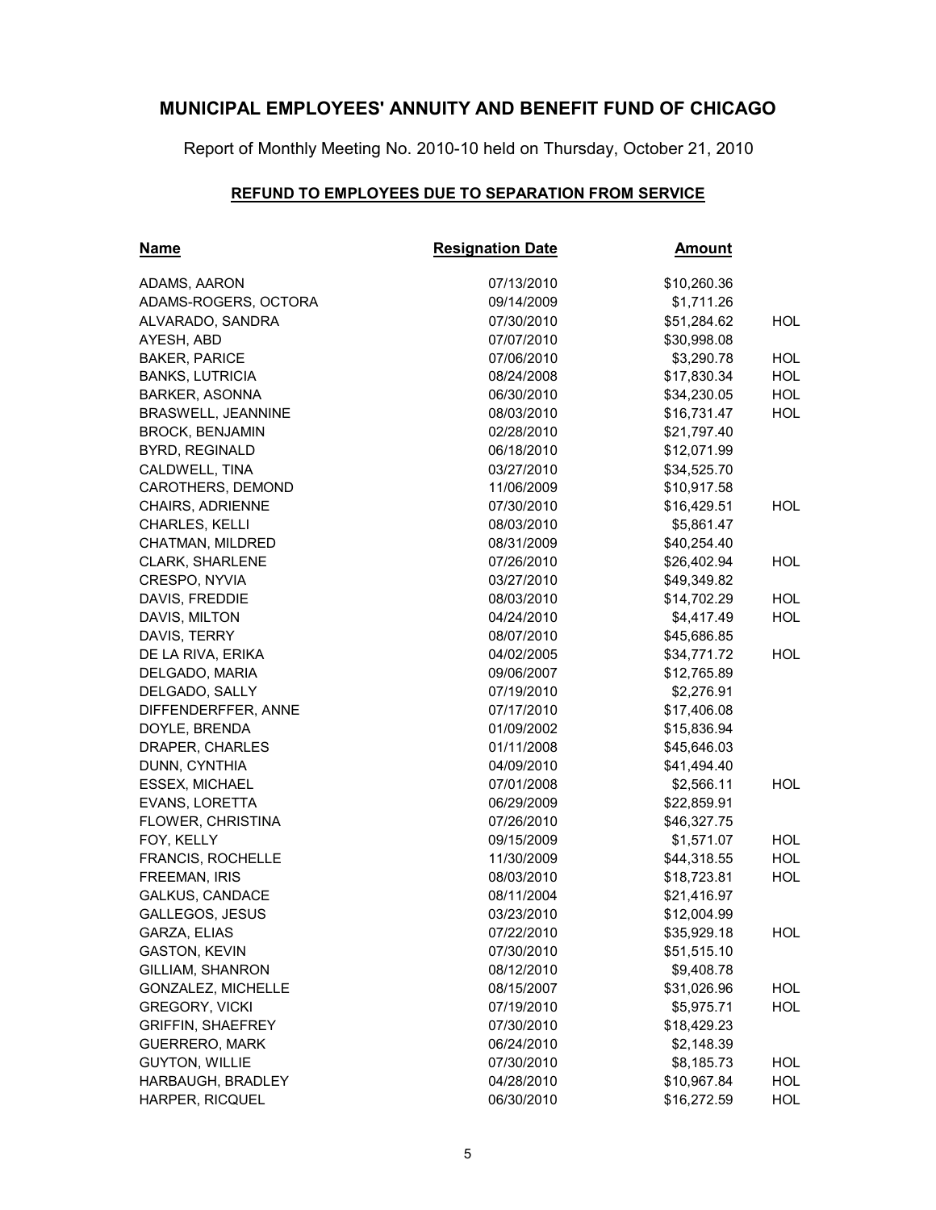# MUNICIPAL EMPLOYEES' ANNUITY AND BENEFIT FUND OF CHICAGO

Report of Monthly Meeting No. 2010-10 held on Thursday, October 21, 2010

## REFUND TO EMPLOYEES DUE TO SEPARATION FROM SERVICE

| Name | Resignation Date | Amount | |
|---|---|---|---|
| ADAMS, AARON | 07/13/2010 | $10,260.36 | |
| ADAMS-ROGERS, OCTORA | 09/14/2009 | $1,711.26 | |
| ALVARADO, SANDRA | 07/30/2010 | $51,284.62 | HOL |
| AYESH, ABD | 07/07/2010 | $30,998.08 | |
| BAKER, PARICE | 07/06/2010 | $3,290.78 | HOL |
| BANKS, LUTRICIA | 08/24/2008 | $17,830.34 | HOL |
| BARKER, ASONNA | 06/30/2010 | $34,230.05 | HOL |
| BRASWELL, JEANNINE | 08/03/2010 | $16,731.47 | HOL |
| BROCK, BENJAMIN | 02/28/2010 | $21,797.40 | |
| BYRD, REGINALD | 06/18/2010 | $12,071.99 | |
| CALDWELL, TINA | 03/27/2010 | $34,525.70 | |
| CAROTHERS, DEMOND | 11/06/2009 | $10,917.58 | |
| CHAIRS, ADRIENNE | 07/30/2010 | $16,429.51 | HOL |
| CHARLES, KELLI | 08/03/2010 | $5,861.47 | |
| CHATMAN, MILDRED | 08/31/2009 | $40,254.40 | |
| CLARK, SHARLENE | 07/26/2010 | $26,402.94 | HOL |
| CRESPO, NYVIA | 03/27/2010 | $49,349.82 | |
| DAVIS, FREDDIE | 08/03/2010 | $14,702.29 | HOL |
| DAVIS, MILTON | 04/24/2010 | $4,417.49 | HOL |
| DAVIS, TERRY | 08/07/2010 | $45,686.85 | |
| DE LA RIVA, ERIKA | 04/02/2005 | $34,771.72 | HOL |
| DELGADO, MARIA | 09/06/2007 | $12,765.89 | |
| DELGADO, SALLY | 07/19/2010 | $2,276.91 | |
| DIFFENDERFFER, ANNE | 07/17/2010 | $17,406.08 | |
| DOYLE, BRENDA | 01/09/2002 | $15,836.94 | |
| DRAPER, CHARLES | 01/11/2008 | $45,646.03 | |
| DUNN, CYNTHIA | 04/09/2010 | $41,494.40 | |
| ESSEX, MICHAEL | 07/01/2008 | $2,566.11 | HOL |
| EVANS, LORETTA | 06/29/2009 | $22,859.91 | |
| FLOWER, CHRISTINA | 07/26/2010 | $46,327.75 | |
| FOY, KELLY | 09/15/2009 | $1,571.07 | HOL |
| FRANCIS, ROCHELLE | 11/30/2009 | $44,318.55 | HOL |
| FREEMAN, IRIS | 08/03/2010 | $18,723.81 | HOL |
| GALKUS, CANDACE | 08/11/2004 | $21,416.97 | |
| GALLEGOS, JESUS | 03/23/2010 | $12,004.99 | |
| GARZA, ELIAS | 07/22/2010 | $35,929.18 | HOL |
| GASTON, KEVIN | 07/30/2010 | $51,515.10 | |
| GILLIAM, SHANRON | 08/12/2010 | $9,408.78 | |
| GONZALEZ, MICHELLE | 08/15/2007 | $31,026.96 | HOL |
| GREGORY, VICKI | 07/19/2010 | $5,975.71 | HOL |
| GRIFFIN, SHAEFREY | 07/30/2010 | $18,429.23 | |
| GUERRERO, MARK | 06/24/2010 | $2,148.39 | |
| GUYTON, WILLIE | 07/30/2010 | $8,185.73 | HOL |
| HARBAUGH, BRADLEY | 04/28/2010 | $10,967.84 | HOL |
| HARPER, RICQUEL | 06/30/2010 | $16,272.59 | HOL |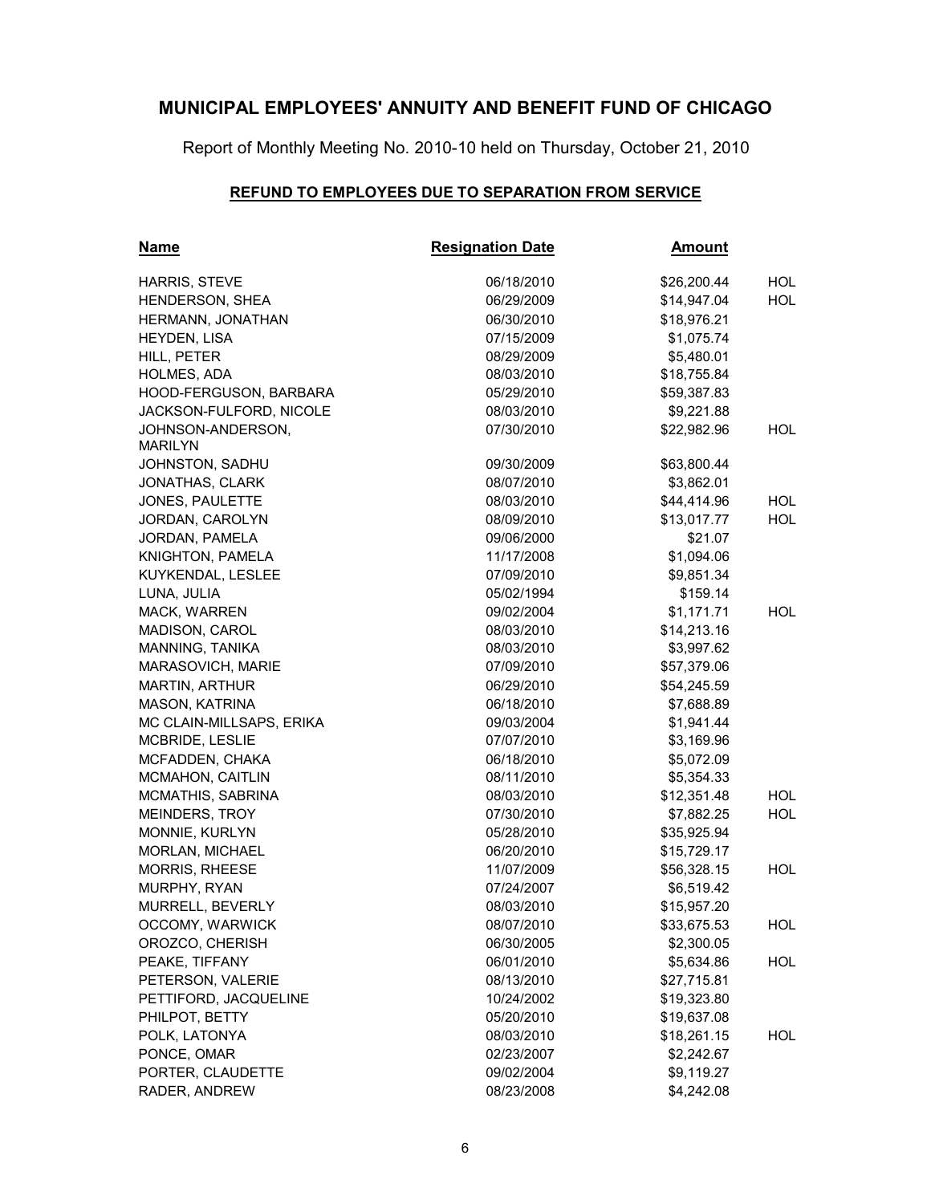# MUNICIPAL EMPLOYEES' ANNUITY AND BENEFIT FUND OF CHICAGO

Report of Monthly Meeting No. 2010-10 held on Thursday, October 21, 2010

## REFUND TO EMPLOYEES DUE TO SEPARATION FROM SERVICE

| Name | Resignation Date | Amount | |
|---|---|---|---|
| HARRIS, STEVE | 06/18/2010 | $26,200.44 | HOL |
| HENDERSON, SHEA | 06/29/2009 | $14,947.04 | HOL |
| HERMANN, JONATHAN | 06/30/2010 | $18,976.21 | |
| HEYDEN, LISA | 07/15/2009 | $1,075.74 | |
| HILL, PETER | 08/29/2009 | $5,480.01 | |
| HOLMES, ADA | 08/03/2010 | $18,755.84 | |
| HOOD-FERGUSON, BARBARA | 05/29/2010 | $59,387.83 | |
| JACKSON-FULFORD, NICOLE | 08/03/2010 | $9,221.88 | |
| JOHNSON-ANDERSON, MARILYN | 07/30/2010 | $22,982.96 | HOL |
| JOHNSTON, SADHU | 09/30/2009 | $63,800.44 | |
| JONATHAS, CLARK | 08/07/2010 | $3,862.01 | |
| JONES, PAULETTE | 08/03/2010 | $44,414.96 | HOL |
| JORDAN, CAROLYN | 08/09/2010 | $13,017.77 | HOL |
| JORDAN, PAMELA | 09/06/2000 | $21.07 | |
| KNIGHTON, PAMELA | 11/17/2008 | $1,094.06 | |
| KUYKENDAL, LESLEE | 07/09/2010 | $9,851.34 | |
| LUNA, JULIA | 05/02/1994 | $159.14 | |
| MACK, WARREN | 09/02/2004 | $1,171.71 | HOL |
| MADISON, CAROL | 08/03/2010 | $14,213.16 | |
| MANNING, TANIKA | 08/03/2010 | $3,997.62 | |
| MARASOVICH, MARIE | 07/09/2010 | $57,379.06 | |
| MARTIN, ARTHUR | 06/29/2010 | $54,245.59 | |
| MASON, KATRINA | 06/18/2010 | $7,688.89 | |
| MC CLAIN-MILLSAPS, ERIKA | 09/03/2004 | $1,941.44 | |
| MCBRIDE, LESLIE | 07/07/2010 | $3,169.96 | |
| MCFADDEN, CHAKA | 06/18/2010 | $5,072.09 | |
| MCMAHON, CAITLIN | 08/11/2010 | $5,354.33 | |
| MCMATHIS, SABRINA | 08/03/2010 | $12,351.48 | HOL |
| MEINDERS, TROY | 07/30/2010 | $7,882.25 | HOL |
| MONNIE, KURLYN | 05/28/2010 | $35,925.94 | |
| MORLAN, MICHAEL | 06/20/2010 | $15,729.17 | |
| MORRIS, RHEESE | 11/07/2009 | $56,328.15 | HOL |
| MURPHY, RYAN | 07/24/2007 | $6,519.42 | |
| MURRELL, BEVERLY | 08/03/2010 | $15,957.20 | |
| OCCOMY, WARWICK | 08/07/2010 | $33,675.53 | HOL |
| OROZCO, CHERISH | 06/30/2005 | $2,300.05 | |
| PEAKE, TIFFANY | 06/01/2010 | $5,634.86 | HOL |
| PETERSON, VALERIE | 08/13/2010 | $27,715.81 | |
| PETTIFORD, JACQUELINE | 10/24/2002 | $19,323.80 | |
| PHILPOT, BETTY | 05/20/2010 | $19,637.08 | |
| POLK, LATONYA | 08/03/2010 | $18,261.15 | HOL |
| PONCE, OMAR | 02/23/2007 | $2,242.67 | |
| PORTER, CLAUDETTE | 09/02/2004 | $9,119.27 | |
| RADER, ANDREW | 08/23/2008 | $4,242.08 | |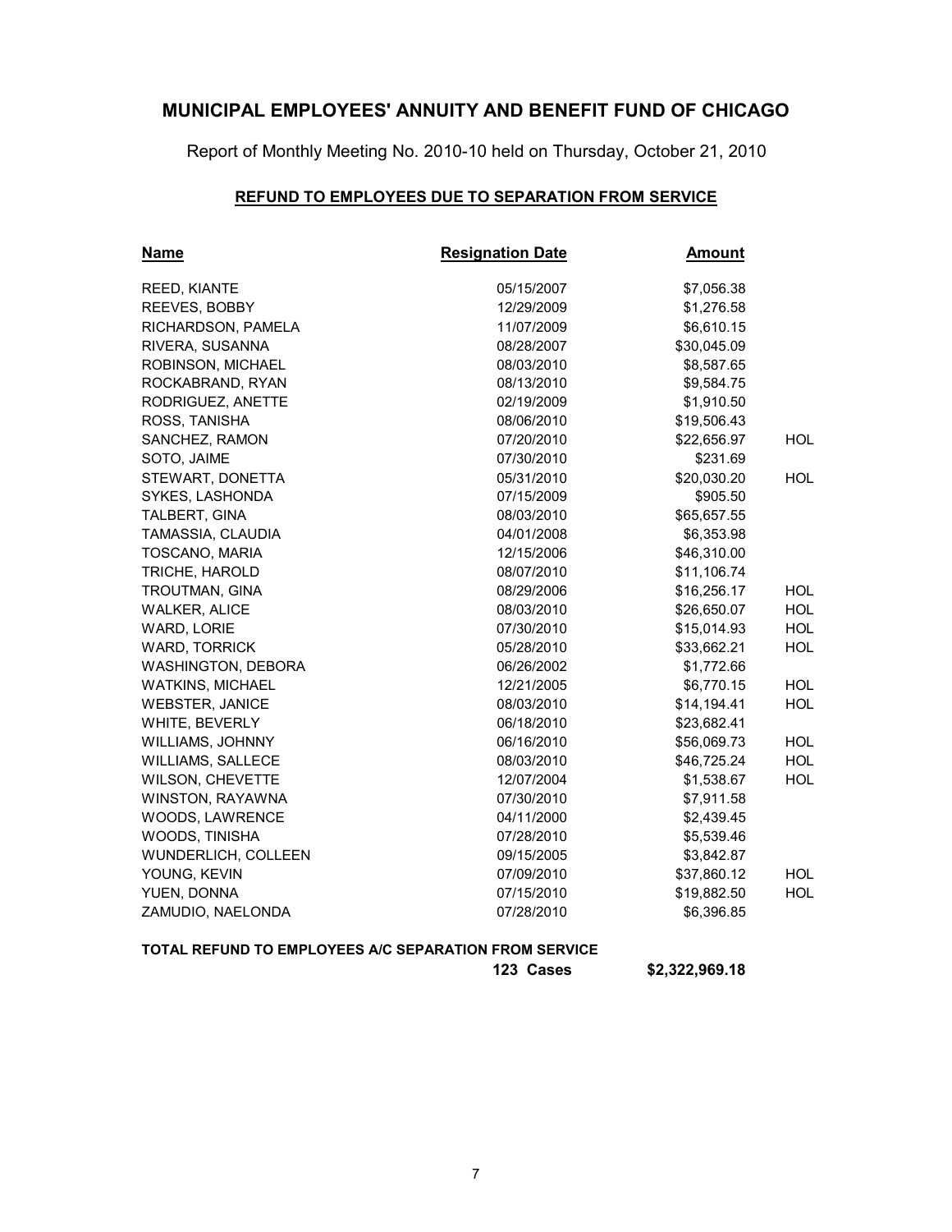# MUNICIPAL EMPLOYEES' ANNUITY AND BENEFIT FUND OF CHICAGO

Report of Monthly Meeting No. 2010-10 held on Thursday, October 21, 2010

## REFUND TO EMPLOYEES DUE TO SEPARATION FROM SERVICE

| Name | Resignation Date | Amount | |
|---|---|---|---|
| REED, KIANTE | 05/15/2007 | $7,056.38 | |
| REEVES, BOBBY | 12/29/2009 | $1,276.58 | |
| RICHARDSON, PAMELA | 11/07/2009 | $6,610.15 | |
| RIVERA, SUSANNA | 08/28/2007 | $30,045.09 | |
| ROBINSON, MICHAEL | 08/03/2010 | $8,587.65 | |
| ROCKABRAND, RYAN | 08/13/2010 | $9,584.75 | |
| RODRIGUEZ, ANETTE | 02/19/2009 | $1,910.50 | |
| ROSS, TANISHA | 08/06/2010 | $19,506.43 | |
| SANCHEZ, RAMON | 07/20/2010 | $22,656.97 | HOL |
| SOTO, JAIME | 07/30/2010 | $231.69 | |
| STEWART, DONETTA | 05/31/2010 | $20,030.20 | HOL |
| SYKES, LASHONDA | 07/15/2009 | $905.50 | |
| TALBERT, GINA | 08/03/2010 | $65,657.55 | |
| TAMASSIA, CLAUDIA | 04/01/2008 | $6,353.98 | |
| TOSCANO, MARIA | 12/15/2006 | $46,310.00 | |
| TRICHE, HAROLD | 08/07/2010 | $11,106.74 | |
| TROUTMAN, GINA | 08/29/2006 | $16,256.17 | HOL |
| WALKER, ALICE | 08/03/2010 | $26,650.07 | HOL |
| WARD, LORIE | 07/30/2010 | $15,014.93 | HOL |
| WARD, TORRICK | 05/28/2010 | $33,662.21 | HOL |
| WASHINGTON, DEBORA | 06/26/2002 | $1,772.66 | |
| WATKINS, MICHAEL | 12/21/2005 | $6,770.15 | HOL |
| WEBSTER, JANICE | 08/03/2010 | $14,194.41 | HOL |
| WHITE, BEVERLY | 06/18/2010 | $23,682.41 | |
| WILLIAMS, JOHNNY | 06/16/2010 | $56,069.73 | HOL |
| WILLIAMS, SALLECE | 08/03/2010 | $46,725.24 | HOL |
| WILSON, CHEVETTE | 12/07/2004 | $1,538.67 | HOL |
| WINSTON, RAYAWNA | 07/30/2010 | $7,911.58 | |
| WOODS, LAWRENCE | 04/11/2000 | $2,439.45 | |
| WOODS, TINISHA | 07/28/2010 | $5,539.46 | |
| WUNDERLICH, COLLEEN | 09/15/2005 | $3,842.87 | |
| YOUNG, KEVIN | 07/09/2010 | $37,860.12 | HOL |
| YUEN, DONNA | 07/15/2010 | $19,882.50 | HOL |
| ZAMUDIO, NAELONDA | 07/28/2010 | $6,396.85 | |

**TOTAL REFUND TO EMPLOYEES A/C SEPARATION FROM SERVICE**

**123 Cases** **$2,322,969.18**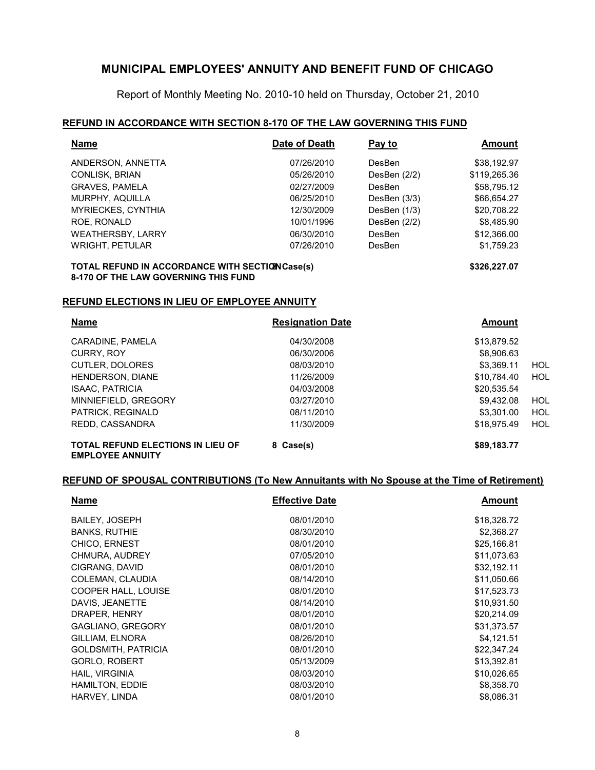# MUNICIPAL EMPLOYEES' ANNUITY AND BENEFIT FUND OF CHICAGO

Report of Monthly Meeting No. 2010-10 held on Thursday, October 21, 2010

## REFUND IN ACCORDANCE WITH SECTION 8-170 OF THE LAW GOVERNING THIS FUND

| Name | Date of Death | Pay to | Amount |
|---|---|---|---|
| ANDERSON, ANNETTA | 07/26/2010 | DesBen | $38,192.97 |
| CONLISK, BRIAN | 05/26/2010 | DesBen (2/2) | $119,265.36 |
| GRAVES, PAMELA | 02/27/2009 | DesBen | $58,795.12 |
| MURPHY, AQUILLA | 06/25/2010 | DesBen (3/3) | $66,654.27 |
| MYRIECKES, CYNTHIA | 12/30/2009 | DesBen (1/3) | $20,708.22 |
| ROE, RONALD | 10/01/1996 | DesBen (2/2) | $8,485.90 |
| WEATHERSBY, LARRY | 06/30/2010 | DesBen | $12,366.00 |
| WRIGHT, PETULAR | 07/26/2010 | DesBen | $1,759.23 |
| **TOTAL REFUND IN ACCORDANCE WITH SECTION 8-170 OF THE LAW GOVERNING THIS FUND** | **8 Case(s)** | | **$326,227.07** |

## REFUND ELECTIONS IN LIEU OF EMPLOYEE ANNUITY

| Name | Resignation Date | Amount | |
|---|---|---|---|
| CARADINE, PAMELA | 04/30/2008 | $13,879.52 | |
| CURRY, ROY | 06/30/2006 | $8,906.63 | |
| CUTLER, DOLORES | 08/03/2010 | $3,369.11 | HOL |
| HENDERSON, DIANE | 11/26/2009 | $10,784.40 | HOL |
| ISAAC, PATRICIA | 04/03/2008 | $20,535.54 | |
| MINNIEFIELD, GREGORY | 03/27/2010 | $9,432.08 | HOL |
| PATRICK, REGINALD | 08/11/2010 | $3,301.00 | HOL |
| REDD, CASSANDRA | 11/30/2009 | $18,975.49 | HOL |
| **TOTAL REFUND ELECTIONS IN LIEU OF EMPLOYEE ANNUITY** | **8 Case(s)** | **$89,183.77** | |

## REFUND OF SPOUSAL CONTRIBUTIONS (To New Annuitants with No Spouse at the Time of Retirement)

| Name | Effective Date | Amount |
|---|---|---|
| BAILEY, JOSEPH | 08/01/2010 | $18,328.72 |
| BANKS, RUTHIE | 08/30/2010 | $2,368.27 |
| CHICO, ERNEST | 08/01/2010 | $25,166.81 |
| CHMURA, AUDREY | 07/05/2010 | $11,073.63 |
| CIGRANG, DAVID | 08/01/2010 | $32,192.11 |
| COLEMAN, CLAUDIA | 08/14/2010 | $11,050.66 |
| COOPER HALL, LOUISE | 08/01/2010 | $17,523.73 |
| DAVIS, JEANETTE | 08/14/2010 | $10,931.50 |
| DRAPER, HENRY | 08/01/2010 | $20,214.09 |
| GAGLIANO, GREGORY | 08/01/2010 | $31,373.57 |
| GILLIAM, ELNORA | 08/26/2010 | $4,121.51 |
| GOLDSMITH, PATRICIA | 08/01/2010 | $22,347.24 |
| GORLO, ROBERT | 05/13/2009 | $13,392.81 |
| HAIL, VIRGINIA | 08/03/2010 | $10,026.65 |
| HAMILTON, EDDIE | 08/03/2010 | $8,358.70 |
| HARVEY, LINDA | 08/01/2010 | $8,086.31 |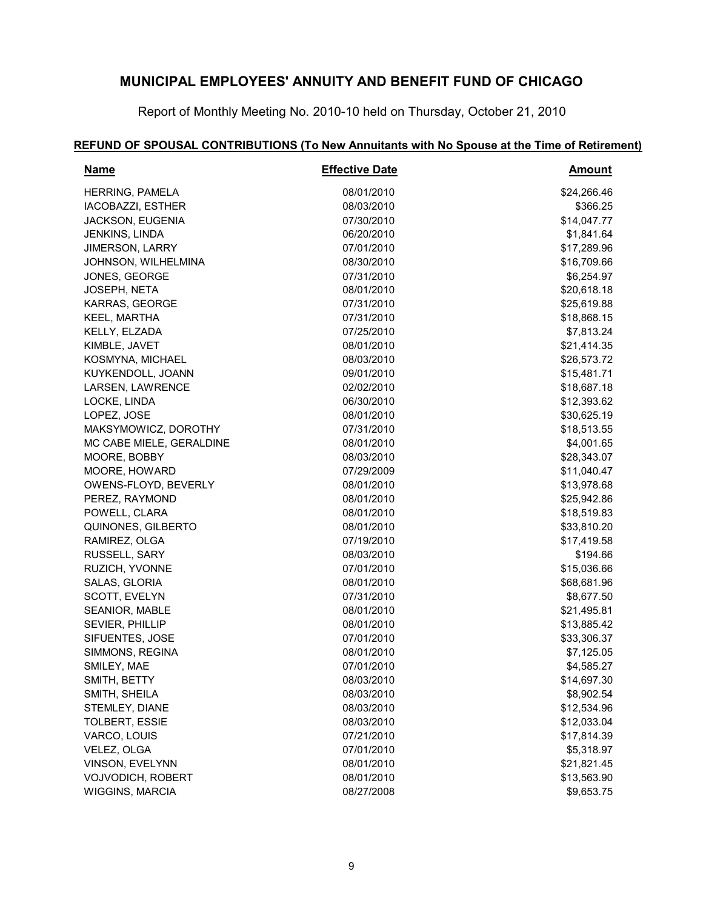# MUNICIPAL EMPLOYEES' ANNUITY AND BENEFIT FUND OF CHICAGO

Report of Monthly Meeting No. 2010-10 held on Thursday, October 21, 2010

## REFUND OF SPOUSAL CONTRIBUTIONS (To New Annuitants with No Spouse at the Time of Retirement)

| Name | Effective Date | Amount |
|---|---|---|
| HERRING, PAMELA | 08/01/2010 | $24,266.46 |
| IACOBAZZI, ESTHER | 08/03/2010 | $366.25 |
| JACKSON, EUGENIA | 07/30/2010 | $14,047.77 |
| JENKINS, LINDA | 06/20/2010 | $1,841.64 |
| JIMERSON, LARRY | 07/01/2010 | $17,289.96 |
| JOHNSON, WILHELMINA | 08/30/2010 | $16,709.66 |
| JONES, GEORGE | 07/31/2010 | $6,254.97 |
| JOSEPH, NETA | 08/01/2010 | $20,618.18 |
| KARRAS, GEORGE | 07/31/2010 | $25,619.88 |
| KEEL, MARTHA | 07/31/2010 | $18,868.15 |
| KELLY, ELZADA | 07/25/2010 | $7,813.24 |
| KIMBLE, JAVET | 08/01/2010 | $21,414.35 |
| KOSMYNA, MICHAEL | 08/03/2010 | $26,573.72 |
| KUYKENDOLL, JOANN | 09/01/2010 | $15,481.71 |
| LARSEN, LAWRENCE | 02/02/2010 | $18,687.18 |
| LOCKE, LINDA | 06/30/2010 | $12,393.62 |
| LOPEZ, JOSE | 08/01/2010 | $30,625.19 |
| MAKSYMOWICZ, DOROTHY | 07/31/2010 | $18,513.55 |
| MC CABE MIELE, GERALDINE | 08/01/2010 | $4,001.65 |
| MOORE, BOBBY | 08/03/2010 | $28,343.07 |
| MOORE, HOWARD | 07/29/2009 | $11,040.47 |
| OWENS-FLOYD, BEVERLY | 08/01/2010 | $13,978.68 |
| PEREZ, RAYMOND | 08/01/2010 | $25,942.86 |
| POWELL, CLARA | 08/01/2010 | $18,519.83 |
| QUINONES, GILBERTO | 08/01/2010 | $33,810.20 |
| RAMIREZ, OLGA | 07/19/2010 | $17,419.58 |
| RUSSELL, SARY | 08/03/2010 | $194.66 |
| RUZICH, YVONNE | 07/01/2010 | $15,036.66 |
| SALAS, GLORIA | 08/01/2010 | $68,681.96 |
| SCOTT, EVELYN | 07/31/2010 | $8,677.50 |
| SEANIOR, MABLE | 08/01/2010 | $21,495.81 |
| SEVIER, PHILLIP | 08/01/2010 | $13,885.42 |
| SIFUENTES, JOSE | 07/01/2010 | $33,306.37 |
| SIMMONS, REGINA | 08/01/2010 | $7,125.05 |
| SMILEY, MAE | 07/01/2010 | $4,585.27 |
| SMITH, BETTY | 08/03/2010 | $14,697.30 |
| SMITH, SHEILA | 08/03/2010 | $8,902.54 |
| STEMLEY, DIANE | 08/03/2010 | $12,534.96 |
| TOLBERT, ESSIE | 08/03/2010 | $12,033.04 |
| VARCO, LOUIS | 07/21/2010 | $17,814.39 |
| VELEZ, OLGA | 07/01/2010 | $5,318.97 |
| VINSON, EVELYNN | 08/01/2010 | $21,821.45 |
| VOJVODICH, ROBERT | 08/01/2010 | $13,563.90 |
| WIGGINS, MARCIA | 08/27/2008 | $9,653.75 |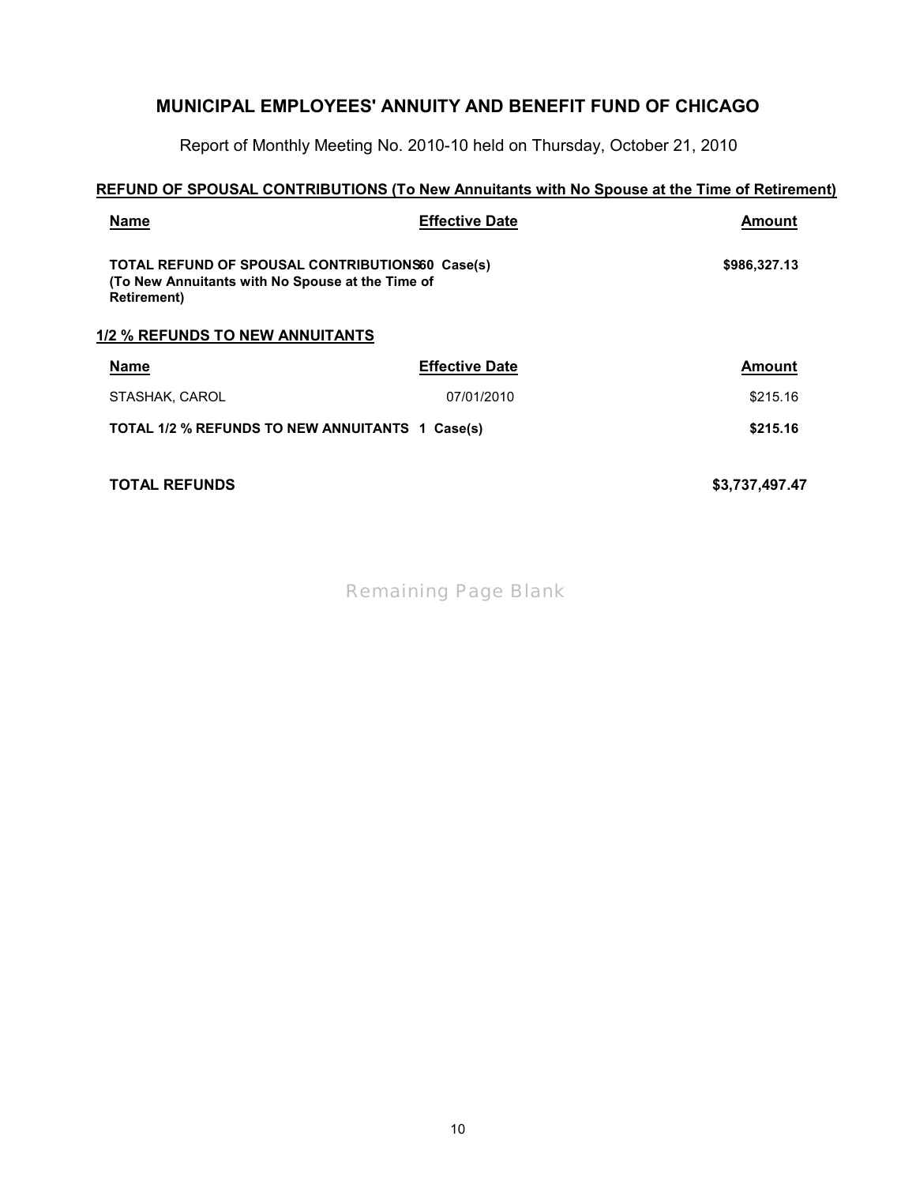# MUNICIPAL EMPLOYEES' ANNUITY AND BENEFIT FUND OF CHICAGO

Report of Monthly Meeting No. 2010-10 held on Thursday, October 21, 2010

## REFUND OF SPOUSAL CONTRIBUTIONS (To New Annuitants with No Spouse at the Time of Retirement)

| Name | Effective Date | Amount |
|---|---|---|
| **TOTAL REFUND OF SPOUSAL CONTRIBUTIONS (To New Annuitants with No Spouse at the Time of Retirement)** | **60 Case(s)** | **$986,327.13** |

## 1/2 % REFUNDS TO NEW ANNUITANTS

| Name | Effective Date | Amount |
|---|---|---|
| STASHAK, CAROL | 07/01/2010 | $215.16 |
| **TOTAL 1/2 % REFUNDS TO NEW ANNUITANTS** | **1 Case(s)** | **$215.16** |

**TOTAL REFUNDS** **$3,737,497.47**

Remaining Page Blank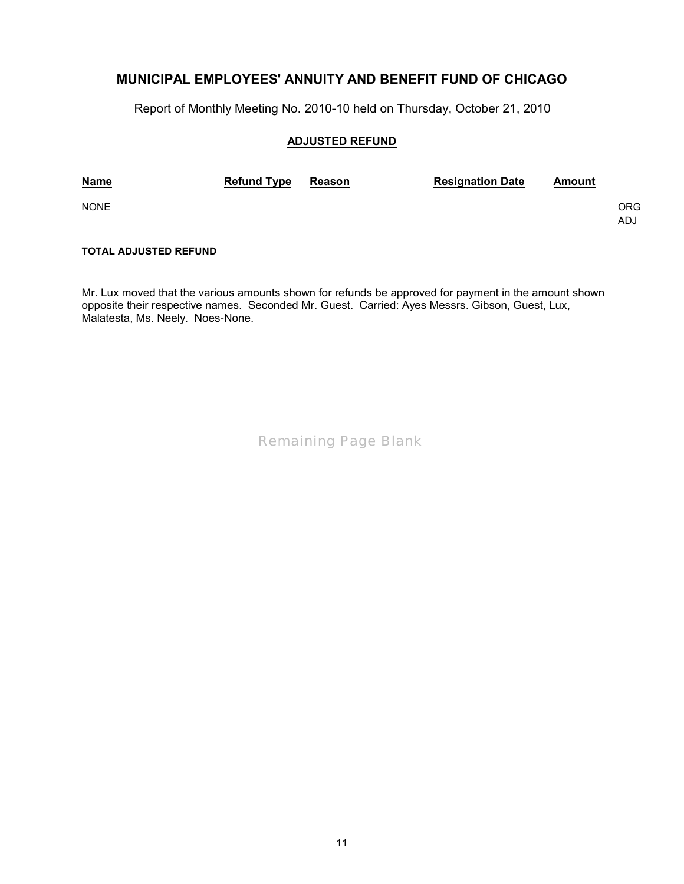## MUNICIPAL EMPLOYEES' ANNUITY AND BENEFIT FUND OF CHICAGO

Report of Monthly Meeting No. 2010-10 held on Thursday, October 21, 2010

### ADJUSTED REFUND

| Name | Refund Type | Reason | Resignation Date | Amount | |
|---|---|---|---|---|---|
| NONE | | | | | ORG<br>ADJ |

**TOTAL ADJUSTED REFUND**

Mr. Lux moved that the various amounts shown for refunds be approved for payment in the amount shown opposite their respective names. Seconded Mr. Guest. Carried: Ayes Messrs. Gibson, Guest, Lux, Malatesta, Ms. Neely. Noes-None.

Remaining Page Blank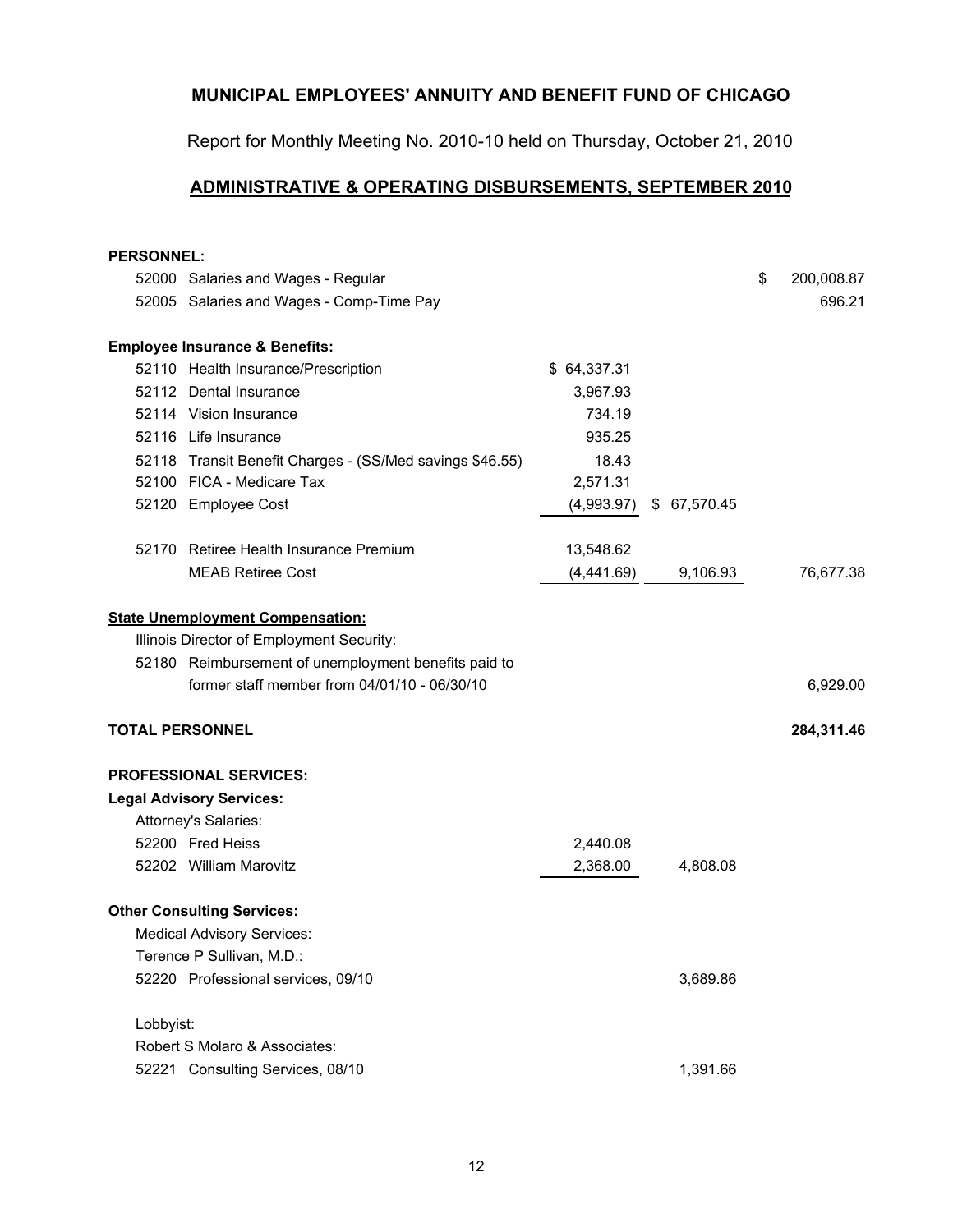## MUNICIPAL EMPLOYEES' ANNUITY AND BENEFIT FUND OF CHICAGO

Report for Monthly Meeting No. 2010-10 held on Thursday, October 21, 2010

### ADMINISTRATIVE & OPERATING DISBURSEMENTS, SEPTEMBER 2010

| | | | | |
|---|---|---|---|---|
| **PERSONNEL:** | | | | |
| 52000 | Salaries and Wages - Regular | | | $ 200,008.87 |
| 52005 | Salaries and Wages - Comp-Time Pay | | | 696.21 |
| **Employee Insurance & Benefits:** | | | | |
| 52110 | Health Insurance/Prescription | $ 64,337.31 | | |
| 52112 | Dental Insurance | 3,967.93 | | |
| 52114 | Vision Insurance | 734.19 | | |
| 52116 | Life Insurance | 935.25 | | |
| 52118 | Transit Benefit Charges - (SS/Med savings $46.55) | 18.43 | | |
| 52100 | FICA - Medicare Tax | 2,571.31 | | |
| 52120 | Employee Cost | (4,993.97) | $ 67,570.45 | |
| 52170 | Retiree Health Insurance Premium | 13,548.62 | | |
| | MEAB Retiree Cost | (4,441.69) | 9,106.93 | 76,677.38 |
| **State Unemployment Compensation:** | | | | |
| | Illinois Director of Employment Security: | | | |
| 52180 | Reimbursement of unemployment benefits paid to former staff member from 04/01/10 - 06/30/10 | | | 6,929.00 |
| **TOTAL PERSONNEL** | | | | **284,311.46** |
| **PROFESSIONAL SERVICES:** | | | | |
| **Legal Advisory Services:** | | | | |
| | Attorney's Salaries: | | | |
| 52200 | Fred Heiss | 2,440.08 | | |
| 52202 | William Marovitz | 2,368.00 | 4,808.08 | |
| **Other Consulting Services:** | | | | |
| | Medical Advisory Services: | | | |
| | Terence P Sullivan, M.D.: | | | |
| 52220 | Professional services, 09/10 | | 3,689.86 | |
| | Lobbyist: | | | |
| | Robert S Molaro & Associates: | | | |
| 52221 | Consulting Services, 08/10 | | 1,391.66 | |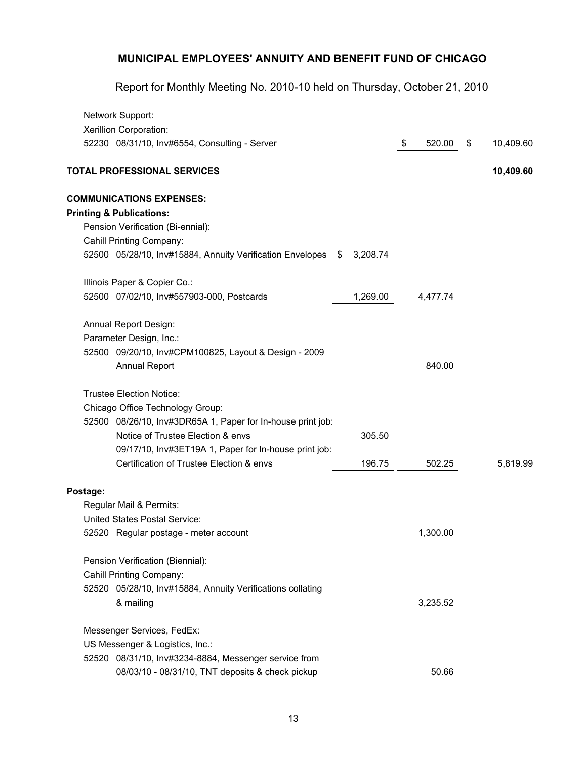## MUNICIPAL EMPLOYEES' ANNUITY AND BENEFIT FUND OF CHICAGO

Report for Monthly Meeting No. 2010-10 held on Thursday, October 21, 2010

| | | | |
|---|---|---|---|
| Network Support: | | | |
| Xerillion Corporation: | | | |
| 52230 08/31/10, Inv#6554, Consulting - Server | | $ 520.00 | $ 10,409.60 |
| **TOTAL PROFESSIONAL SERVICES** | | | **10,409.60** |
| **COMMUNICATIONS EXPENSES:** | | | |
| **Printing & Publications:** | | | |
| Pension Verification (Bi-ennial): | | | |
| Cahill Printing Company: | | | |
| 52500 05/28/10, Inv#15884, Annuity Verification Envelopes | $ 3,208.74 | | |
| Illinois Paper & Copier Co.: | | | |
| 52500 07/02/10, Inv#557903-000, Postcards | 1,269.00 | 4,477.74 | |
| Annual Report Design: | | | |
| Parameter Design, Inc.: | | | |
| 52500 09/20/10, Inv#CPM100825, Layout & Design - 2009 Annual Report | | 840.00 | |
| Trustee Election Notice: | | | |
| Chicago Office Technology Group: | | | |
| 52500 08/26/10, Inv#3DR65A 1, Paper for In-house print job: Notice of Trustee Election & envs | 305.50 | | |
| 09/17/10, Inv#3ET19A 1, Paper for In-house print job: Certification of Trustee Election & envs | 196.75 | 502.25 | 5,819.99 |
| **Postage:** | | | |
| Regular Mail & Permits: | | | |
| United States Postal Service: | | | |
| 52520 Regular postage - meter account | | 1,300.00 | |
| Pension Verification (Biennial): | | | |
| Cahill Printing Company: | | | |
| 52520 05/28/10, Inv#15884, Annuity Verifications collating & mailing | | 3,235.52 | |
| Messenger Services, FedEx: | | | |
| US Messenger & Logistics, Inc.: | | | |
| 52520 08/31/10, Inv#3234-8884, Messenger service from 08/03/10 - 08/31/10, TNT deposits & check pickup | | 50.66 | |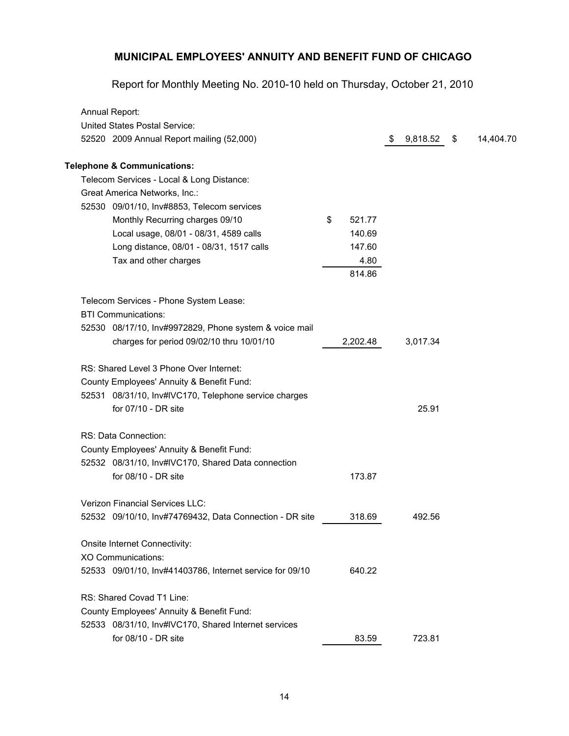## MUNICIPAL EMPLOYEES' ANNUITY AND BENEFIT FUND OF CHICAGO

Report for Monthly Meeting No. 2010-10 held on Thursday, October 21, 2010

| | | | |
|---|---|---|---|
| Annual Report: | | | |
| United States Postal Service: | | | |
| 52520 2009 Annual Report mailing (52,000) | | $ 9,818.52 | $ 14,404.70 |
| **Telephone & Communications:** | | | |
| Telecom Services - Local & Long Distance: | | | |
| Great America Networks, Inc.: | | | |
| 52530 09/01/10, Inv#8853, Telecom services | | | |
| Monthly Recurring charges 09/10 | $ 521.77 | | |
| Local usage, 08/01 - 08/31, 4589 calls | 140.69 | | |
| Long distance, 08/01 - 08/31, 1517 calls | 147.60 | | |
| Tax and other charges | 4.80 | | |
| | 814.86 | | |
| Telecom Services - Phone System Lease: | | | |
| BTI Communications: | | | |
| 52530 08/17/10, Inv#9972829, Phone system & voice mail charges for period 09/02/10 thru 10/01/10 | 2,202.48 | 3,017.34 | |
| RS: Shared Level 3 Phone Over Internet: | | | |
| County Employees' Annuity & Benefit Fund: | | | |
| 52531 08/31/10, Inv#IVC170, Telephone service charges for 07/10 - DR site | | 25.91 | |
| RS: Data Connection: | | | |
| County Employees' Annuity & Benefit Fund: | | | |
| 52532 08/31/10, Inv#IVC170, Shared Data connection for 08/10 - DR site | 173.87 | | |
| Verizon Financial Services LLC: | | | |
| 52532 09/10/10, Inv#74769432, Data Connection - DR site | 318.69 | 492.56 | |
| Onsite Internet Connectivity: | | | |
| XO Communications: | | | |
| 52533 09/01/10, Inv#41403786, Internet service for 09/10 | 640.22 | | |
| RS: Shared Covad T1 Line: | | | |
| County Employees' Annuity & Benefit Fund: | | | |
| 52533 08/31/10, Inv#IVC170, Shared Internet services for 08/10 - DR site | 83.59 | 723.81 | |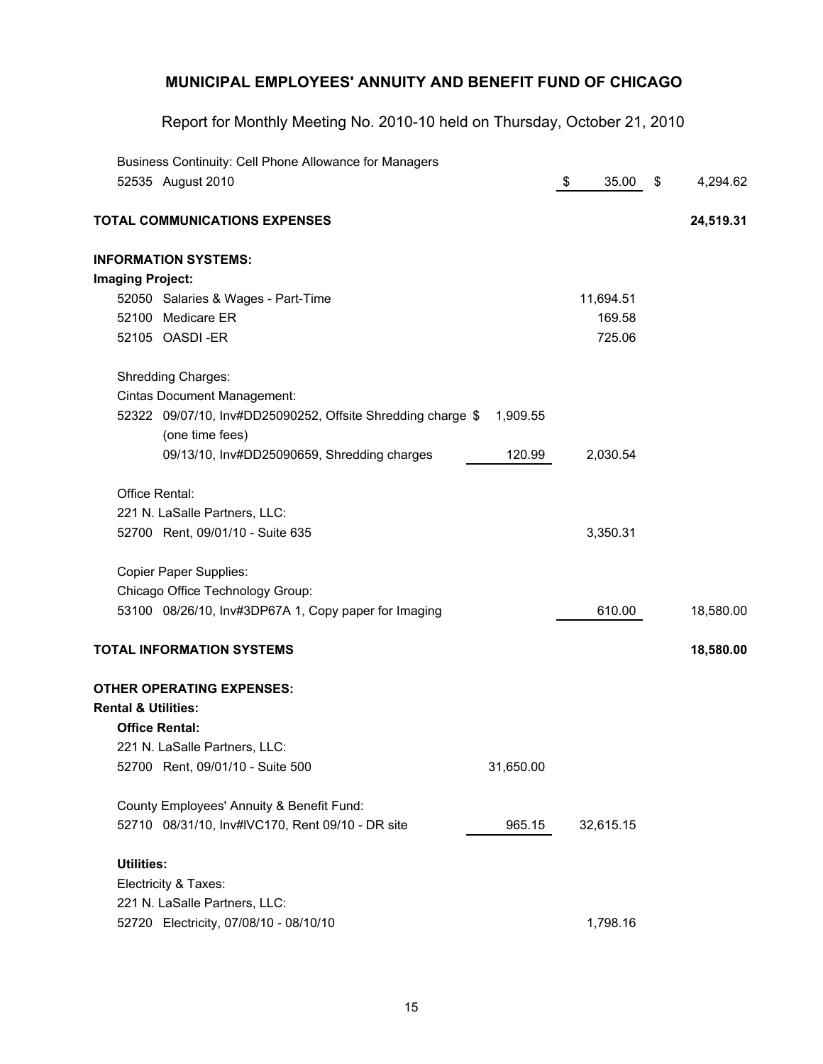## MUNICIPAL EMPLOYEES' ANNUITY AND BENEFIT FUND OF CHICAGO

Report for Monthly Meeting No. 2010-10 held on Thursday, October 21, 2010

| | | | |
|---|---|---|---|
| Business Continuity: Cell Phone Allowance for Managers | | | |
| 52535 August 2010 | | $ 35.00 | $ 4,294.62 |
| **TOTAL COMMUNICATIONS EXPENSES** | | | **24,519.31** |
| **INFORMATION SYSTEMS:** | | | |
| **Imaging Project:** | | | |
| 52050 Salaries & Wages - Part-Time | | 11,694.51 | |
| 52100 Medicare ER | | 169.58 | |
| 52105 OASDI -ER | | 725.06 | |
| Shredding Charges: | | | |
| Cintas Document Management: | | | |
| 52322 09/07/10, Inv#DD25090252, Offsite Shredding charge (one time fees) | $ 1,909.55 | | |
| 09/13/10, Inv#DD25090659, Shredding charges | 120.99 | 2,030.54 | |
| Office Rental: | | | |
| 221 N. LaSalle Partners, LLC: | | | |
| 52700 Rent, 09/01/10 - Suite 635 | | 3,350.31 | |
| Copier Paper Supplies: | | | |
| Chicago Office Technology Group: | | | |
| 53100 08/26/10, Inv#3DP67A 1, Copy paper for Imaging | | 610.00 | 18,580.00 |
| **TOTAL INFORMATION SYSTEMS** | | | **18,580.00** |
| **OTHER OPERATING EXPENSES:** | | | |
| **Rental & Utilities:** | | | |
| **Office Rental:** | | | |
| 221 N. LaSalle Partners, LLC: | | | |
| 52700 Rent, 09/01/10 - Suite 500 | 31,650.00 | | |
| County Employees' Annuity & Benefit Fund: | | | |
| 52710 08/31/10, Inv#IVC170, Rent 09/10 - DR site | 965.15 | 32,615.15 | |
| **Utilities:** | | | |
| Electricity & Taxes: | | | |
| 221 N. LaSalle Partners, LLC: | | | |
| 52720 Electricity, 07/08/10 - 08/10/10 | | 1,798.16 | |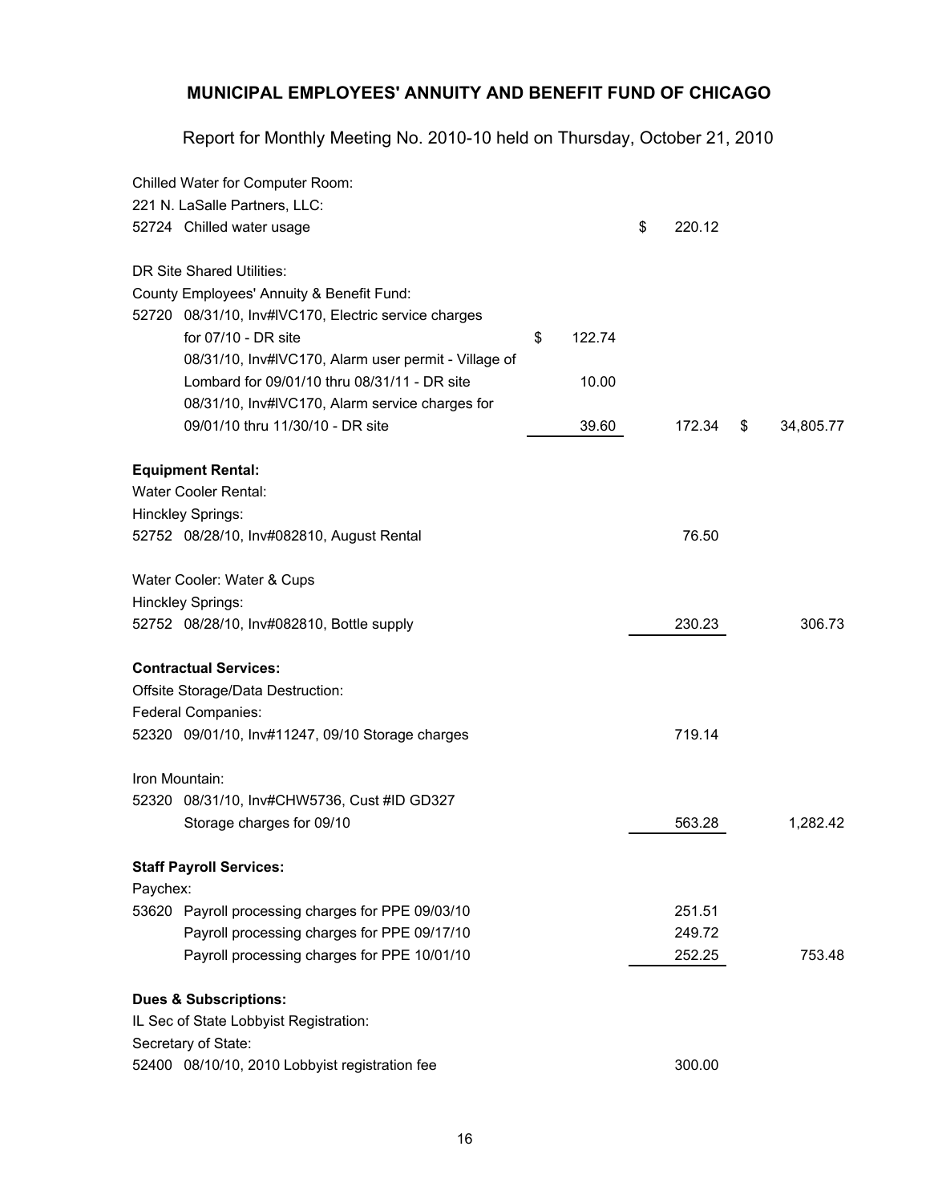# MUNICIPAL EMPLOYEES' ANNUITY AND BENEFIT FUND OF CHICAGO

Report for Monthly Meeting No. 2010-10 held on Thursday, October 21, 2010

| | | | |
|---|---|---|---|
| Chilled Water for Computer Room: | | | |
| 221 N. LaSalle Partners, LLC: | | | |
| 52724 Chilled water usage | | $ 220.12 | |
| | | | |
| DR Site Shared Utilities: | | | |
| County Employees' Annuity & Benefit Fund: | | | |
| 52720 08/31/10, Inv#IVC170, Electric service charges for 07/10 - DR site | $ 122.74 | | |
| 08/31/10, Inv#IVC170, Alarm user permit - Village of Lombard for 09/01/10 thru 08/31/11 - DR site | 10.00 | | |
| 08/31/10, Inv#IVC170, Alarm service charges for 09/01/10 thru 11/30/10 - DR site | 39.60 | 172.34 | $ 34,805.77 |
| | | | |
| **Equipment Rental:** | | | |
| Water Cooler Rental: | | | |
| Hinckley Springs: | | | |
| 52752 08/28/10, Inv#082810, August Rental | | 76.50 | |
| | | | |
| Water Cooler: Water & Cups | | | |
| Hinckley Springs: | | | |
| 52752 08/28/10, Inv#082810, Bottle supply | | 230.23 | 306.73 |
| | | | |
| **Contractual Services:** | | | |
| Offsite Storage/Data Destruction: | | | |
| Federal Companies: | | | |
| 52320 09/01/10, Inv#11247, 09/10 Storage charges | | 719.14 | |
| | | | |
| Iron Mountain: | | | |
| 52320 08/31/10, Inv#CHW5736, Cust #ID GD327 Storage charges for 09/10 | | 563.28 | 1,282.42 |
| | | | |
| **Staff Payroll Services:** | | | |
| Paychex: | | | |
| 53620 Payroll processing charges for PPE 09/03/10 | | 251.51 | |
| Payroll processing charges for PPE 09/17/10 | | 249.72 | |
| Payroll processing charges for PPE 10/01/10 | | 252.25 | 753.48 |
| | | | |
| **Dues & Subscriptions:** | | | |
| IL Sec of State Lobbyist Registration: | | | |
| Secretary of State: | | | |
| 52400 08/10/10, 2010 Lobbyist registration fee | | 300.00 | |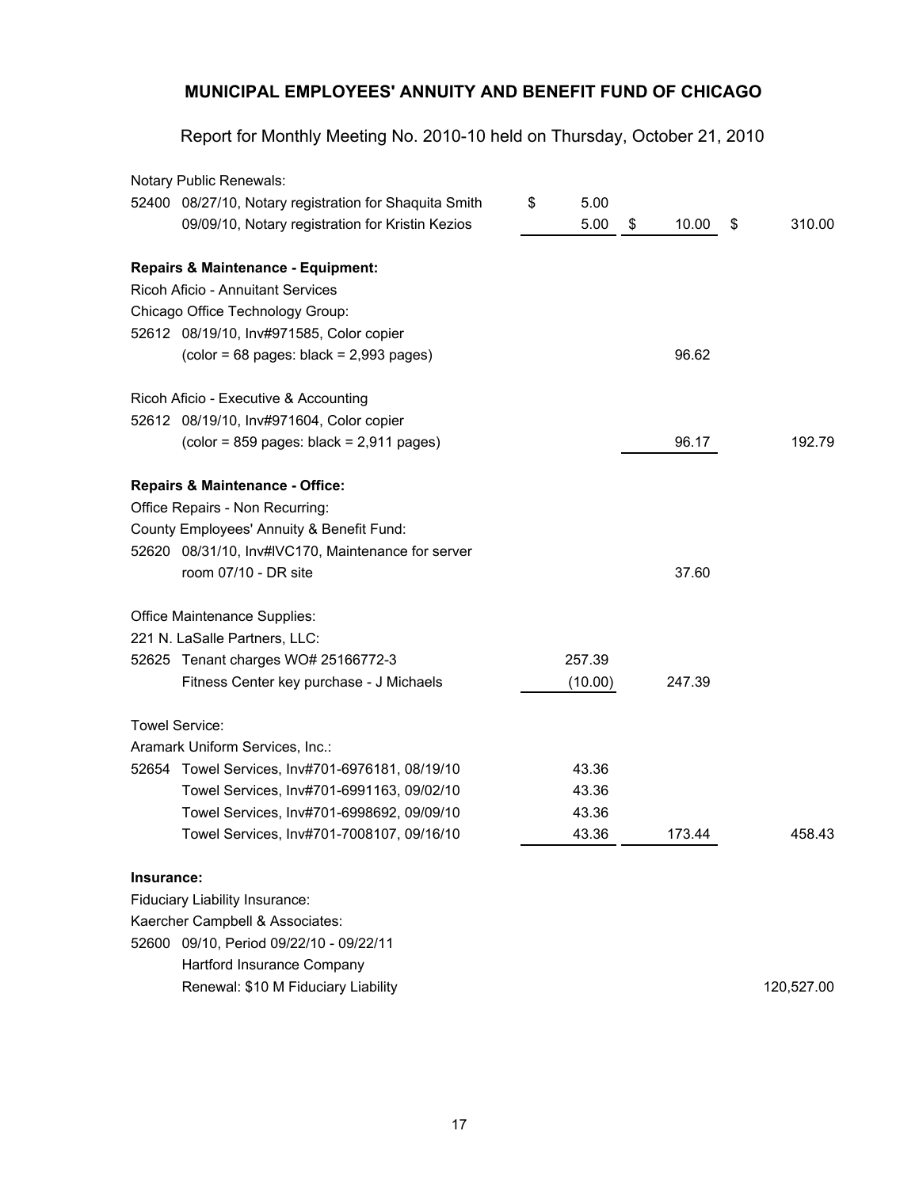## MUNICIPAL EMPLOYEES' ANNUITY AND BENEFIT FUND OF CHICAGO

Report for Monthly Meeting No. 2010-10 held on Thursday, October 21, 2010

| | | | | |
|---|---|---|---|---|
| | Notary Public Renewals: | | | |
| 52400 | 08/27/10, Notary registration for Shaquita Smith | $ 5.00 | | |
| | 09/09/10, Notary registration for Kristin Kezios | 5.00 | $ 10.00 | $ 310.00 |
| | **Repairs & Maintenance - Equipment:** | | | |
| | Ricoh Aficio - Annuitant Services | | | |
| | Chicago Office Technology Group: | | | |
| 52612 | 08/19/10, Inv#971585, Color copier | | | |
| | (color = 68 pages: black = 2,993 pages) | | 96.62 | |
| | Ricoh Aficio - Executive & Accounting | | | |
| 52612 | 08/19/10, Inv#971604, Color copier | | | |
| | (color = 859 pages: black = 2,911 pages) | | 96.17 | 192.79 |
| | **Repairs & Maintenance - Office:** | | | |
| | Office Repairs - Non Recurring: | | | |
| | County Employees' Annuity & Benefit Fund: | | | |
| 52620 | 08/31/10, Inv#IVC170, Maintenance for server | | | |
| | room 07/10 - DR site | | 37.60 | |
| | Office Maintenance Supplies: | | | |
| | 221 N. LaSalle Partners, LLC: | | | |
| 52625 | Tenant charges WO# 25166772-3 | 257.39 | | |
| | Fitness Center key purchase - J Michaels | (10.00) | 247.39 | |
| | Towel Service: | | | |
| | Aramark Uniform Services, Inc.: | | | |
| 52654 | Towel Services, Inv#701-6976181, 08/19/10 | 43.36 | | |
| | Towel Services, Inv#701-6991163, 09/02/10 | 43.36 | | |
| | Towel Services, Inv#701-6998692, 09/09/10 | 43.36 | | |
| | Towel Services, Inv#701-7008107, 09/16/10 | 43.36 | 173.44 | 458.43 |
| | **Insurance:** | | | |
| | Fiduciary Liability Insurance: | | | |
| | Kaercher Campbell & Associates: | | | |
| 52600 | 09/10, Period 09/22/10 - 09/22/11 | | | |
| | Hartford Insurance Company | | | |
| | Renewal: $10 M Fiduciary Liability | | | 120,527.00 |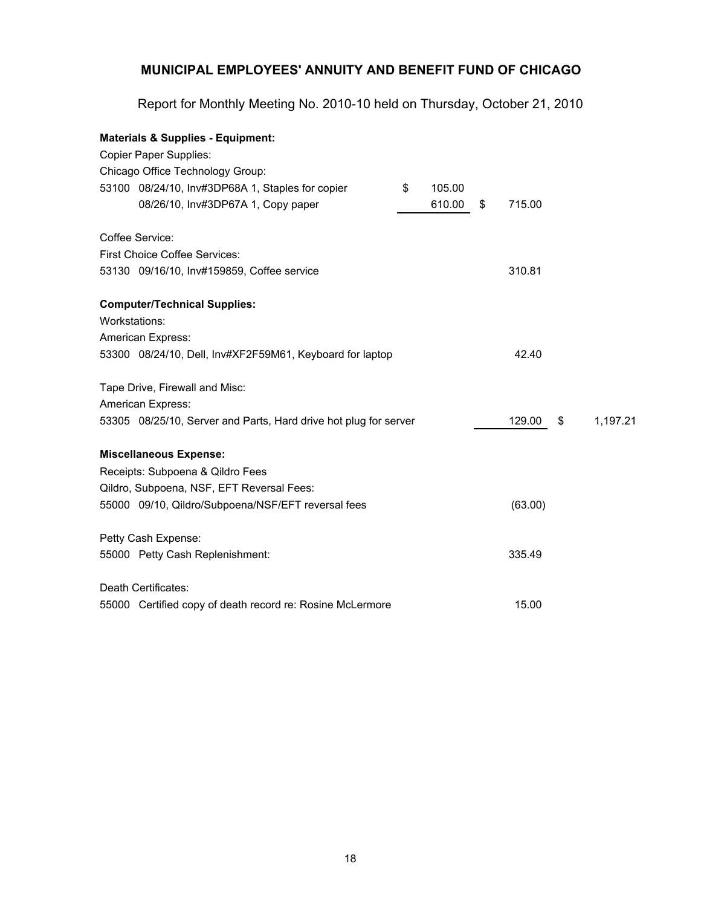## MUNICIPAL EMPLOYEES' ANNUITY AND BENEFIT FUND OF CHICAGO

Report for Monthly Meeting No. 2010-10 held on Thursday, October 21, 2010

| | | | |
|---|---|---|---|
| **Materials & Supplies - Equipment:** | | | |
| Copier Paper Supplies: | | | |
| Chicago Office Technology Group: | | | |
| 53100 08/24/10, Inv#3DP68A 1, Staples for copier | $ 105.00 | | |
| 08/26/10, Inv#3DP67A 1, Copy paper | 610.00 | $ 715.00 | |
| | | | |
| Coffee Service: | | | |
| First Choice Coffee Services: | | | |
| 53130 09/16/10, Inv#159859, Coffee service | | 310.81 | |
| | | | |
| **Computer/Technical Supplies:** | | | |
| Workstations: | | | |
| American Express: | | | |
| 53300 08/24/10, Dell, Inv#XF2F59M61, Keyboard for laptop | | 42.40 | |
| | | | |
| Tape Drive, Firewall and Misc: | | | |
| American Express: | | | |
| 53305 08/25/10, Server and Parts, Hard drive hot plug for server | | 129.00 | $ 1,197.21 |
| | | | |
| **Miscellaneous Expense:** | | | |
| Receipts: Subpoena & Qildro Fees | | | |
| Qildro, Subpoena, NSF, EFT Reversal Fees: | | | |
| 55000 09/10, Qildro/Subpoena/NSF/EFT reversal fees | | (63.00) | |
| | | | |
| Petty Cash Expense: | | | |
| 55000 Petty Cash Replenishment: | | 335.49 | |
| | | | |
| Death Certificates: | | | |
| 55000 Certified copy of death record re: Rosine McLermore | | 15.00 | |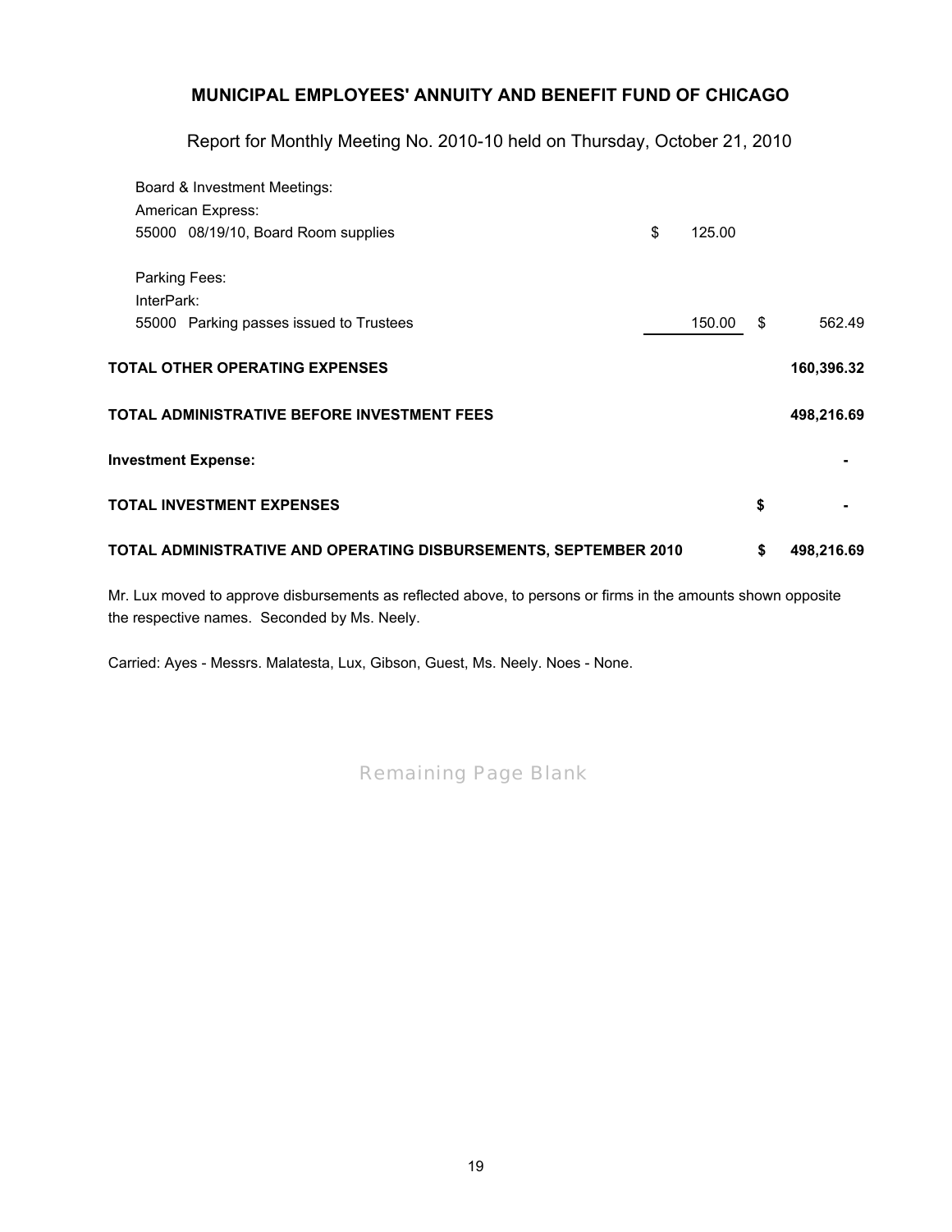## MUNICIPAL EMPLOYEES' ANNUITY AND BENEFIT FUND OF CHICAGO

Report for Monthly Meeting No. 2010-10 held on Thursday, October 21, 2010

| | | |
|---|---|---|
| Board & Investment Meetings: | | |
| American Express: | | |
| 55000 08/19/10, Board Room supplies | $ 125.00 | |
| | | |
| Parking Fees: | | |
| InterPark: | | |
| 55000 Parking passes issued to Trustees | 150.00 | $ 562.49 |
| | | |
| **TOTAL OTHER OPERATING EXPENSES** | | **160,396.32** |
| | | |
| **TOTAL ADMINISTRATIVE BEFORE INVESTMENT FEES** | | **498,216.69** |
| | | |
| **Investment Expense:** | | **-** |
| | | |
| **TOTAL INVESTMENT EXPENSES** | | **$ -** |
| | | |
| **TOTAL ADMINISTRATIVE AND OPERATING DISBURSEMENTS, SEPTEMBER 2010** | | **$ 498,216.69** |

Mr. Lux moved to approve disbursements as reflected above, to persons or firms in the amounts shown opposite the respective names. Seconded by Ms. Neely.

Carried: Ayes - Messrs. Malatesta, Lux, Gibson, Guest, Ms. Neely. Noes - None.

Remaining Page Blank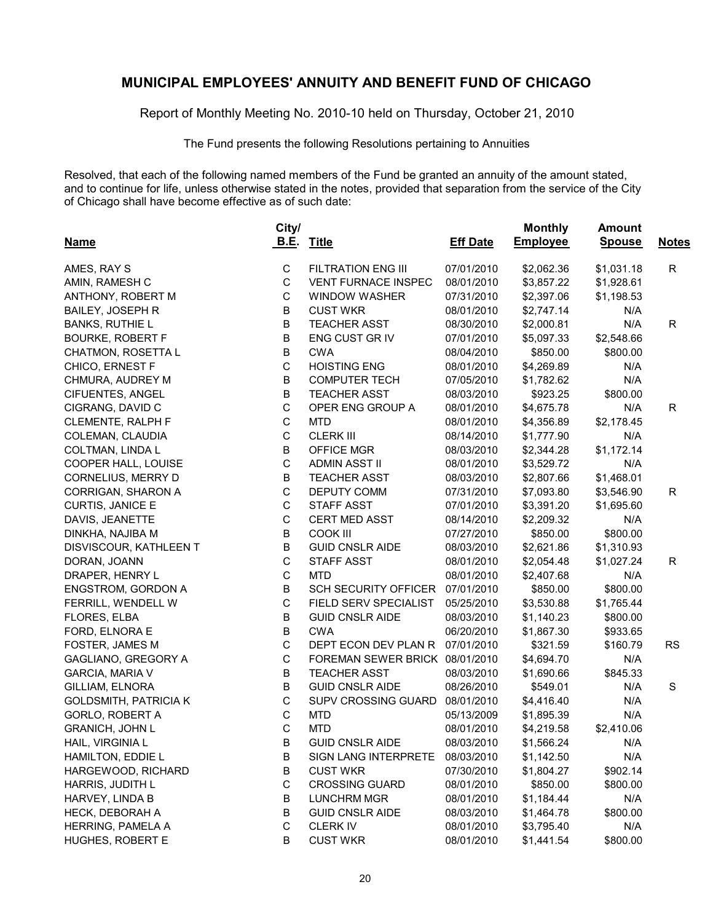# MUNICIPAL EMPLOYEES' ANNUITY AND BENEFIT FUND OF CHICAGO

Report of Monthly Meeting No. 2010-10 held on Thursday, October 21, 2010

The Fund presents the following Resolutions pertaining to Annuities

Resolved, that each of the following named members of the Fund be granted an annuity of the amount stated, and to continue for life, unless otherwise stated in the notes, provided that separation from the service of the City of Chicago shall have become effective as of such date:

| Name | City/ B.E. | Title | Eff Date | Monthly Employee | Amount Spouse | Notes |
|---|---|---|---|---|---|---|
| AMES, RAY S | C | FILTRATION ENG III | 07/01/2010 | $2,062.36 | $1,031.18 | R |
| AMIN, RAMESH C | C | VENT FURNACE INSPEC | 08/01/2010 | $3,857.22 | $1,928.61 | |
| ANTHONY, ROBERT M | C | WINDOW WASHER | 07/31/2010 | $2,397.06 | $1,198.53 | |
| BAILEY, JOSEPH R | B | CUST WKR | 08/01/2010 | $2,747.14 | N/A | |
| BANKS, RUTHIE L | B | TEACHER ASST | 08/30/2010 | $2,000.81 | N/A | R |
| BOURKE, ROBERT F | B | ENG CUST GR IV | 07/01/2010 | $5,097.33 | $2,548.66 | |
| CHATMON, ROSETTA L | B | CWA | 08/04/2010 | $850.00 | $800.00 | |
| CHICO, ERNEST F | C | HOISTING ENG | 08/01/2010 | $4,269.89 | N/A | |
| CHMURA, AUDREY M | B | COMPUTER TECH | 07/05/2010 | $1,782.62 | N/A | |
| CIFUENTES, ANGEL | B | TEACHER ASST | 08/03/2010 | $923.25 | $800.00 | |
| CIGRANG, DAVID C | C | OPER ENG GROUP A | 08/01/2010 | $4,675.78 | N/A | R |
| CLEMENTE, RALPH F | C | MTD | 08/01/2010 | $4,356.89 | $2,178.45 | |
| COLEMAN, CLAUDIA | C | CLERK III | 08/14/2010 | $1,777.90 | N/A | |
| COLTMAN, LINDA L | B | OFFICE MGR | 08/03/2010 | $2,344.28 | $1,172.14 | |
| COOPER HALL, LOUISE | C | ADMIN ASST II | 08/01/2010 | $3,529.72 | N/A | |
| CORNELIUS, MERRY D | B | TEACHER ASST | 08/03/2010 | $2,807.66 | $1,468.01 | |
| CORRIGAN, SHARON A | C | DEPUTY COMM | 07/31/2010 | $7,093.80 | $3,546.90 | R |
| CURTIS, JANICE E | C | STAFF ASST | 07/01/2010 | $3,391.20 | $1,695.60 | |
| DAVIS, JEANETTE | C | CERT MED ASST | 08/14/2010 | $2,209.32 | N/A | |
| DINKHA, NAJIBA M | B | COOK III | 07/27/2010 | $850.00 | $800.00 | |
| DISVISCOUR, KATHLEEN T | B | GUID CNSLR AIDE | 08/03/2010 | $2,621.86 | $1,310.93 | |
| DORAN, JOANN | C | STAFF ASST | 08/01/2010 | $2,054.48 | $1,027.24 | R |
| DRAPER, HENRY L | C | MTD | 08/01/2010 | $2,407.68 | N/A | |
| ENGSTROM, GORDON A | B | SCH SECURITY OFFICER | 07/01/2010 | $850.00 | $800.00 | |
| FERRILL, WENDELL W | C | FIELD SERV SPECIALIST | 05/25/2010 | $3,530.88 | $1,765.44 | |
| FLORES, ELBA | B | GUID CNSLR AIDE | 08/03/2010 | $1,140.23 | $800.00 | |
| FORD, ELNORA E | B | CWA | 06/20/2010 | $1,867.30 | $933.65 | |
| FOSTER, JAMES M | C | DEPT ECON DEV PLAN R | 07/01/2010 | $321.59 | $160.79 | RS |
| GAGLIANO, GREGORY A | C | FOREMAN SEWER BRICK | 08/01/2010 | $4,694.70 | N/A | |
| GARCIA, MARIA V | B | TEACHER ASST | 08/03/2010 | $1,690.66 | $845.33 | |
| GILLIAM, ELNORA | B | GUID CNSLR AIDE | 08/26/2010 | $549.01 | N/A | S |
| GOLDSMITH, PATRICIA K | C | SUPV CROSSING GUARD | 08/01/2010 | $4,416.40 | N/A | |
| GORLO, ROBERT A | C | MTD | 05/13/2009 | $1,895.39 | N/A | |
| GRANICH, JOHN L | C | MTD | 08/01/2010 | $4,219.58 | $2,410.06 | |
| HAIL, VIRGINIA L | B | GUID CNSLR AIDE | 08/03/2010 | $1,566.24 | N/A | |
| HAMILTON, EDDIE L | B | SIGN LANG INTERPRETE | 08/03/2010 | $1,142.50 | N/A | |
| HARGEWOOD, RICHARD | B | CUST WKR | 07/30/2010 | $1,804.27 | $902.14 | |
| HARRIS, JUDITH L | C | CROSSING GUARD | 08/01/2010 | $850.00 | $800.00 | |
| HARVEY, LINDA B | B | LUNCHRM MGR | 08/01/2010 | $1,184.44 | N/A | |
| HECK, DEBORAH A | B | GUID CNSLR AIDE | 08/03/2010 | $1,464.78 | $800.00 | |
| HERRING, PAMELA A | C | CLERK IV | 08/01/2010 | $3,795.40 | N/A | |
| HUGHES, ROBERT E | B | CUST WKR | 08/01/2010 | $1,441.54 | $800.00 | |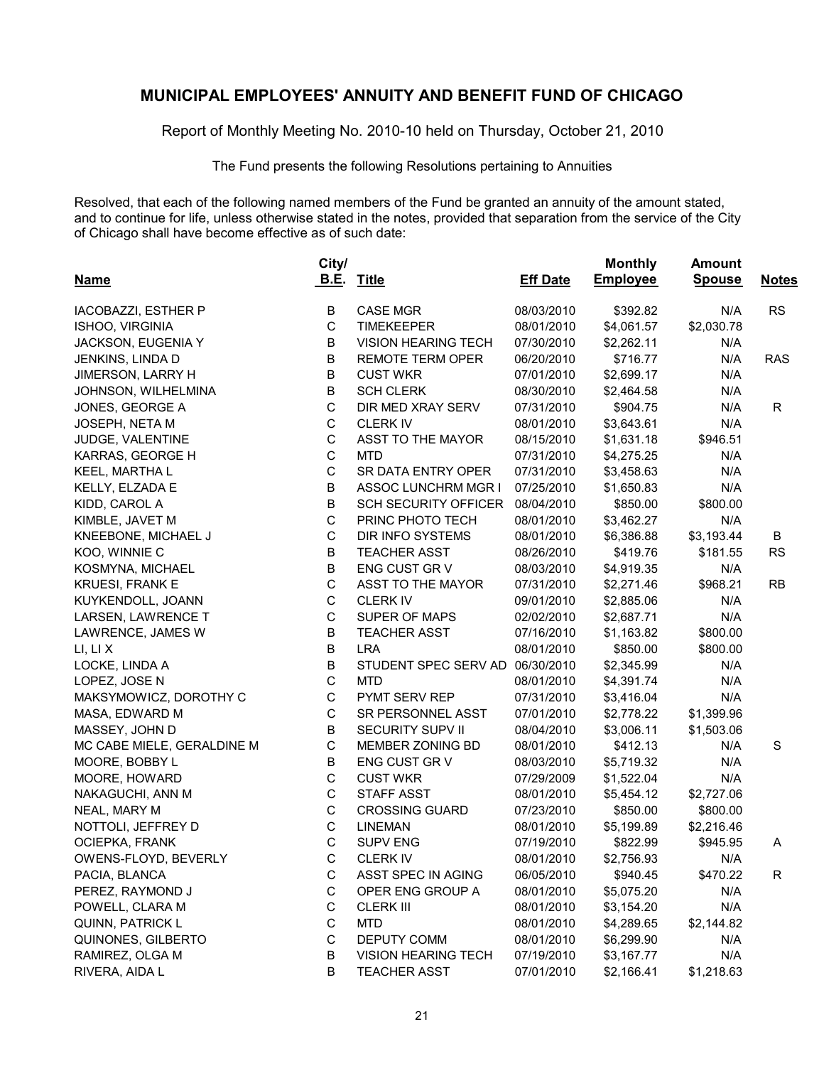# MUNICIPAL EMPLOYEES' ANNUITY AND BENEFIT FUND OF CHICAGO

Report of Monthly Meeting No. 2010-10 held on Thursday, October 21, 2010

The Fund presents the following Resolutions pertaining to Annuities

Resolved, that each of the following named members of the Fund be granted an annuity of the amount stated, and to continue for life, unless otherwise stated in the notes, provided that separation from the service of the City of Chicago shall have become effective as of such date:

| Name | City/ B.E. | Title | Eff Date | Monthly Employee | Amount Spouse | Notes |
|---|---|---|---|---|---|---|
| IACOBAZZI, ESTHER P | B | CASE MGR | 08/03/2010 | $392.82 | N/A | RS |
| ISHOO, VIRGINIA | C | TIMEKEEPER | 08/01/2010 | $4,061.57 | $2,030.78 | |
| JACKSON, EUGENIA Y | B | VISION HEARING TECH | 07/30/2010 | $2,262.11 | N/A | |
| JENKINS, LINDA D | B | REMOTE TERM OPER | 06/20/2010 | $716.77 | N/A | RAS |
| JIMERSON, LARRY H | B | CUST WKR | 07/01/2010 | $2,699.17 | N/A | |
| JOHNSON, WILHELMINA | B | SCH CLERK | 08/30/2010 | $2,464.58 | N/A | |
| JONES, GEORGE A | C | DIR MED XRAY SERV | 07/31/2010 | $904.75 | N/A | R |
| JOSEPH, NETA M | C | CLERK IV | 08/01/2010 | $3,643.61 | N/A | |
| JUDGE, VALENTINE | C | ASST TO THE MAYOR | 08/15/2010 | $1,631.18 | $946.51 | |
| KARRAS, GEORGE H | C | MTD | 07/31/2010 | $4,275.25 | N/A | |
| KEEL, MARTHA L | C | SR DATA ENTRY OPER | 07/31/2010 | $3,458.63 | N/A | |
| KELLY, ELZADA E | B | ASSOC LUNCHRM MGR I | 07/25/2010 | $1,650.83 | N/A | |
| KIDD, CAROL A | B | SCH SECURITY OFFICER | 08/04/2010 | $850.00 | $800.00 | |
| KIMBLE, JAVET M | C | PRINC PHOTO TECH | 08/01/2010 | $3,462.27 | N/A | |
| KNEEBONE, MICHAEL J | C | DIR INFO SYSTEMS | 08/01/2010 | $6,386.88 | $3,193.44 | B |
| KOO, WINNIE C | B | TEACHER ASST | 08/26/2010 | $419.76 | $181.55 | RS |
| KOSMYNA, MICHAEL | B | ENG CUST GR V | 08/03/2010 | $4,919.35 | N/A | |
| KRUESI, FRANK E | C | ASST TO THE MAYOR | 07/31/2010 | $2,271.46 | $968.21 | RB |
| KUYKENDOLL, JOANN | C | CLERK IV | 09/01/2010 | $2,885.06 | N/A | |
| LARSEN, LAWRENCE T | C | SUPER OF MAPS | 02/02/2010 | $2,687.71 | N/A | |
| LAWRENCE, JAMES W | B | TEACHER ASST | 07/16/2010 | $1,163.82 | $800.00 | |
| LI, LI X | B | LRA | 08/01/2010 | $850.00 | $800.00 | |
| LOCKE, LINDA A | B | STUDENT SPEC SERV AD | 06/30/2010 | $2,345.99 | N/A | |
| LOPEZ, JOSE N | C | MTD | 08/01/2010 | $4,391.74 | N/A | |
| MAKSYMOWICZ, DOROTHY C | C | PYMT SERV REP | 07/31/2010 | $3,416.04 | N/A | |
| MASA, EDWARD M | C | SR PERSONNEL ASST | 07/01/2010 | $2,778.22 | $1,399.96 | |
| MASSEY, JOHN D | B | SECURITY SUPV II | 08/04/2010 | $3,006.11 | $1,503.06 | |
| MC CABE MIELE, GERALDINE M | C | MEMBER ZONING BD | 08/01/2010 | $412.13 | N/A | S |
| MOORE, BOBBY L | B | ENG CUST GR V | 08/03/2010 | $5,719.32 | N/A | |
| MOORE, HOWARD | C | CUST WKR | 07/29/2009 | $1,522.04 | N/A | |
| NAKAGUCHI, ANN M | C | STAFF ASST | 08/01/2010 | $5,454.12 | $2,727.06 | |
| NEAL, MARY M | C | CROSSING GUARD | 07/23/2010 | $850.00 | $800.00 | |
| NOTTOLI, JEFFREY D | C | LINEMAN | 08/01/2010 | $5,199.89 | $2,216.46 | |
| OCIEPKA, FRANK | C | SUPV ENG | 07/19/2010 | $822.99 | $945.95 | A |
| OWENS-FLOYD, BEVERLY | C | CLERK IV | 08/01/2010 | $2,756.93 | N/A | |
| PACIA, BLANCA | C | ASST SPEC IN AGING | 06/05/2010 | $940.45 | $470.22 | R |
| PEREZ, RAYMOND J | C | OPER ENG GROUP A | 08/01/2010 | $5,075.20 | N/A | |
| POWELL, CLARA M | C | CLERK III | 08/01/2010 | $3,154.20 | N/A | |
| QUINN, PATRICK L | C | MTD | 08/01/2010 | $4,289.65 | $2,144.82 | |
| QUINONES, GILBERTO | C | DEPUTY COMM | 08/01/2010 | $6,299.90 | N/A | |
| RAMIREZ, OLGA M | B | VISION HEARING TECH | 07/19/2010 | $3,167.77 | N/A | |
| RIVERA, AIDA L | B | TEACHER ASST | 07/01/2010 | $2,166.41 | $1,218.63 | |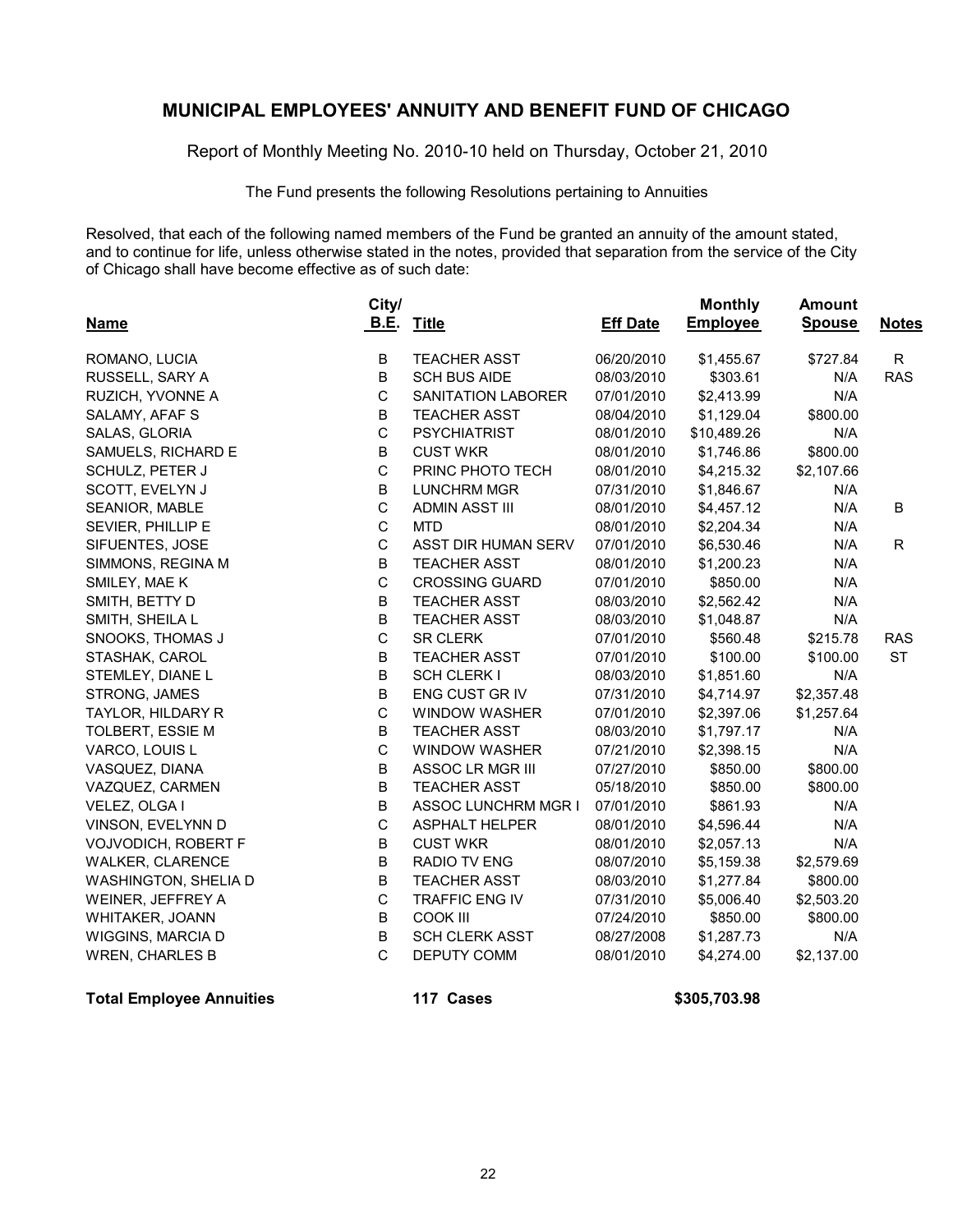## MUNICIPAL EMPLOYEES' ANNUITY AND BENEFIT FUND OF CHICAGO

Report of Monthly Meeting No. 2010-10 held on Thursday, October 21, 2010

The Fund presents the following Resolutions pertaining to Annuities

Resolved, that each of the following named members of the Fund be granted an annuity of the amount stated, and to continue for life, unless otherwise stated in the notes, provided that separation from the service of the City of Chicago shall have become effective as of such date:

| Name | City/ B.E. | Title | Eff Date | Monthly Employee | Amount Spouse | Notes |
|---|---|---|---|---|---|---|
| ROMANO, LUCIA | B | TEACHER ASST | 06/20/2010 | $1,455.67 | $727.84 | R |
| RUSSELL, SARY A | B | SCH BUS AIDE | 08/03/2010 | $303.61 | N/A | RAS |
| RUZICH, YVONNE A | C | SANITATION LABORER | 07/01/2010 | $2,413.99 | N/A | |
| SALAMY, AFAF S | B | TEACHER ASST | 08/04/2010 | $1,129.04 | $800.00 | |
| SALAS, GLORIA | C | PSYCHIATRIST | 08/01/2010 | $10,489.26 | N/A | |
| SAMUELS, RICHARD E | B | CUST WKR | 08/01/2010 | $1,746.86 | $800.00 | |
| SCHULZ, PETER J | C | PRINC PHOTO TECH | 08/01/2010 | $4,215.32 | $2,107.66 | |
| SCOTT, EVELYN J | B | LUNCHRM MGR | 07/31/2010 | $1,846.67 | N/A | |
| SEANIOR, MABLE | C | ADMIN ASST III | 08/01/2010 | $4,457.12 | N/A | B |
| SEVIER, PHILLIP E | C | MTD | 08/01/2010 | $2,204.34 | N/A | |
| SIFUENTES, JOSE | C | ASST DIR HUMAN SERV | 07/01/2010 | $6,530.46 | N/A | R |
| SIMMONS, REGINA M | B | TEACHER ASST | 08/01/2010 | $1,200.23 | N/A | |
| SMILEY, MAE K | C | CROSSING GUARD | 07/01/2010 | $850.00 | N/A | |
| SMITH, BETTY D | B | TEACHER ASST | 08/03/2010 | $2,562.42 | N/A | |
| SMITH, SHEILA L | B | TEACHER ASST | 08/03/2010 | $1,048.87 | N/A | |
| SNOOKS, THOMAS J | C | SR CLERK | 07/01/2010 | $560.48 | $215.78 | RAS |
| STASHAK, CAROL | B | TEACHER ASST | 07/01/2010 | $100.00 | $100.00 | ST |
| STEMLEY, DIANE L | B | SCH CLERK I | 08/03/2010 | $1,851.60 | N/A | |
| STRONG, JAMES | B | ENG CUST GR IV | 07/31/2010 | $4,714.97 | $2,357.48 | |
| TAYLOR, HILDARY R | C | WINDOW WASHER | 07/01/2010 | $2,397.06 | $1,257.64 | |
| TOLBERT, ESSIE M | B | TEACHER ASST | 08/03/2010 | $1,797.17 | N/A | |
| VARCO, LOUIS L | C | WINDOW WASHER | 07/21/2010 | $2,398.15 | N/A | |
| VASQUEZ, DIANA | B | ASSOC LR MGR III | 07/27/2010 | $850.00 | $800.00 | |
| VAZQUEZ, CARMEN | B | TEACHER ASST | 05/18/2010 | $850.00 | $800.00 | |
| VELEZ, OLGA I | B | ASSOC LUNCHRM MGR I | 07/01/2010 | $861.93 | N/A | |
| VINSON, EVELYNN D | C | ASPHALT HELPER | 08/01/2010 | $4,596.44 | N/A | |
| VOJVODICH, ROBERT F | B | CUST WKR | 08/01/2010 | $2,057.13 | N/A | |
| WALKER, CLARENCE | B | RADIO TV ENG | 08/07/2010 | $5,159.38 | $2,579.69 | |
| WASHINGTON, SHELIA D | B | TEACHER ASST | 08/03/2010 | $1,277.84 | $800.00 | |
| WEINER, JEFFREY A | C | TRAFFIC ENG IV | 07/31/2010 | $5,006.40 | $2,503.20 | |
| WHITAKER, JOANN | B | COOK III | 07/24/2010 | $850.00 | $800.00 | |
| WIGGINS, MARCIA D | B | SCH CLERK ASST | 08/27/2008 | $1,287.73 | N/A | |
| WREN, CHARLES B | C | DEPUTY COMM | 08/01/2010 | $4,274.00 | $2,137.00 | |
| **Total Employee Annuities** | | **117 Cases** | | **$305,703.98** | | |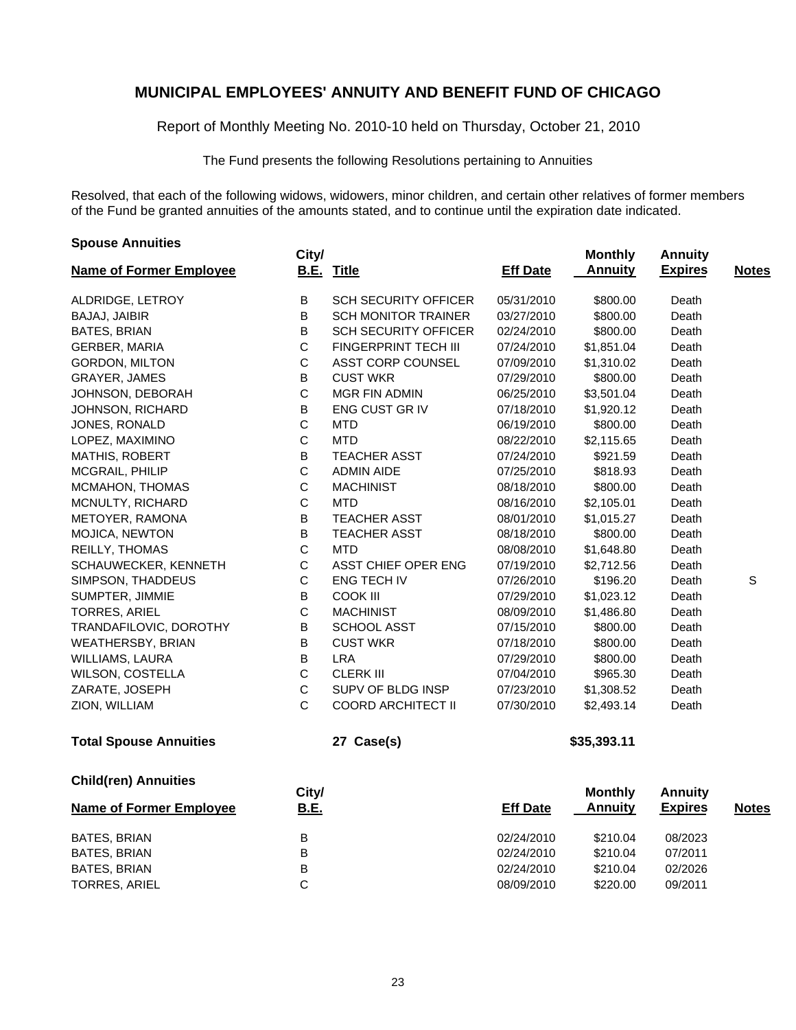# MUNICIPAL EMPLOYEES' ANNUITY AND BENEFIT FUND OF CHICAGO

Report of Monthly Meeting No. 2010-10 held on Thursday, October 21, 2010

The Fund presents the following Resolutions pertaining to Annuities

Resolved, that each of the following widows, widowers, minor children, and certain other relatives of former members of the Fund be granted annuities of the amounts stated, and to continue until the expiration date indicated.

### Spouse Annuities

| Name of Former Employee | City/ B.E. | Title | Eff Date | Monthly Annuity | Annuity Expires | Notes |
|---|---|---|---|---|---|---|
| ALDRIDGE, LETROY | B | SCH SECURITY OFFICER | 05/31/2010 | $800.00 | Death | |
| BAJAJ, JAIBIR | B | SCH MONITOR TRAINER | 03/27/2010 | $800.00 | Death | |
| BATES, BRIAN | B | SCH SECURITY OFFICER | 02/24/2010 | $800.00 | Death | |
| GERBER, MARIA | C | FINGERPRINT TECH III | 07/24/2010 | $1,851.04 | Death | |
| GORDON, MILTON | C | ASST CORP COUNSEL | 07/09/2010 | $1,310.02 | Death | |
| GRAYER, JAMES | B | CUST WKR | 07/29/2010 | $800.00 | Death | |
| JOHNSON, DEBORAH | C | MGR FIN ADMIN | 06/25/2010 | $3,501.04 | Death | |
| JOHNSON, RICHARD | B | ENG CUST GR IV | 07/18/2010 | $1,920.12 | Death | |
| JONES, RONALD | C | MTD | 06/19/2010 | $800.00 | Death | |
| LOPEZ, MAXIMINO | C | MTD | 08/22/2010 | $2,115.65 | Death | |
| MATHIS, ROBERT | B | TEACHER ASST | 07/24/2010 | $921.59 | Death | |
| MCGRAIL, PHILIP | C | ADMIN AIDE | 07/25/2010 | $818.93 | Death | |
| MCMAHON, THOMAS | C | MACHINIST | 08/18/2010 | $800.00 | Death | |
| MCNULTY, RICHARD | C | MTD | 08/16/2010 | $2,105.01 | Death | |
| METOYER, RAMONA | B | TEACHER ASST | 08/01/2010 | $1,015.27 | Death | |
| MOJICA, NEWTON | B | TEACHER ASST | 08/18/2010 | $800.00 | Death | |
| REILLY, THOMAS | C | MTD | 08/08/2010 | $1,648.80 | Death | |
| SCHAUWECKER, KENNETH | C | ASST CHIEF OPER ENG | 07/19/2010 | $2,712.56 | Death | |
| SIMPSON, THADDEUS | C | ENG TECH IV | 07/26/2010 | $196.20 | Death | S |
| SUMPTER, JIMMIE | B | COOK III | 07/29/2010 | $1,023.12 | Death | |
| TORRES, ARIEL | C | MACHINIST | 08/09/2010 | $1,486.80 | Death | |
| TRANDAFILOVIC, DOROTHY | B | SCHOOL ASST | 07/15/2010 | $800.00 | Death | |
| WEATHERSBY, BRIAN | B | CUST WKR | 07/18/2010 | $800.00 | Death | |
| WILLIAMS, LAURA | B | LRA | 07/29/2010 | $800.00 | Death | |
| WILSON, COSTELLA | C | CLERK III | 07/04/2010 | $965.30 | Death | |
| ZARATE, JOSEPH | C | SUPV OF BLDG INSP | 07/23/2010 | $1,308.52 | Death | |
| ZION, WILLIAM | C | COORD ARCHITECT II | 07/30/2010 | $2,493.14 | Death | |
| **Total Spouse Annuities** | | **27 Case(s)** | | **$35,393.11** | | |

### Child(ren) Annuities

| Name of Former Employee | City/ B.E. | Eff Date | Monthly Annuity | Annuity Expires | Notes |
|---|---|---|---|---|---|
| BATES, BRIAN | B | 02/24/2010 | $210.04 | 08/2023 | |
| BATES, BRIAN | B | 02/24/2010 | $210.04 | 07/2011 | |
| BATES, BRIAN | B | 02/24/2010 | $210.04 | 02/2026 | |
| TORRES, ARIEL | C | 08/09/2010 | $220.00 | 09/2011 | |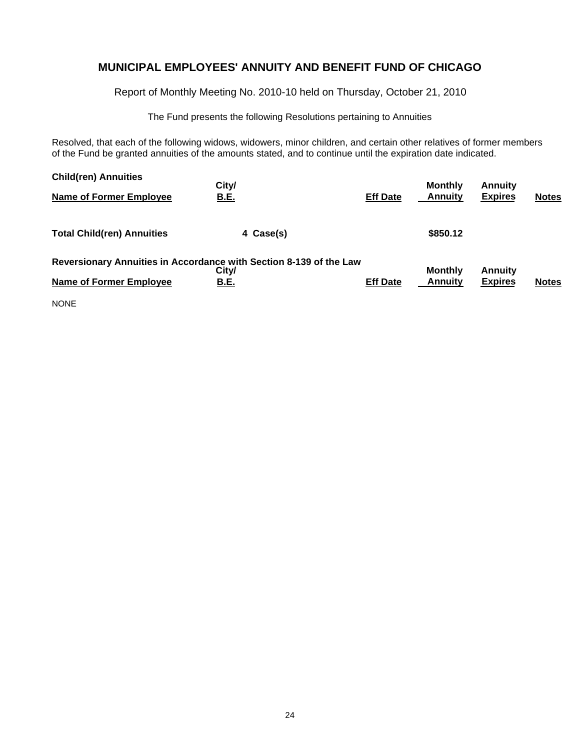# MUNICIPAL EMPLOYEES' ANNUITY AND BENEFIT FUND OF CHICAGO

Report of Monthly Meeting No. 2010-10 held on Thursday, October 21, 2010

The Fund presents the following Resolutions pertaining to Annuities

Resolved, that each of the following widows, widowers, minor children, and certain other relatives of former members of the Fund be granted annuities of the amounts stated, and to continue until the expiration date indicated.

**Child(ren) Annuities**

| Name of Former Employee | City/ B.E. | Eff Date | Monthly Annuity | Annuity Expires | Notes |
|---|---|---|---|---|---|
| **Total Child(ren) Annuities** | **4 Case(s)** | | **$850.12** | | |

**Reversionary Annuities in Accordance with Section 8-139 of the Law**

| Name of Former Employee | City/ B.E. | Eff Date | Monthly Annuity | Annuity Expires | Notes |
|---|---|---|---|---|---|

NONE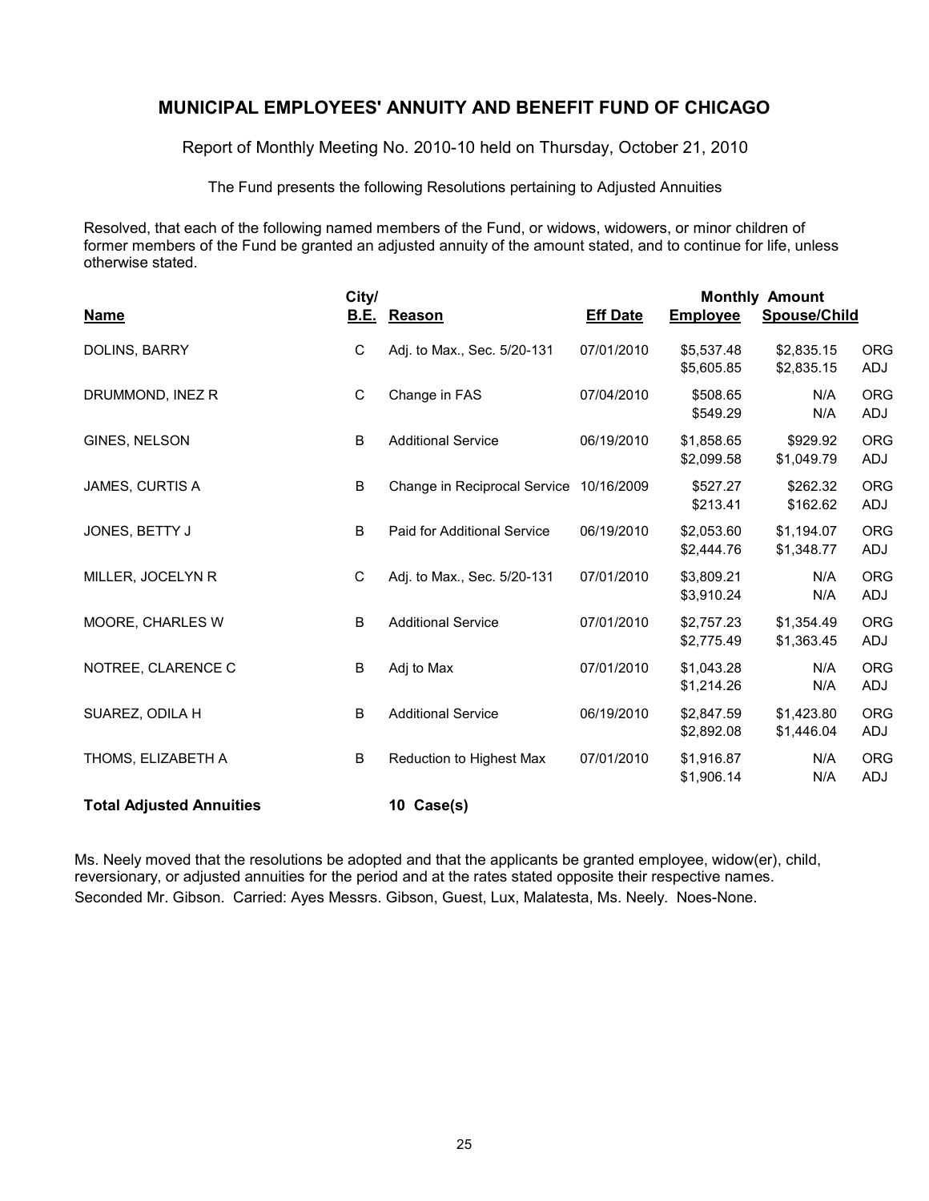## MUNICIPAL EMPLOYEES' ANNUITY AND BENEFIT FUND OF CHICAGO

Report of Monthly Meeting No. 2010-10 held on Thursday, October 21, 2010

The Fund presents the following Resolutions pertaining to Adjusted Annuities

Resolved, that each of the following named members of the Fund, or widows, widowers, or minor children of former members of the Fund be granted an adjusted annuity of the amount stated, and to continue for life, unless otherwise stated.

| Name | City/ B.E. | Reason | Eff Date | Monthly Amount Employee | Spouse/Child | |
|---|---|---|---|---|---|---|
| DOLINS, BARRY | C | Adj. to Max., Sec. 5/20-131 | 07/01/2010 | $5,537.48 | $2,835.15 | ORG |
| | | | | $5,605.85 | $2,835.15 | ADJ |
| DRUMMOND, INEZ R | C | Change in FAS | 07/04/2010 | $508.65 | N/A | ORG |
| | | | | $549.29 | N/A | ADJ |
| GINES, NELSON | B | Additional Service | 06/19/2010 | $1,858.65 | $929.92 | ORG |
| | | | | $2,099.58 | $1,049.79 | ADJ |
| JAMES, CURTIS A | B | Change in Reciprocal Service | 10/16/2009 | $527.27 | $262.32 | ORG |
| | | | | $213.41 | $162.62 | ADJ |
| JONES, BETTY J | B | Paid for Additional Service | 06/19/2010 | $2,053.60 | $1,194.07 | ORG |
| | | | | $2,444.76 | $1,348.77 | ADJ |
| MILLER, JOCELYN R | C | Adj. to Max., Sec. 5/20-131 | 07/01/2010 | $3,809.21 | N/A | ORG |
| | | | | $3,910.24 | N/A | ADJ |
| MOORE, CHARLES W | B | Additional Service | 07/01/2010 | $2,757.23 | $1,354.49 | ORG |
| | | | | $2,775.49 | $1,363.45 | ADJ |
| NOTREE, CLARENCE C | B | Adj to Max | 07/01/2010 | $1,043.28 | N/A | ORG |
| | | | | $1,214.26 | N/A | ADJ |
| SUAREZ, ODILA H | B | Additional Service | 06/19/2010 | $2,847.59 | $1,423.80 | ORG |
| | | | | $2,892.08 | $1,446.04 | ADJ |
| THOMS, ELIZABETH A | B | Reduction to Highest Max | 07/01/2010 | $1,916.87 | N/A | ORG |
| | | | | $1,906.14 | N/A | ADJ |
| **Total Adjusted Annuities** | | **10 Case(s)** | | | | |

Ms. Neely moved that the resolutions be adopted and that the applicants be granted employee, widow(er), child, reversionary, or adjusted annuities for the period and at the rates stated opposite their respective names. Seconded Mr. Gibson. Carried: Ayes Messrs. Gibson, Guest, Lux, Malatesta, Ms. Neely. Noes-None.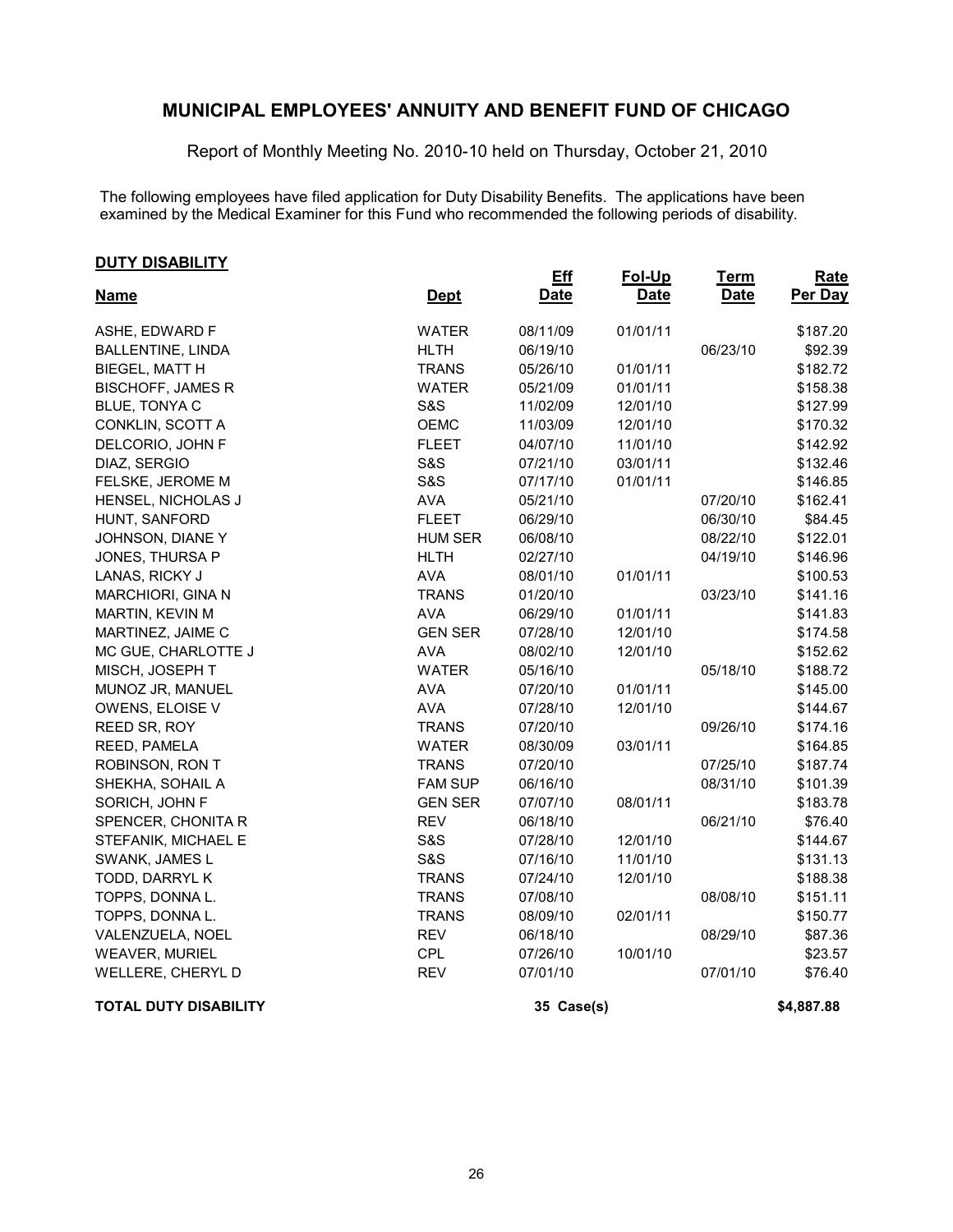# MUNICIPAL EMPLOYEES' ANNUITY AND BENEFIT FUND OF CHICAGO

Report of Monthly Meeting No. 2010-10 held on Thursday, October 21, 2010

The following employees have filed application for Duty Disability Benefits. The applications have been examined by the Medical Examiner for this Fund who recommended the following periods of disability.

## DUTY DISABILITY

| Name | Dept | Eff Date | Fol-Up Date | Term Date | Rate Per Day |
|---|---|---|---|---|---|
| ASHE, EDWARD F | WATER | 08/11/09 | 01/01/11 | | $187.20 |
| BALLENTINE, LINDA | HLTH | 06/19/10 | | 06/23/10 | $92.39 |
| BIEGEL, MATT H | TRANS | 05/26/10 | 01/01/11 | | $182.72 |
| BISCHOFF, JAMES R | WATER | 05/21/09 | 01/01/11 | | $158.38 |
| BLUE, TONYA C | S&S | 11/02/09 | 12/01/10 | | $127.99 |
| CONKLIN, SCOTT A | OEMC | 11/03/09 | 12/01/10 | | $170.32 |
| DELCORIO, JOHN F | FLEET | 04/07/10 | 11/01/10 | | $142.92 |
| DIAZ, SERGIO | S&S | 07/21/10 | 03/01/11 | | $132.46 |
| FELSKE, JEROME M | S&S | 07/17/10 | 01/01/11 | | $146.85 |
| HENSEL, NICHOLAS J | AVA | 05/21/10 | | 07/20/10 | $162.41 |
| HUNT, SANFORD | FLEET | 06/29/10 | | 06/30/10 | $84.45 |
| JOHNSON, DIANE Y | HUM SER | 06/08/10 | | 08/22/10 | $122.01 |
| JONES, THURSA P | HLTH | 02/27/10 | | 04/19/10 | $146.96 |
| LANAS, RICKY J | AVA | 08/01/10 | 01/01/11 | | $100.53 |
| MARCHIORI, GINA N | TRANS | 01/20/10 | | 03/23/10 | $141.16 |
| MARTIN, KEVIN M | AVA | 06/29/10 | 01/01/11 | | $141.83 |
| MARTINEZ, JAIME C | GEN SER | 07/28/10 | 12/01/10 | | $174.58 |
| MC GUE, CHARLOTTE J | AVA | 08/02/10 | 12/01/10 | | $152.62 |
| MISCH, JOSEPH T | WATER | 05/16/10 | | 05/18/10 | $188.72 |
| MUNOZ JR, MANUEL | AVA | 07/20/10 | 01/01/11 | | $145.00 |
| OWENS, ELOISE V | AVA | 07/28/10 | 12/01/10 | | $144.67 |
| REED SR, ROY | TRANS | 07/20/10 | | 09/26/10 | $174.16 |
| REED, PAMELA | WATER | 08/30/09 | 03/01/11 | | $164.85 |
| ROBINSON, RON T | TRANS | 07/20/10 | | 07/25/10 | $187.74 |
| SHEKHA, SOHAIL A | FAM SUP | 06/16/10 | | 08/31/10 | $101.39 |
| SORICH, JOHN F | GEN SER | 07/07/10 | 08/01/11 | | $183.78 |
| SPENCER, CHONITA R | REV | 06/18/10 | | 06/21/10 | $76.40 |
| STEFANIK, MICHAEL E | S&S | 07/28/10 | 12/01/10 | | $144.67 |
| SWANK, JAMES L | S&S | 07/16/10 | 11/01/10 | | $131.13 |
| TODD, DARRYL K | TRANS | 07/24/10 | 12/01/10 | | $188.38 |
| TOPPS, DONNA L. | TRANS | 07/08/10 | | 08/08/10 | $151.11 |
| TOPPS, DONNA L. | TRANS | 08/09/10 | 02/01/11 | | $150.77 |
| VALENZUELA, NOEL | REV | 06/18/10 | | 08/29/10 | $87.36 |
| WEAVER, MURIEL | CPL | 07/26/10 | 10/01/10 | | $23.57 |
| WELLERE, CHERYL D | REV | 07/01/10 | | 07/01/10 | $76.40 |
| **TOTAL DUTY DISABILITY** | | **35 Case(s)** | | | **$4,887.88** |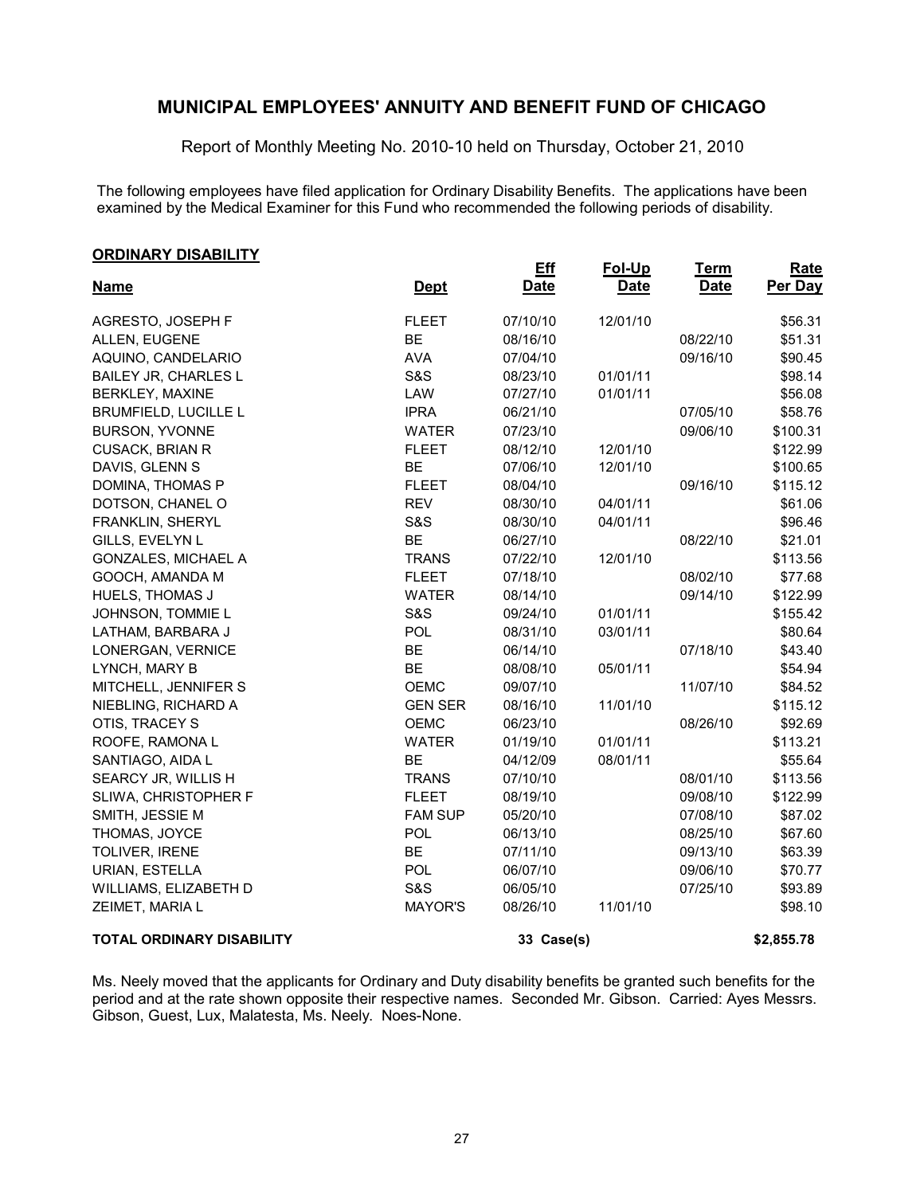# MUNICIPAL EMPLOYEES' ANNUITY AND BENEFIT FUND OF CHICAGO

Report of Monthly Meeting No. 2010-10 held on Thursday, October 21, 2010

The following employees have filed application for Ordinary Disability Benefits. The applications have been examined by the Medical Examiner for this Fund who recommended the following periods of disability.

## ORDINARY DISABILITY

| Name | Dept | Eff Date | Fol-Up Date | Term Date | Rate Per Day |
|---|---|---|---|---|---|
| AGRESTO, JOSEPH F | FLEET | 07/10/10 | 12/01/10 | | $56.31 |
| ALLEN, EUGENE | BE | 08/16/10 | | 08/22/10 | $51.31 |
| AQUINO, CANDELARIO | AVA | 07/04/10 | | 09/16/10 | $90.45 |
| BAILEY JR, CHARLES L | S&S | 08/23/10 | 01/01/11 | | $98.14 |
| BERKLEY, MAXINE | LAW | 07/27/10 | 01/01/11 | | $56.08 |
| BRUMFIELD, LUCILLE L | IPRA | 06/21/10 | | 07/05/10 | $58.76 |
| BURSON, YVONNE | WATER | 07/23/10 | | 09/06/10 | $100.31 |
| CUSACK, BRIAN R | FLEET | 08/12/10 | 12/01/10 | | $122.99 |
| DAVIS, GLENN S | BE | 07/06/10 | 12/01/10 | | $100.65 |
| DOMINA, THOMAS P | FLEET | 08/04/10 | | 09/16/10 | $115.12 |
| DOTSON, CHANEL O | REV | 08/30/10 | 04/01/11 | | $61.06 |
| FRANKLIN, SHERYL | S&S | 08/30/10 | 04/01/11 | | $96.46 |
| GILLS, EVELYN L | BE | 06/27/10 | | 08/22/10 | $21.01 |
| GONZALES, MICHAEL A | TRANS | 07/22/10 | 12/01/10 | | $113.56 |
| GOOCH, AMANDA M | FLEET | 07/18/10 | | 08/02/10 | $77.68 |
| HUELS, THOMAS J | WATER | 08/14/10 | | 09/14/10 | $122.99 |
| JOHNSON, TOMMIE L | S&S | 09/24/10 | 01/01/11 | | $155.42 |
| LATHAM, BARBARA J | POL | 08/31/10 | 03/01/11 | | $80.64 |
| LONERGAN, VERNICE | BE | 06/14/10 | | 07/18/10 | $43.40 |
| LYNCH, MARY B | BE | 08/08/10 | 05/01/11 | | $54.94 |
| MITCHELL, JENNIFER S | OEMC | 09/07/10 | | 11/07/10 | $84.52 |
| NIEBLING, RICHARD A | GEN SER | 08/16/10 | 11/01/10 | | $115.12 |
| OTIS, TRACEY S | OEMC | 06/23/10 | | 08/26/10 | $92.69 |
| ROOFE, RAMONA L | WATER | 01/19/10 | 01/01/11 | | $113.21 |
| SANTIAGO, AIDA L | BE | 04/12/09 | 08/01/11 | | $55.64 |
| SEARCY JR, WILLIS H | TRANS | 07/10/10 | | 08/01/10 | $113.56 |
| SLIWA, CHRISTOPHER F | FLEET | 08/19/10 | | 09/08/10 | $122.99 |
| SMITH, JESSIE M | FAM SUP | 05/20/10 | | 07/08/10 | $87.02 |
| THOMAS, JOYCE | POL | 06/13/10 | | 08/25/10 | $67.60 |
| TOLIVER, IRENE | BE | 07/11/10 | | 09/13/10 | $63.39 |
| URIAN, ESTELLA | POL | 06/07/10 | | 09/06/10 | $70.77 |
| WILLIAMS, ELIZABETH D | S&S | 06/05/10 | | 07/25/10 | $93.89 |
| ZEIMET, MARIA L | MAYOR'S | 08/26/10 | 11/01/10 | | $98.10 |
| **TOTAL ORDINARY DISABILITY** | | 33 Case(s) | | | $2,855.78 |

Ms. Neely moved that the applicants for Ordinary and Duty disability benefits be granted such benefits for the period and at the rate shown opposite their respective names. Seconded Mr. Gibson. Carried: Ayes Messrs. Gibson, Guest, Lux, Malatesta, Ms. Neely. Noes-None.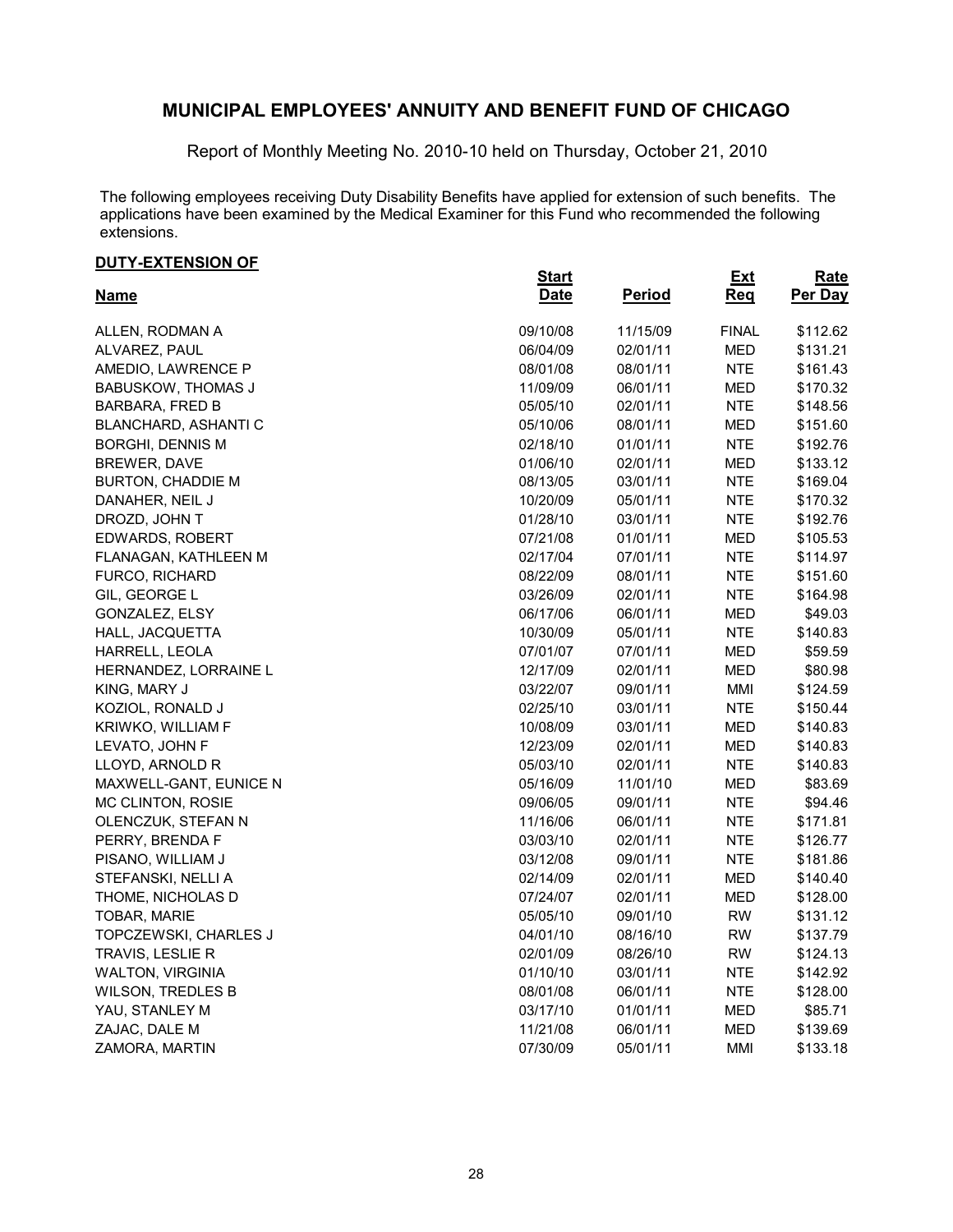# MUNICIPAL EMPLOYEES' ANNUITY AND BENEFIT FUND OF CHICAGO

Report of Monthly Meeting No. 2010-10 held on Thursday, October 21, 2010

The following employees receiving Duty Disability Benefits have applied for extension of such benefits. The applications have been examined by the Medical Examiner for this Fund who recommended the following extensions.

**DUTY-EXTENSION OF**

| Name | Start Date | Period | Ext Req | Rate Per Day |
|---|---|---|---|---|
| ALLEN, RODMAN A | 09/10/08 | 11/15/09 | FINAL | $112.62 |
| ALVAREZ, PAUL | 06/04/09 | 02/01/11 | MED | $131.21 |
| AMEDIO, LAWRENCE P | 08/01/08 | 08/01/11 | NTE | $161.43 |
| BABUSKOW, THOMAS J | 11/09/09 | 06/01/11 | MED | $170.32 |
| BARBARA, FRED B | 05/05/10 | 02/01/11 | NTE | $148.56 |
| BLANCHARD, ASHANTI C | 05/10/06 | 08/01/11 | MED | $151.60 |
| BORGHI, DENNIS M | 02/18/10 | 01/01/11 | NTE | $192.76 |
| BREWER, DAVE | 01/06/10 | 02/01/11 | MED | $133.12 |
| BURTON, CHADDIE M | 08/13/05 | 03/01/11 | NTE | $169.04 |
| DANAHER, NEIL J | 10/20/09 | 05/01/11 | NTE | $170.32 |
| DROZD, JOHN T | 01/28/10 | 03/01/11 | NTE | $192.76 |
| EDWARDS, ROBERT | 07/21/08 | 01/01/11 | MED | $105.53 |
| FLANAGAN, KATHLEEN M | 02/17/04 | 07/01/11 | NTE | $114.97 |
| FURCO, RICHARD | 08/22/09 | 08/01/11 | NTE | $151.60 |
| GIL, GEORGE L | 03/26/09 | 02/01/11 | NTE | $164.98 |
| GONZALEZ, ELSY | 06/17/06 | 06/01/11 | MED | $49.03 |
| HALL, JACQUETTA | 10/30/09 | 05/01/11 | NTE | $140.83 |
| HARRELL, LEOLA | 07/01/07 | 07/01/11 | MED | $59.59 |
| HERNANDEZ, LORRAINE L | 12/17/09 | 02/01/11 | MED | $80.98 |
| KING, MARY J | 03/22/07 | 09/01/11 | MMI | $124.59 |
| KOZIOL, RONALD J | 02/25/10 | 03/01/11 | NTE | $150.44 |
| KRIWKO, WILLIAM F | 10/08/09 | 03/01/11 | MED | $140.83 |
| LEVATO, JOHN F | 12/23/09 | 02/01/11 | MED | $140.83 |
| LLOYD, ARNOLD R | 05/03/10 | 02/01/11 | NTE | $140.83 |
| MAXWELL-GANT, EUNICE N | 05/16/09 | 11/01/10 | MED | $83.69 |
| MC CLINTON, ROSIE | 09/06/05 | 09/01/11 | NTE | $94.46 |
| OLENCZUK, STEFAN N | 11/16/06 | 06/01/11 | NTE | $171.81 |
| PERRY, BRENDA F | 03/03/10 | 02/01/11 | NTE | $126.77 |
| PISANO, WILLIAM J | 03/12/08 | 09/01/11 | NTE | $181.86 |
| STEFANSKI, NELLI A | 02/14/09 | 02/01/11 | MED | $140.40 |
| THOME, NICHOLAS D | 07/24/07 | 02/01/11 | MED | $128.00 |
| TOBAR, MARIE | 05/05/10 | 09/01/10 | RW | $131.12 |
| TOPCZEWSKI, CHARLES J | 04/01/10 | 08/16/10 | RW | $137.79 |
| TRAVIS, LESLIE R | 02/01/09 | 08/26/10 | RW | $124.13 |
| WALTON, VIRGINIA | 01/10/10 | 03/01/11 | NTE | $142.92 |
| WILSON, TREDLES B | 08/01/08 | 06/01/11 | NTE | $128.00 |
| YAU, STANLEY M | 03/17/10 | 01/01/11 | MED | $85.71 |
| ZAJAC, DALE M | 11/21/08 | 06/01/11 | MED | $139.69 |
| ZAMORA, MARTIN | 07/30/09 | 05/01/11 | MMI | $133.18 |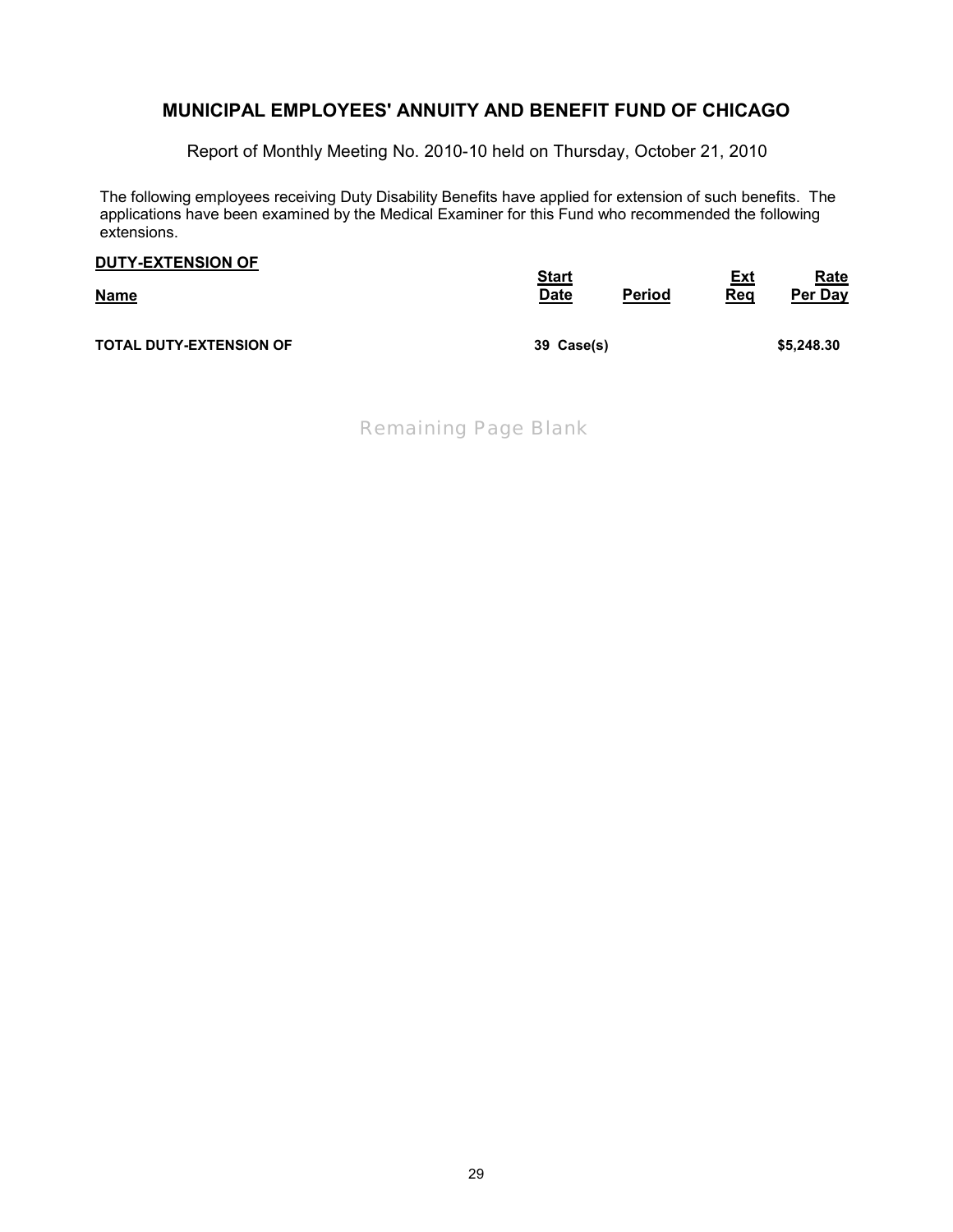## MUNICIPAL EMPLOYEES' ANNUITY AND BENEFIT FUND OF CHICAGO

Report of Monthly Meeting No. 2010-10 held on Thursday, October 21, 2010

The following employees receiving Duty Disability Benefits have applied for extension of such benefits. The applications have been examined by the Medical Examiner for this Fund who recommended the following extensions.

**DUTY-EXTENSION OF**

| Name | Start Date | Period | Ext Req | Rate Per Day |
|---|---|---|---|---|
| **TOTAL DUTY-EXTENSION OF** | **39 Case(s)** | | | **$5,248.30** |

Remaining Page Blank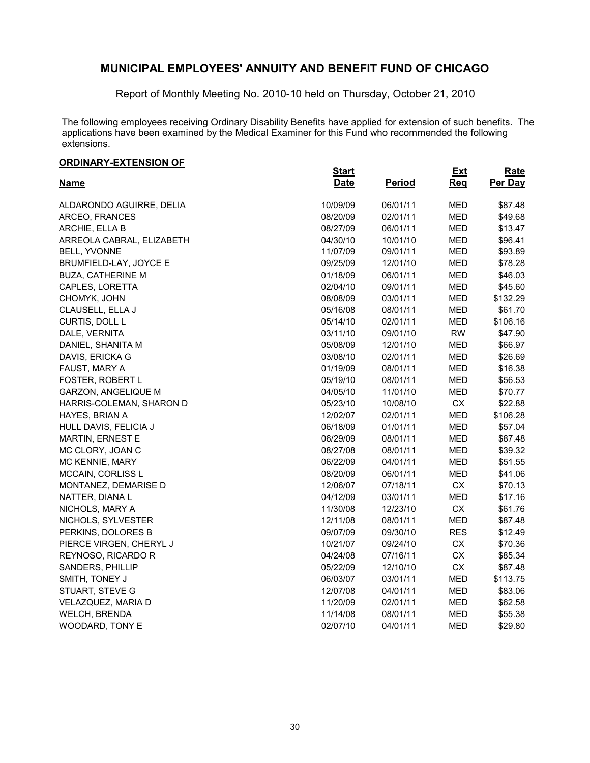# MUNICIPAL EMPLOYEES' ANNUITY AND BENEFIT FUND OF CHICAGO

Report of Monthly Meeting No. 2010-10 held on Thursday, October 21, 2010

The following employees receiving Ordinary Disability Benefits have applied for extension of such benefits. The applications have been examined by the Medical Examiner for this Fund who recommended the following extensions.

**ORDINARY-EXTENSION OF**

| Name | Start Date | Period | Ext Req | Rate Per Day |
|---|---|---|---|---|
| ALDARONDO AGUIRRE, DELIA | 10/09/09 | 06/01/11 | MED | $87.48 |
| ARCEO, FRANCES | 08/20/09 | 02/01/11 | MED | $49.68 |
| ARCHIE, ELLA B | 08/27/09 | 06/01/11 | MED | $13.47 |
| ARREOLA CABRAL, ELIZABETH | 04/30/10 | 10/01/10 | MED | $96.41 |
| BELL, YVONNE | 11/07/09 | 09/01/11 | MED | $93.89 |
| BRUMFIELD-LAY, JOYCE E | 09/25/09 | 12/01/10 | MED | $78.28 |
| BUZA, CATHERINE M | 01/18/09 | 06/01/11 | MED | $46.03 |
| CAPLES, LORETTA | 02/04/10 | 09/01/11 | MED | $45.60 |
| CHOMYK, JOHN | 08/08/09 | 03/01/11 | MED | $132.29 |
| CLAUSELL, ELLA J | 05/16/08 | 08/01/11 | MED | $61.70 |
| CURTIS, DOLL L | 05/14/10 | 02/01/11 | MED | $106.16 |
| DALE, VERNITA | 03/11/10 | 09/01/10 | RW | $47.90 |
| DANIEL, SHANITA M | 05/08/09 | 12/01/10 | MED | $66.97 |
| DAVIS, ERICKA G | 03/08/10 | 02/01/11 | MED | $26.69 |
| FAUST, MARY A | 01/19/09 | 08/01/11 | MED | $16.38 |
| FOSTER, ROBERT L | 05/19/10 | 08/01/11 | MED | $56.53 |
| GARZON, ANGELIQUE M | 04/05/10 | 11/01/10 | MED | $70.77 |
| HARRIS-COLEMAN, SHARON D | 05/23/10 | 10/08/10 | CX | $22.88 |
| HAYES, BRIAN A | 12/02/07 | 02/01/11 | MED | $106.28 |
| HULL DAVIS, FELICIA J | 06/18/09 | 01/01/11 | MED | $57.04 |
| MARTIN, ERNEST E | 06/29/09 | 08/01/11 | MED | $87.48 |
| MC CLORY, JOAN C | 08/27/08 | 08/01/11 | MED | $39.32 |
| MC KENNIE, MARY | 06/22/09 | 04/01/11 | MED | $51.55 |
| MCCAIN, CORLISS L | 08/20/09 | 06/01/11 | MED | $41.06 |
| MONTANEZ, DEMARISE D | 12/06/07 | 07/18/11 | CX | $70.13 |
| NATTER, DIANA L | 04/12/09 | 03/01/11 | MED | $17.16 |
| NICHOLS, MARY A | 11/30/08 | 12/23/10 | CX | $61.76 |
| NICHOLS, SYLVESTER | 12/11/08 | 08/01/11 | MED | $87.48 |
| PERKINS, DOLORES B | 09/07/09 | 09/30/10 | RES | $12.49 |
| PIERCE VIRGEN, CHERYL J | 10/21/07 | 09/24/10 | CX | $70.36 |
| REYNOSO, RICARDO R | 04/24/08 | 07/16/11 | CX | $85.34 |
| SANDERS, PHILLIP | 05/22/09 | 12/10/10 | CX | $87.48 |
| SMITH, TONEY J | 06/03/07 | 03/01/11 | MED | $113.75 |
| STUART, STEVE G | 12/07/08 | 04/01/11 | MED | $83.06 |
| VELAZQUEZ, MARIA D | 11/20/09 | 02/01/11 | MED | $62.58 |
| WELCH, BRENDA | 11/14/08 | 08/01/11 | MED | $55.38 |
| WOODARD, TONY E | 02/07/10 | 04/01/11 | MED | $29.80 |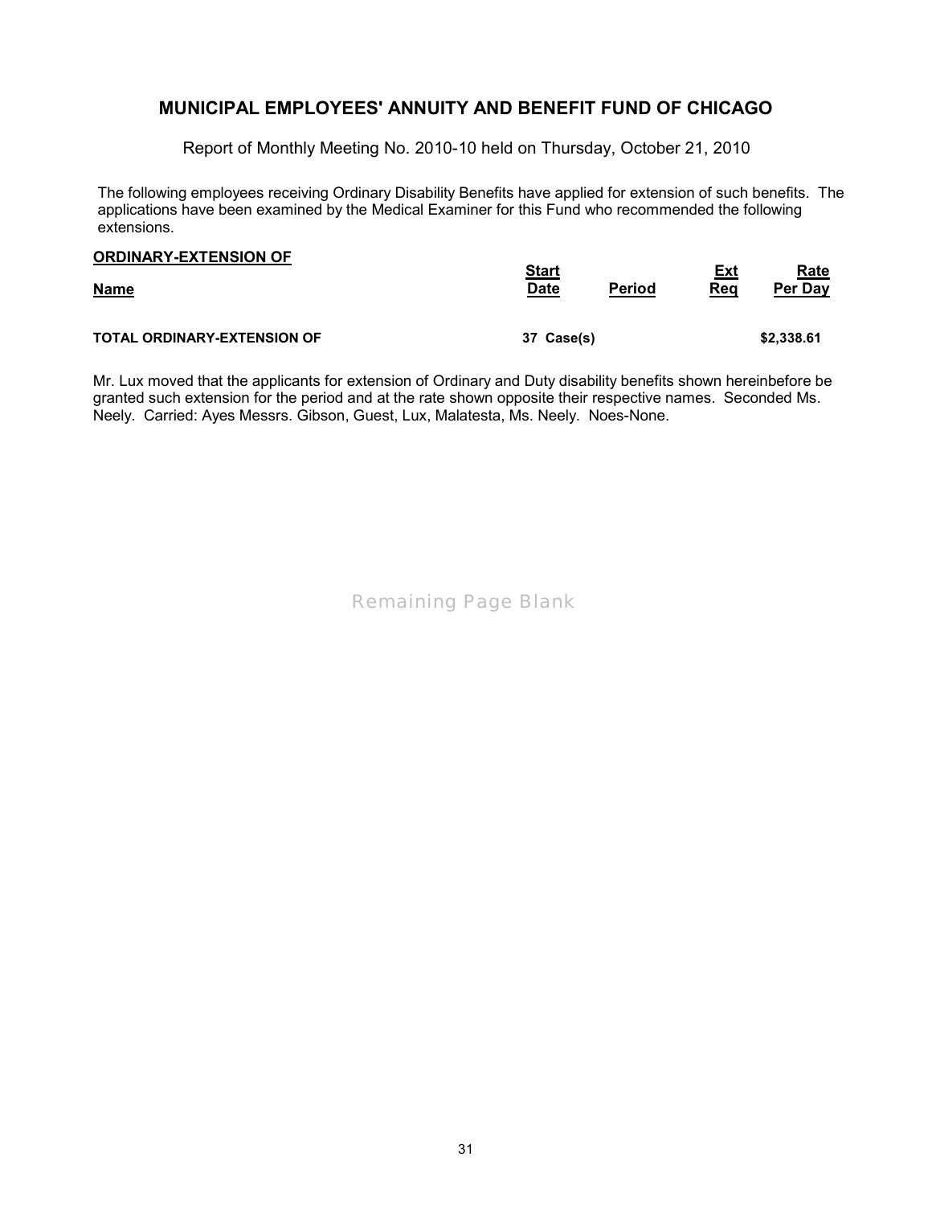## MUNICIPAL EMPLOYEES' ANNUITY AND BENEFIT FUND OF CHICAGO

Report of Monthly Meeting No. 2010-10 held on Thursday, October 21, 2010

The following employees receiving Ordinary Disability Benefits have applied for extension of such benefits. The applications have been examined by the Medical Examiner for this Fund who recommended the following extensions.

**ORDINARY-EXTENSION OF**

| Name | Start Date | Period | Ext Req | Rate Per Day |
|---|---|---|---|---|
| **TOTAL ORDINARY-EXTENSION OF** | **37 Case(s)** | | | **$2,338.61** |

Mr. Lux moved that the applicants for extension of Ordinary and Duty disability benefits shown hereinbefore be granted such extension for the period and at the rate shown opposite their respective names. Seconded Ms. Neely. Carried: Ayes Messrs. Gibson, Guest, Lux, Malatesta, Ms. Neely. Noes-None.

Remaining Page Blank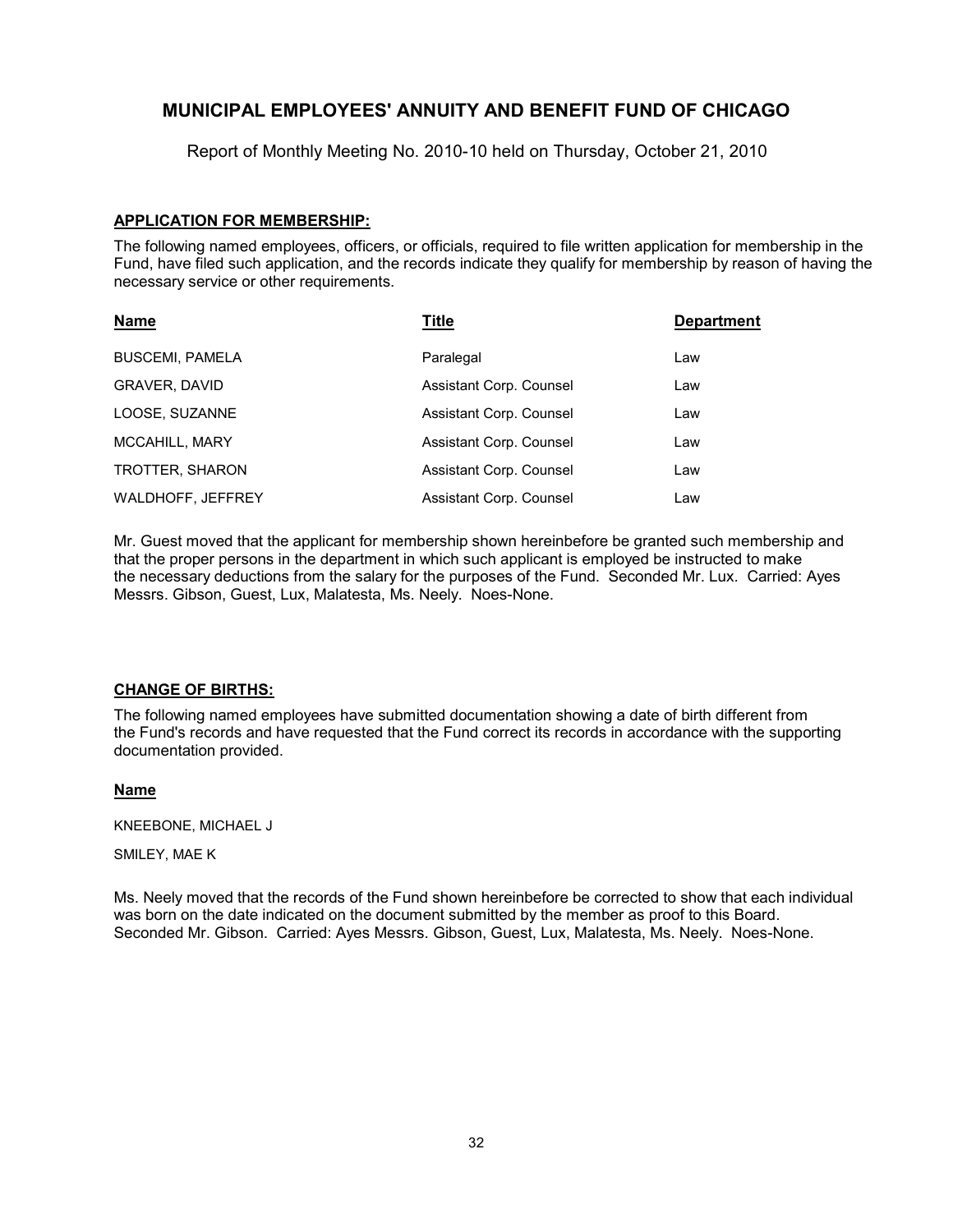# MUNICIPAL EMPLOYEES' ANNUITY AND BENEFIT FUND OF CHICAGO

Report of Monthly Meeting No. 2010-10 held on Thursday, October 21, 2010

## APPLICATION FOR MEMBERSHIP:

The following named employees, officers, or officials, required to file written application for membership in the Fund, have filed such application, and the records indicate they qualify for membership by reason of having the necessary service or other requirements.

| Name | Title | Department |
|---|---|---|
| BUSCEMI, PAMELA | Paralegal | Law |
| GRAVER, DAVID | Assistant Corp. Counsel | Law |
| LOOSE, SUZANNE | Assistant Corp. Counsel | Law |
| MCCAHILL, MARY | Assistant Corp. Counsel | Law |
| TROTTER, SHARON | Assistant Corp. Counsel | Law |
| WALDHOFF, JEFFREY | Assistant Corp. Counsel | Law |

Mr. Guest moved that the applicant for membership shown hereinbefore be granted such membership and that the proper persons in the department in which such applicant is employed be instructed to make the necessary deductions from the salary for the purposes of the Fund. Seconded Mr. Lux. Carried: Ayes Messrs. Gibson, Guest, Lux, Malatesta, Ms. Neely. Noes-None.

## CHANGE OF BIRTHS:

The following named employees have submitted documentation showing a date of birth different from the Fund's records and have requested that the Fund correct its records in accordance with the supporting documentation provided.

**Name**

KNEEBONE, MICHAEL J

SMILEY, MAE K

Ms. Neely moved that the records of the Fund shown hereinbefore be corrected to show that each individual was born on the date indicated on the document submitted by the member as proof to this Board. Seconded Mr. Gibson. Carried: Ayes Messrs. Gibson, Guest, Lux, Malatesta, Ms. Neely. Noes-None.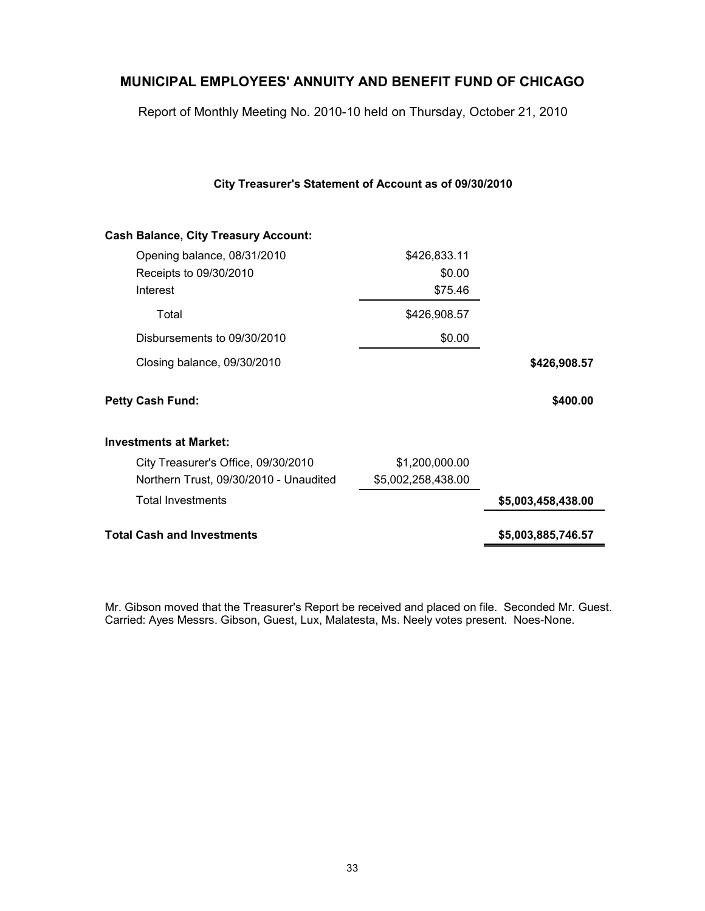# MUNICIPAL EMPLOYEES' ANNUITY AND BENEFIT FUND OF CHICAGO

Report of Monthly Meeting No. 2010-10 held on Thursday, October 21, 2010

**City Treasurer's Statement of Account as of 09/30/2010**

| | | |
|---|---|---|
| **Cash Balance, City Treasury Account:** | | |
| Opening balance, 08/31/2010 | $426,833.11 | |
| Receipts to 09/30/2010 | $0.00 | |
| Interest | $75.46 | |
| Total | $426,908.57 | |
| Disbursements to 09/30/2010 | $0.00 | |
| Closing balance, 09/30/2010 | | **$426,908.57** |
| **Petty Cash Fund:** | | **$400.00** |
| **Investments at Market:** | | |
| City Treasurer's Office, 09/30/2010 | $1,200,000.00 | |
| Northern Trust, 09/30/2010 - Unaudited | $5,002,258,438.00 | |
| Total Investments | | **$5,003,458,438.00** |
| **Total Cash and Investments** | | **$5,003,885,746.57** |

Mr. Gibson moved that the Treasurer's Report be received and placed on file. Seconded Mr. Guest. Carried: Ayes Messrs. Gibson, Guest, Lux, Malatesta, Ms. Neely votes present. Noes-None.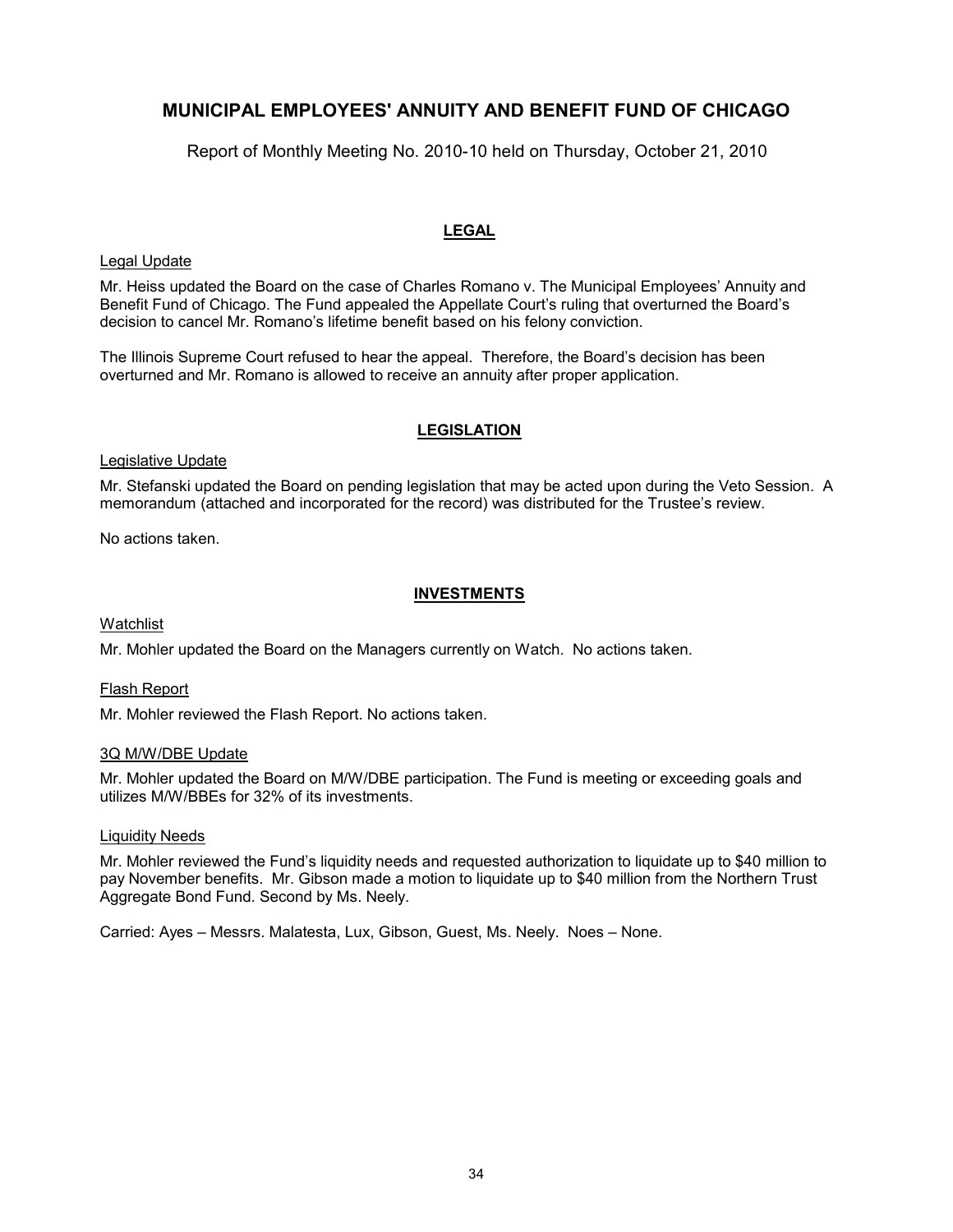# MUNICIPAL EMPLOYEES' ANNUITY AND BENEFIT FUND OF CHICAGO

Report of Monthly Meeting No. 2010-10 held on Thursday, October 21, 2010

## LEGAL

Legal Update

Mr. Heiss updated the Board on the case of Charles Romano v. The Municipal Employees' Annuity and Benefit Fund of Chicago. The Fund appealed the Appellate Court's ruling that overturned the Board's decision to cancel Mr. Romano's lifetime benefit based on his felony conviction.

The Illinois Supreme Court refused to hear the appeal. Therefore, the Board's decision has been overturned and Mr. Romano is allowed to receive an annuity after proper application.

## LEGISLATION

Legislative Update

Mr. Stefanski updated the Board on pending legislation that may be acted upon during the Veto Session. A memorandum (attached and incorporated for the record) was distributed for the Trustee's review.

No actions taken.

## INVESTMENTS

Watchlist

Mr. Mohler updated the Board on the Managers currently on Watch. No actions taken.

Flash Report

Mr. Mohler reviewed the Flash Report. No actions taken.

3Q M/W/DBE Update

Mr. Mohler updated the Board on M/W/DBE participation. The Fund is meeting or exceeding goals and utilizes M/W/BBEs for 32% of its investments.

Liquidity Needs

Mr. Mohler reviewed the Fund's liquidity needs and requested authorization to liquidate up to $40 million to pay November benefits. Mr. Gibson made a motion to liquidate up to $40 million from the Northern Trust Aggregate Bond Fund. Second by Ms. Neely.

Carried: Ayes – Messrs. Malatesta, Lux, Gibson, Guest, Ms. Neely. Noes – None.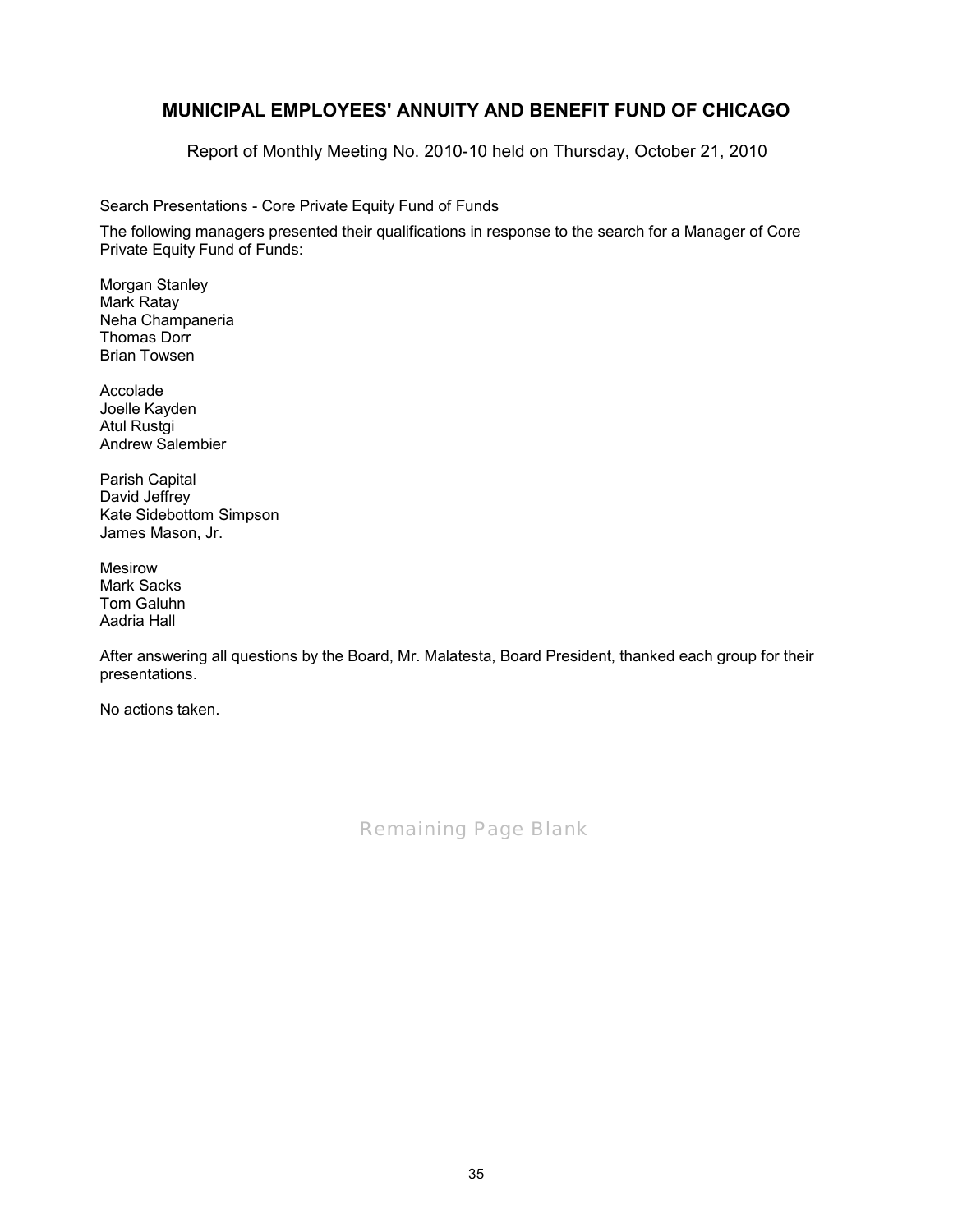## MUNICIPAL EMPLOYEES' ANNUITY AND BENEFIT FUND OF CHICAGO

Report of Monthly Meeting No. 2010-10 held on Thursday, October 21, 2010

Search Presentations - Core Private Equity Fund of Funds

The following managers presented their qualifications in response to the search for a Manager of Core Private Equity Fund of Funds:

Morgan Stanley
Mark Ratay
Neha Champaneria
Thomas Dorr
Brian Towsen

Accolade
Joelle Kayden
Atul Rustgi
Andrew Salembier

Parish Capital
David Jeffrey
Kate Sidebottom Simpson
James Mason, Jr.

Mesirow
Mark Sacks
Tom Galuhn
Aadria Hall

After answering all questions by the Board, Mr. Malatesta, Board President, thanked each group for their presentations.

No actions taken.

Remaining Page Blank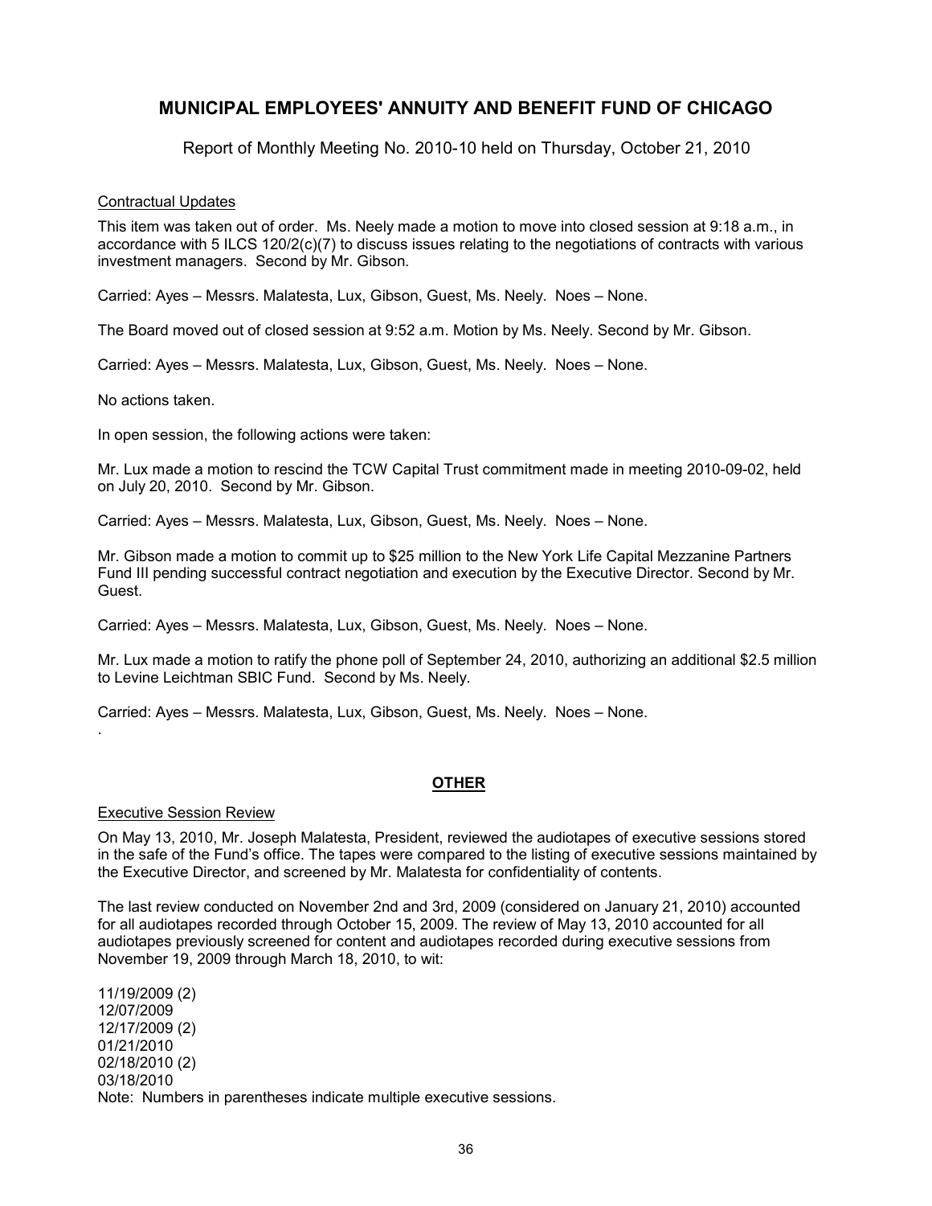# MUNICIPAL EMPLOYEES' ANNUITY AND BENEFIT FUND OF CHICAGO

Report of Monthly Meeting No. 2010-10 held on Thursday, October 21, 2010

Contractual Updates

This item was taken out of order. Ms. Neely made a motion to move into closed session at 9:18 a.m., in accordance with 5 ILCS 120/2(c)(7) to discuss issues relating to the negotiations of contracts with various investment managers. Second by Mr. Gibson.

Carried: Ayes – Messrs. Malatesta, Lux, Gibson, Guest, Ms. Neely. Noes – None.

The Board moved out of closed session at 9:52 a.m. Motion by Ms. Neely. Second by Mr. Gibson.

Carried: Ayes – Messrs. Malatesta, Lux, Gibson, Guest, Ms. Neely. Noes – None.

No actions taken.

In open session, the following actions were taken:

Mr. Lux made a motion to rescind the TCW Capital Trust commitment made in meeting 2010-09-02, held on July 20, 2010. Second by Mr. Gibson.

Carried: Ayes – Messrs. Malatesta, Lux, Gibson, Guest, Ms. Neely. Noes – None.

Mr. Gibson made a motion to commit up to $25 million to the New York Life Capital Mezzanine Partners Fund III pending successful contract negotiation and execution by the Executive Director. Second by Mr. Guest.

Carried: Ayes – Messrs. Malatesta, Lux, Gibson, Guest, Ms. Neely. Noes – None.

Mr. Lux made a motion to ratify the phone poll of September 24, 2010, authorizing an additional $2.5 million to Levine Leichtman SBIC Fund. Second by Ms. Neely.

Carried: Ayes – Messrs. Malatesta, Lux, Gibson, Guest, Ms. Neely. Noes – None.

.

## OTHER

Executive Session Review

On May 13, 2010, Mr. Joseph Malatesta, President, reviewed the audiotapes of executive sessions stored in the safe of the Fund's office. The tapes were compared to the listing of executive sessions maintained by the Executive Director, and screened by Mr. Malatesta for confidentiality of contents.

The last review conducted on November 2nd and 3rd, 2009 (considered on January 21, 2010) accounted for all audiotapes recorded through October 15, 2009. The review of May 13, 2010 accounted for all audiotapes previously screened for content and audiotapes recorded during executive sessions from November 19, 2009 through March 18, 2010, to wit:

11/19/2009 (2)
12/07/2009
12/17/2009 (2)
01/21/2010
02/18/2010 (2)
03/18/2010
Note: Numbers in parentheses indicate multiple executive sessions.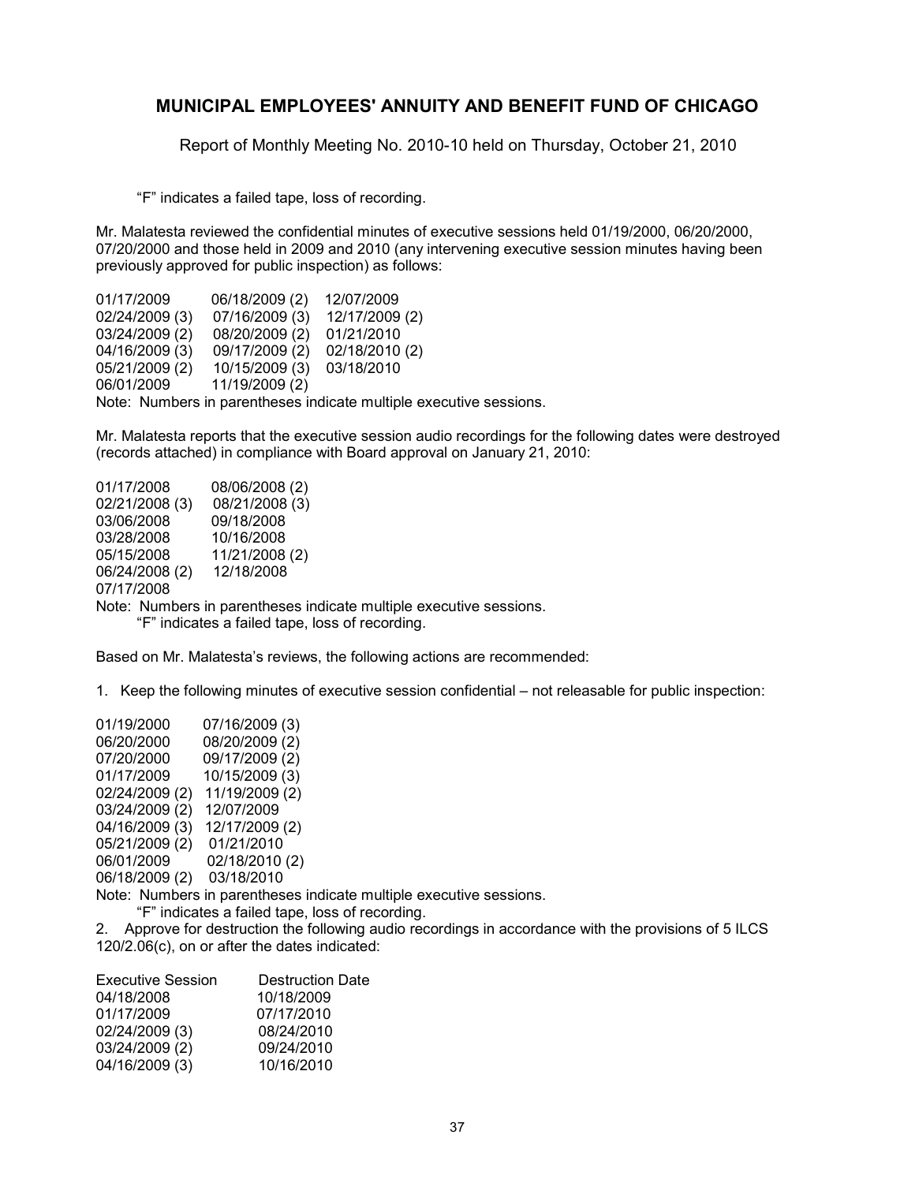“F” indicates a failed tape, loss of recording.

Mr. Malatesta reviewed the confidential minutes of executive sessions held 01/19/2000, 06/20/2000, 07/20/2000 and those held in 2009 and 2010 (any intervening executive session minutes having been previously approved for public inspection) as follows:

| | | |
|---|---|---|
| 01/17/2009 | 06/18/2009 (2) | 12/07/2009 |
| 02/24/2009 (3) | 07/16/2009 (3) | 12/17/2009 (2) |
| 03/24/2009 (2) | 08/20/2009 (2) | 01/21/2010 |
| 04/16/2009 (3) | 09/17/2009 (2) | 02/18/2010 (2) |
| 05/21/2009 (2) | 10/15/2009 (3) | 03/18/2010 |
| 06/01/2009 | 11/19/2009 (2) | |

Note: Numbers in parentheses indicate multiple executive sessions.

Mr. Malatesta reports that the executive session audio recordings for the following dates were destroyed (records attached) in compliance with Board approval on January 21, 2010:

| | |
|---|---|
| 01/17/2008 | 08/06/2008 (2) |
| 02/21/2008 (3) | 08/21/2008 (3) |
| 03/06/2008 | 09/18/2008 |
| 03/28/2008 | 10/16/2008 |
| 05/15/2008 | 11/21/2008 (2) |
| 06/24/2008 (2) | 12/18/2008 |
| 07/17/2008 | |

Note: Numbers in parentheses indicate multiple executive sessions.
“F” indicates a failed tape, loss of recording.

Based on Mr. Malatesta’s reviews, the following actions are recommended:

1. Keep the following minutes of executive session confidential – not releasable for public inspection:

| | |
|---|---|
| 01/19/2000 | 07/16/2009 (3) |
| 06/20/2000 | 08/20/2009 (2) |
| 07/20/2000 | 09/17/2009 (2) |
| 01/17/2009 | 10/15/2009 (3) |
| 02/24/2009 (2) | 11/19/2009 (2) |
| 03/24/2009 (2) | 12/07/2009 |
| 04/16/2009 (3) | 12/17/2009 (2) |
| 05/21/2009 (2) | 01/21/2010 |
| 06/01/2009 | 02/18/2010 (2) |
| 06/18/2009 (2) | 03/18/2010 |

Note: Numbers in parentheses indicate multiple executive sessions.
“F” indicates a failed tape, loss of recording.

2. Approve for destruction the following audio recordings in accordance with the provisions of 5 ILCS 120/2.06(c), on or after the dates indicated:

| Executive Session | Destruction Date |
|---|---|
| 04/18/2008 | 10/18/2009 |
| 01/17/2009 | 07/17/2010 |
| 02/24/2009 (3) | 08/24/2010 |
| 03/24/2009 (2) | 09/24/2010 |
| 04/16/2009 (3) | 10/16/2010 |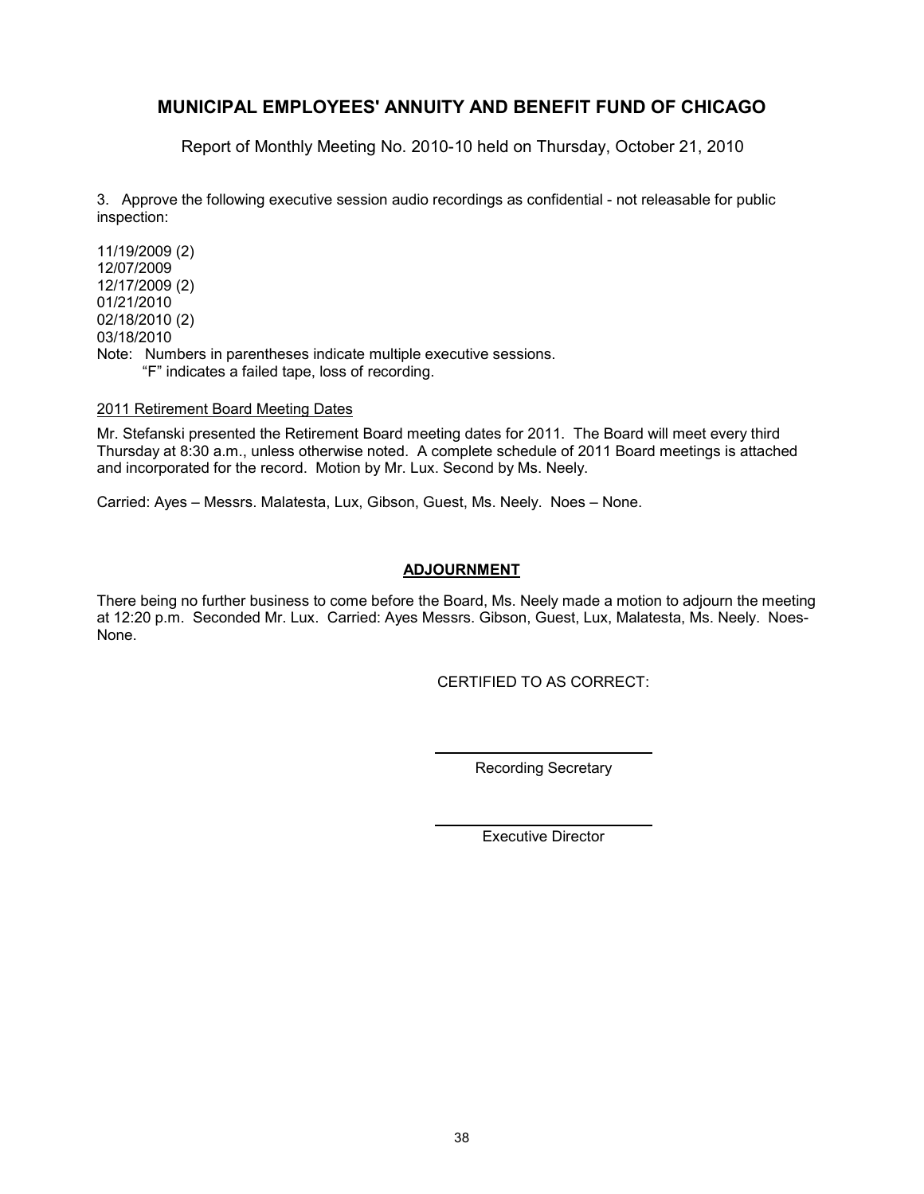3. Approve the following executive session audio recordings as confidential - not releasable for public inspection:

11/19/2009 (2)
12/07/2009
12/17/2009 (2)
01/21/2010
02/18/2010 (2)
03/18/2010

Note: Numbers in parentheses indicate multiple executive sessions.
"F" indicates a failed tape, loss of recording.

2011 Retirement Board Meeting Dates

Mr. Stefanski presented the Retirement Board meeting dates for 2011. The Board will meet every third Thursday at 8:30 a.m., unless otherwise noted. A complete schedule of 2011 Board meetings is attached and incorporated for the record. Motion by Mr. Lux. Second by Ms. Neely.

Carried: Ayes – Messrs. Malatesta, Lux, Gibson, Guest, Ms. Neely. Noes – None.

## ADJOURNMENT

There being no further business to come before the Board, Ms. Neely made a motion to adjourn the meeting at 12:20 p.m. Seconded Mr. Lux. Carried: Ayes Messrs. Gibson, Guest, Lux, Malatesta, Ms. Neely. Noes- None.

CERTIFIED TO AS CORRECT:

Recording Secretary

Executive Director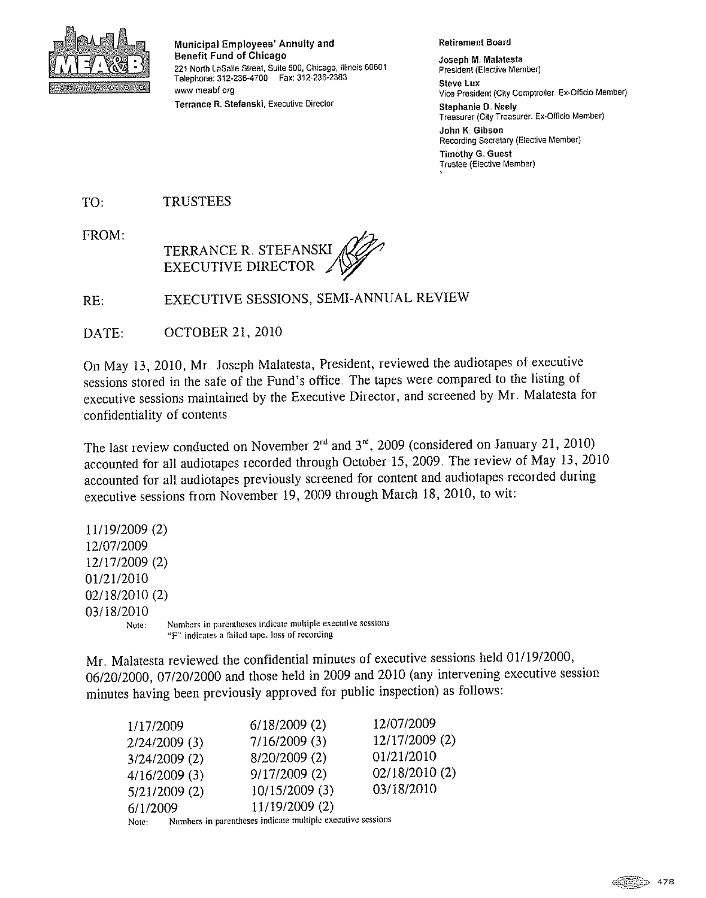**Municipal Employees' Annuity and Benefit Fund of Chicago**
221 North LaSalle Street, Suite 500, Chicago, Illinois 60601
Telephone: 312-236-4700 Fax: 312-236-2383
www.meabf.org
**Terrance R. Stefanski**, Executive Director

**Retirement Board**

**Joseph M. Malatesta**
President (Elective Member)

**Steve Lux**
Vice President (City Comptroller, Ex-Officio Member)

**Stephanie D. Neely**
Treasurer (City Treasurer, Ex-Officio Member)

**John K. Gibson**
Recording Secretary (Elective Member)

**Timothy G. Guest**
Trustee (Elective Member)

TO: TRUSTEES

FROM: TERRANCE R. STEFANSKI
EXECUTIVE DIRECTOR

RE: EXECUTIVE SESSIONS, SEMI-ANNUAL REVIEW

DATE: OCTOBER 21, 2010

On May 13, 2010, Mr. Joseph Malatesta, President, reviewed the audiotapes of executive sessions stored in the safe of the Fund's office. The tapes were compared to the listing of executive sessions maintained by the Executive Director, and screened by Mr. Malatesta for confidentiality of contents.

The last review conducted on November 2nd and 3rd, 2009 (considered on January 21, 2010) accounted for all audiotapes recorded through October 15, 2009. The review of May 13, 2010 accounted for all audiotapes previously screened for content and audiotapes recorded during executive sessions from November 19, 2009 through March 18, 2010, to wit:

11/19/2009 (2)
12/07/2009
12/17/2009 (2)
01/21/2010
02/18/2010 (2)
03/18/2010

Note: Numbers in parentheses indicate multiple executive sessions
"F" indicates a failed tape, loss of recording

Mr. Malatesta reviewed the confidential minutes of executive sessions held 01/19/2000, 06/20/2000, 07/20/2000 and those held in 2009 and 2010 (any intervening executive session minutes having been previously approved for public inspection) as follows:

| | | |
|---|---|---|
| 1/17/2009 | 6/18/2009 (2) | 12/07/2009 |
| 2/24/2009 (3) | 7/16/2009 (3) | 12/17/2009 (2) |
| 3/24/2009 (2) | 8/20/2009 (2) | 01/21/2010 |
| 4/16/2009 (3) | 9/17/2009 (2) | 02/18/2010 (2) |
| 5/21/2009 (2) | 10/15/2009 (3) | 03/18/2010 |
| 6/1/2009 | 11/19/2009 (2) | |

Note: Numbers in parentheses indicate multiple executive sessions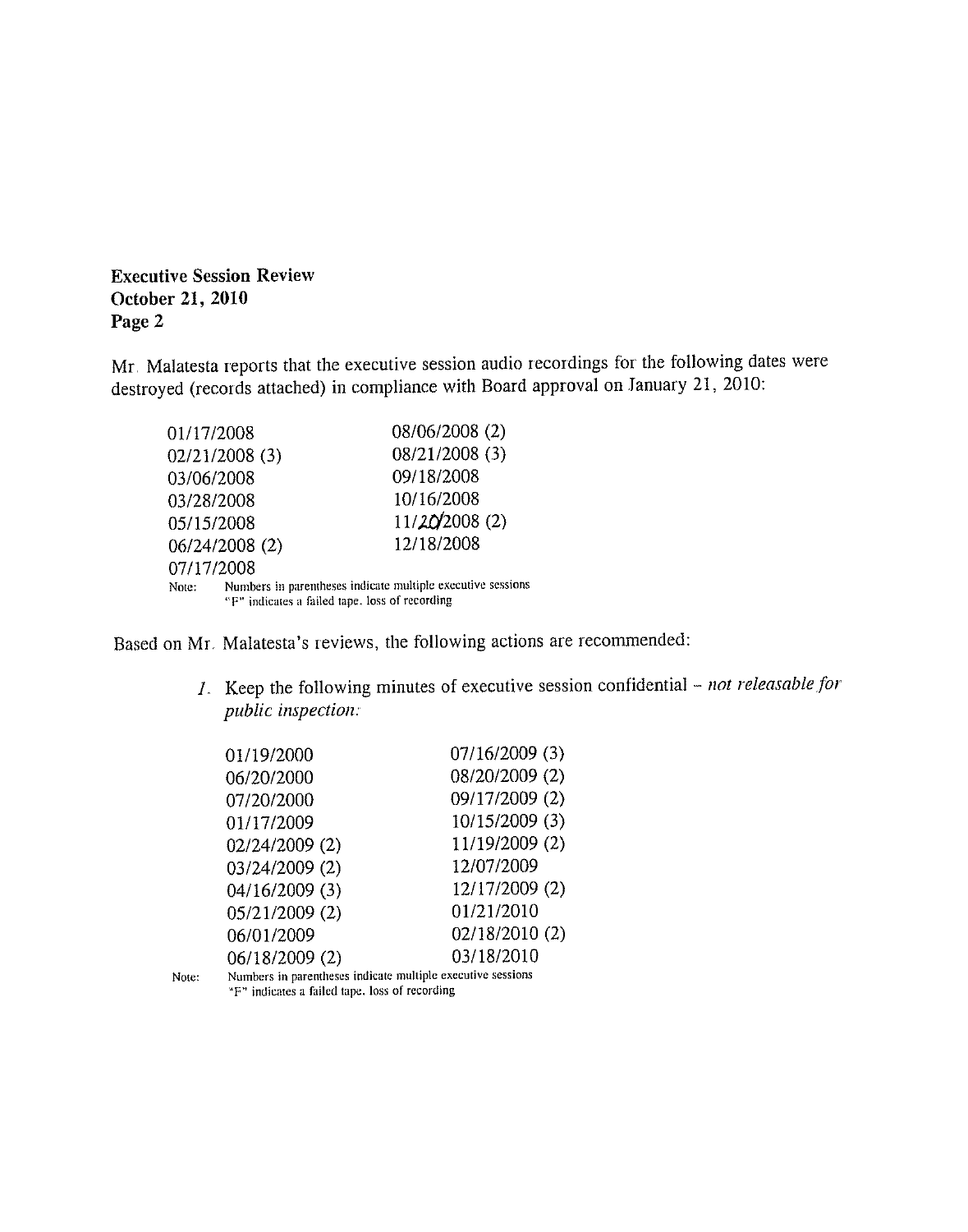**Executive Session Review**
**October 21, 2010**
**Page 2**

Mr. Malatesta reports that the executive session audio recordings for the following dates were destroyed (records attached) in compliance with Board approval on January 21, 2010:

| | |
|---|---|
| 01/17/2008 | 08/06/2008 (2) |
| 02/21/2008 (3) | 08/21/2008 (3) |
| 03/06/2008 | 09/18/2008 |
| 03/28/2008 | 10/16/2008 |
| 05/15/2008 | 11/20/2008 (2) |
| 06/24/2008 (2) | 12/18/2008 |
| 07/17/2008 | |

Note: Numbers in parentheses indicate multiple executive sessions
"F" indicates a failed tape, loss of recording

Based on Mr. Malatesta's reviews, the following actions are recommended:

1. Keep the following minutes of executive session confidential – *not releasable for public inspection:*

| | |
|---|---|
| 01/19/2000 | 07/16/2009 (3) |
| 06/20/2000 | 08/20/2009 (2) |
| 07/20/2000 | 09/17/2009 (2) |
| 01/17/2009 | 10/15/2009 (3) |
| 02/24/2009 (2) | 11/19/2009 (2) |
| 03/24/2009 (2) | 12/07/2009 |
| 04/16/2009 (3) | 12/17/2009 (2) |
| 05/21/2009 (2) | 01/21/2010 |
| 06/01/2009 | 02/18/2010 (2) |
| 06/18/2009 (2) | 03/18/2010 |

Note: Numbers in parentheses indicate multiple executive sessions
"F" indicates a failed tape, loss of recording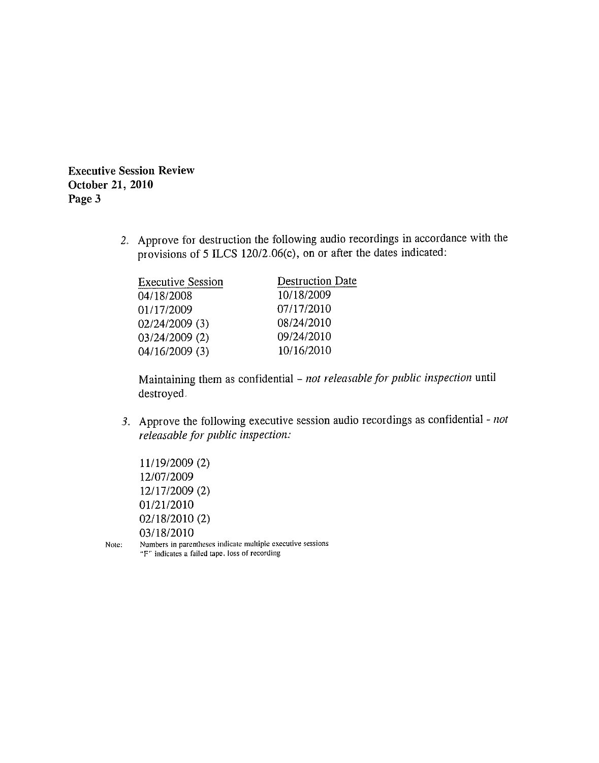**Executive Session Review**
**October 21, 2010**
**Page 3**

2. Approve for destruction the following audio recordings in accordance with the provisions of 5 ILCS 120/2.06(c), on or after the dates indicated:

| Executive Session | Destruction Date |
|---|---|
| 04/18/2008 | 10/18/2009 |
| 01/17/2009 | 07/17/2010 |
| 02/24/2009 (3) | 08/24/2010 |
| 03/24/2009 (2) | 09/24/2010 |
| 04/16/2009 (3) | 10/16/2010 |

   Maintaining them as confidential - *not releasable for public inspection* until destroyed.

3. Approve the following executive session audio recordings as confidential - *not releasable for public inspection:*

   11/19/2009 (2)
   12/07/2009
   12/17/2009 (2)
   01/21/2010
   02/18/2010 (2)
   03/18/2010

Note: Numbers in parentheses indicate multiple executive sessions
"F" indicates a failed tape, loss of recording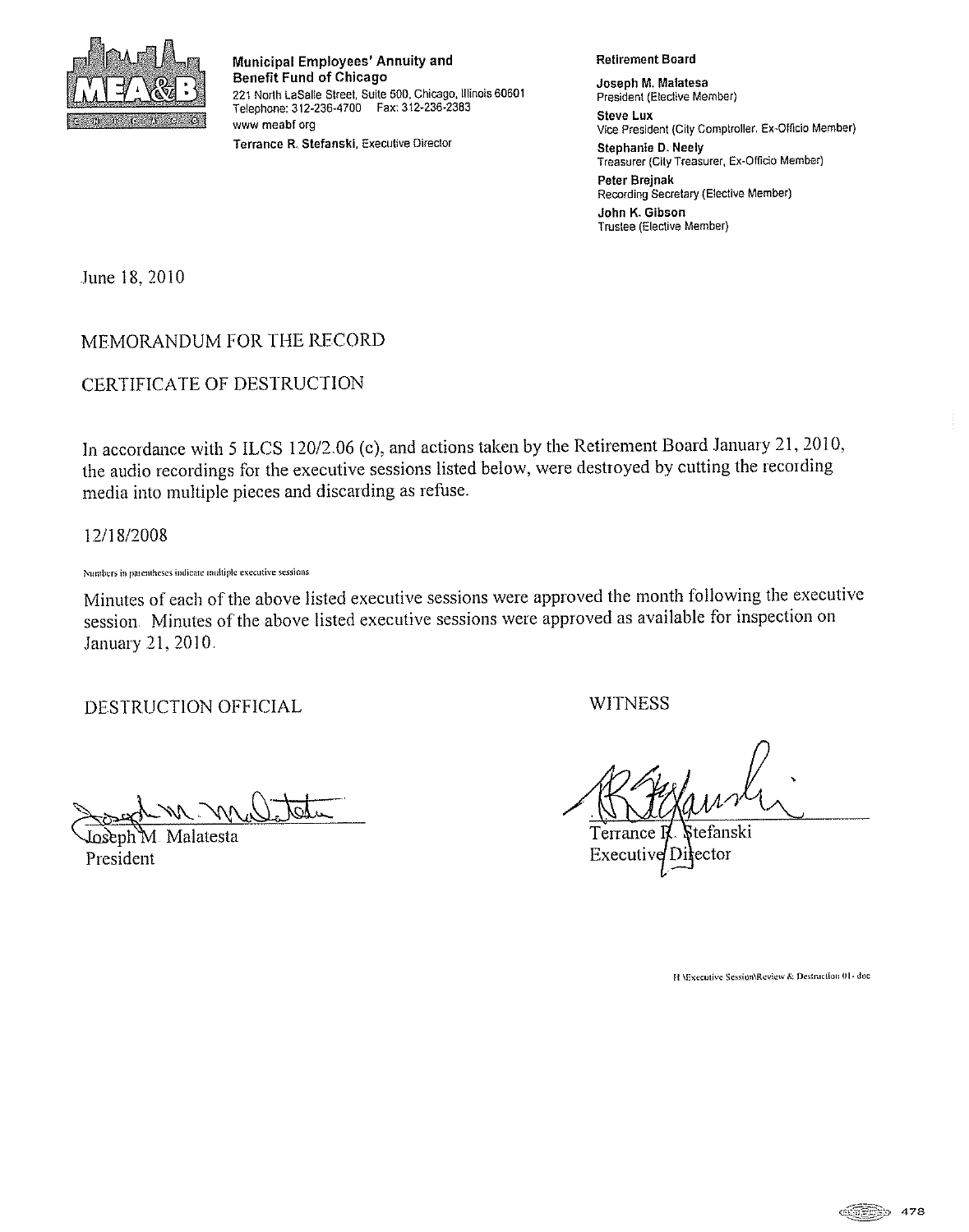**Municipal Employees' Annuity and Benefit Fund of Chicago**
221 North LaSalle Street, Suite 500, Chicago, Illinois 60601
Telephone: 312-236-4700 Fax: 312-236-2383
www meabf org

**Terrance R. Stefanski**, Executive Director

**Retirement Board**

**Joseph M. Malatesa**
President (Elective Member)

**Steve Lux**
Vice President (City Comptroller, Ex-Officio Member)

**Stephanie D. Neely**
Treasurer (City Treasurer, Ex-Officio Member)

**Peter Brejnak**
Recording Secretary (Elective Member)

**John K. Gibson**
Trustee (Elective Member)

June 18, 2010

MEMORANDUM FOR THE RECORD

CERTIFICATE OF DESTRUCTION

In accordance with 5 ILCS 120/2.06 (c), and actions taken by the Retirement Board January 21, 2010, the audio recordings for the executive sessions listed below, were destroyed by cutting the recording media into multiple pieces and discarding as refuse.

12/18/2008

Numbers in parentheses indicate multiple executive sessions

Minutes of each of the above listed executive sessions were approved the month following the executive session. Minutes of the above listed executive sessions were approved as available for inspection on January 21, 2010.

DESTRUCTION OFFICIAL

Joseph M. Malatesta
President

WITNESS

Terrance R. Stefanski
Executive Director

H:\Executive Session\Review & Destruction 01-doc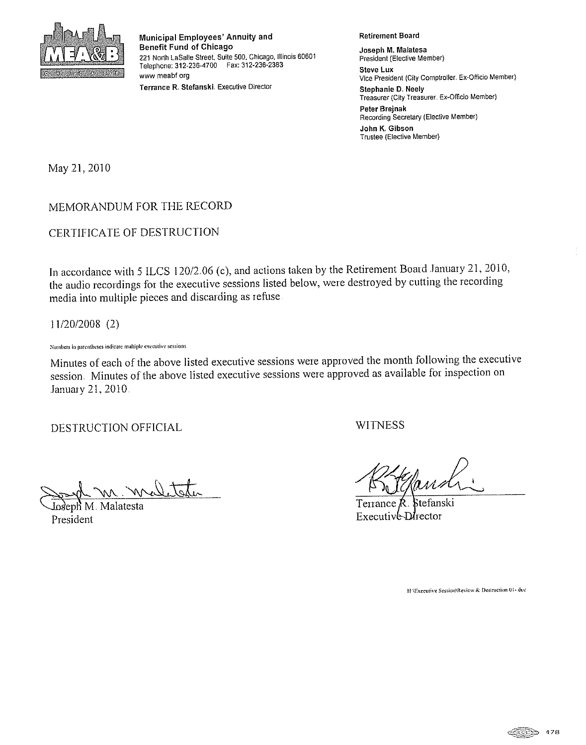**Municipal Employees' Annuity and Benefit Fund of Chicago**
221 North LaSalle Street, Suite 500, Chicago, Illinois 60601
Telephone: 312-236-4700 Fax: 312-236-2383
www meabf org
**Terrance R. Stefanski**, Executive Director

**Retirement Board**

**Joseph M. Malatesa**
President (Elective Member)

**Steve Lux**
Vice President (City Comptroller. Ex-Officio Member)

**Stephanie D. Neely**
Treasurer (City Treasurer. Ex-Officio Member)

**Peter Brejnak**
Recording Secretary (Elective Member)

**John K. Gibson**
Trustee (Elective Member)

May 21, 2010

MEMORANDUM FOR THE RECORD

CERTIFICATE OF DESTRUCTION

In accordance with 5 ILCS 120/2.06 (c), and actions taken by the Retirement Board January 21, 2010, the audio recordings for the executive sessions listed below, were destroyed by cutting the recording media into multiple pieces and discarding as refuse.

11/20/2008 (2)

Numbers in parentheses indicate multiple executive sessions

Minutes of each of the above listed executive sessions were approved the month following the executive session. Minutes of the above listed executive sessions were approved as available for inspection on January 21, 2010.

DESTRUCTION OFFICIAL

Joseph M. Malatesta
President

WITNESS

Terrance R. Stefanski
Executive Director

H:\Executive Session\Review & Destruction 01 - doc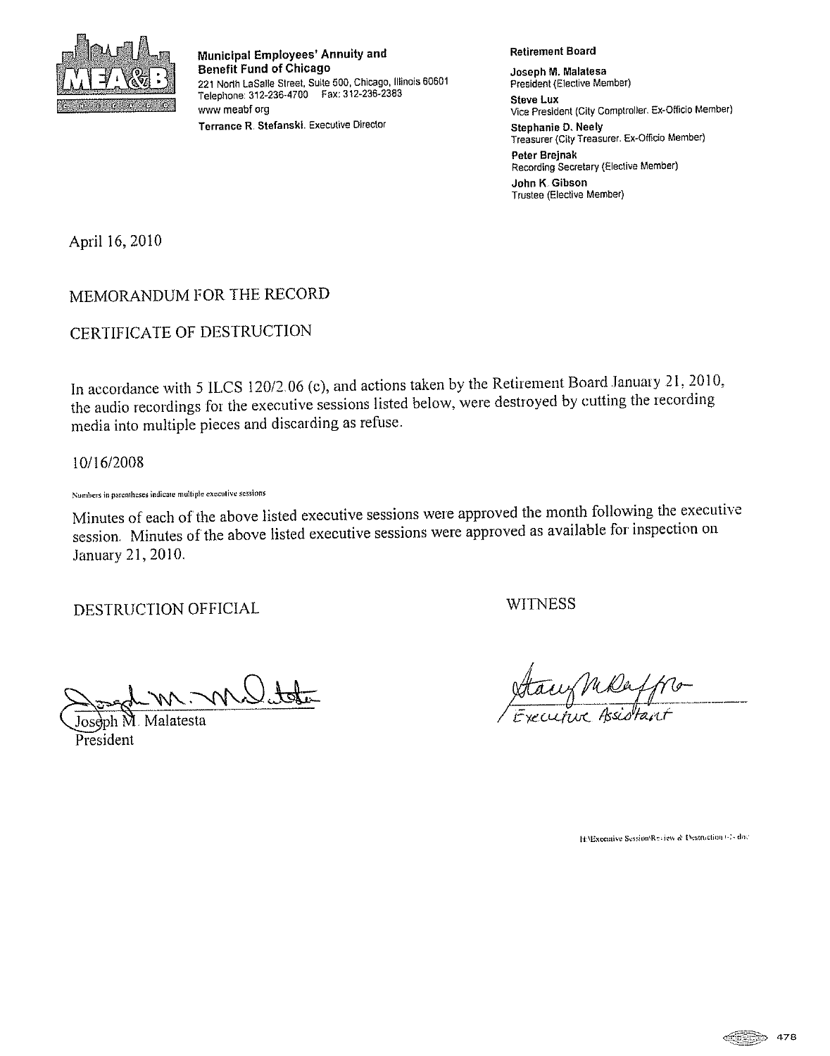**Municipal Employees' Annuity and Benefit Fund of Chicago**
221 North LaSalle Street, Suite 500, Chicago, Illinois 60601
Telephone: 312-236-4700 Fax: 312-236-2383
www meabf org
**Terrance R. Stefanski**, Executive Director

**Retirement Board**

**Joseph M. Malatesa**
President (Elective Member)

**Steve Lux**
Vice President (City Comptroller, Ex-Officio Member)

**Stephanie D. Neely**
Treasurer (City Treasurer, Ex-Officio Member)

**Peter Brejnak**
Recording Secretary (Elective Member)

**John K. Gibson**
Trustee (Elective Member)

April 16, 2010

MEMORANDUM FOR THE RECORD

CERTIFICATE OF DESTRUCTION

In accordance with 5 ILCS 120/2.06 (c), and actions taken by the Retirement Board January 21, 2010, the audio recordings for the executive sessions listed below, were destroyed by cutting the recording media into multiple pieces and discarding as refuse.

10/16/2008

Numbers in parentheses indicate multiple executive sessions

Minutes of each of the above listed executive sessions were approved the month following the executive session. Minutes of the above listed executive sessions were approved as available for inspection on January 21, 2010.

DESTRUCTION OFFICIAL

Joseph M. Malatesta
President

WITNESS

Executive Assistant

H:\Executive Session\Review & Destruction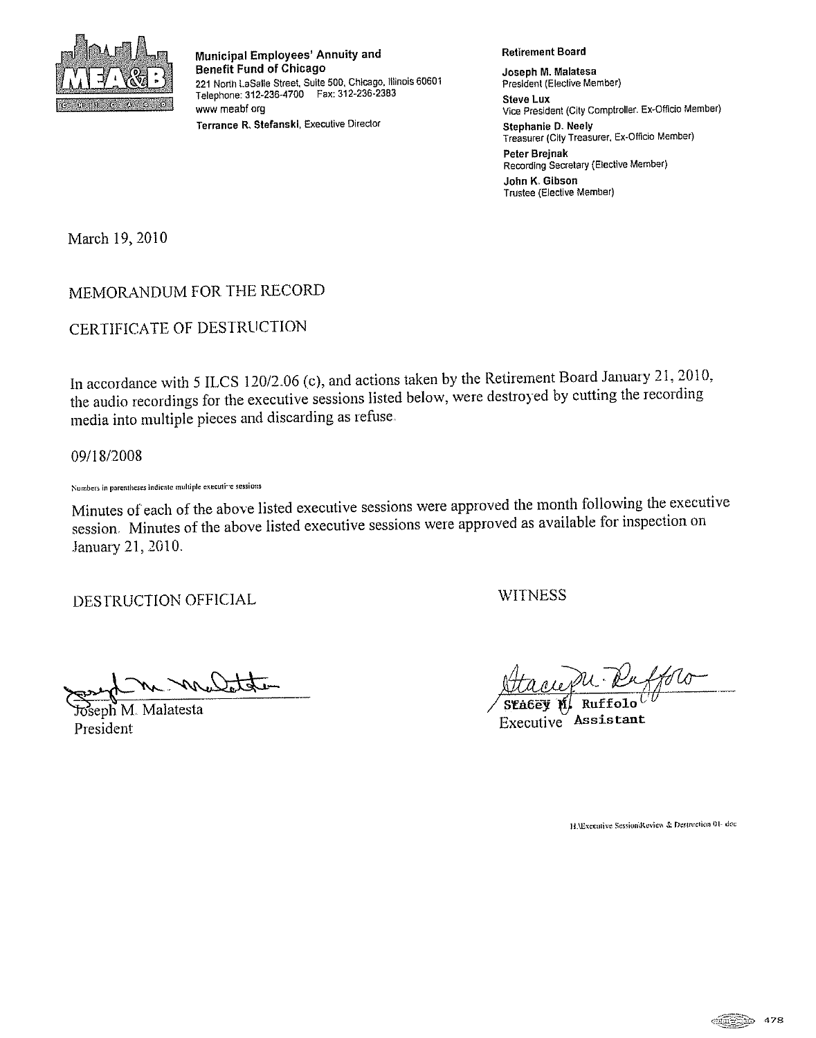**Municipal Employees' Annuity and Benefit Fund of Chicago**
221 North LaSalle Street, Suite 500, Chicago, Illinois 60601
Telephone: 312-236-4700 Fax: 312-236-2383
www meabf org
**Terrance R. Stefanski**, Executive Director

**Retirement Board**

**Joseph M. Malatesa**
President (Elective Member)

**Steve Lux**
Vice President (City Comptroller. Ex-Officio Member)

**Stephanie D. Neely**
Treasurer (City Treasurer, Ex-Officio Member)

**Peter Brejnak**
Recording Secretary (Elective Member)

**John K. Gibson**
Trustee (Elective Member)

March 19, 2010

MEMORANDUM FOR THE RECORD

CERTIFICATE OF DESTRUCTION

In accordance with 5 ILCS 120/2.06 (c), and actions taken by the Retirement Board January 21, 2010, the audio recordings for the executive sessions listed below, were destroyed by cutting the recording media into multiple pieces and discarding as refuse.

09/18/2008

Numbers in parentheses indicate multiple executive sessions

Minutes of each of the above listed executive sessions were approved the month following the executive session. Minutes of the above listed executive sessions were approved as available for inspection on January 21, 2010.

DESTRUCTION OFFICIAL

Joseph M. Malatesta
President

WITNESS

Stacey M. Ruffolo
Executive Assistant

H:\Executive Session\Review & Destruction 01- doc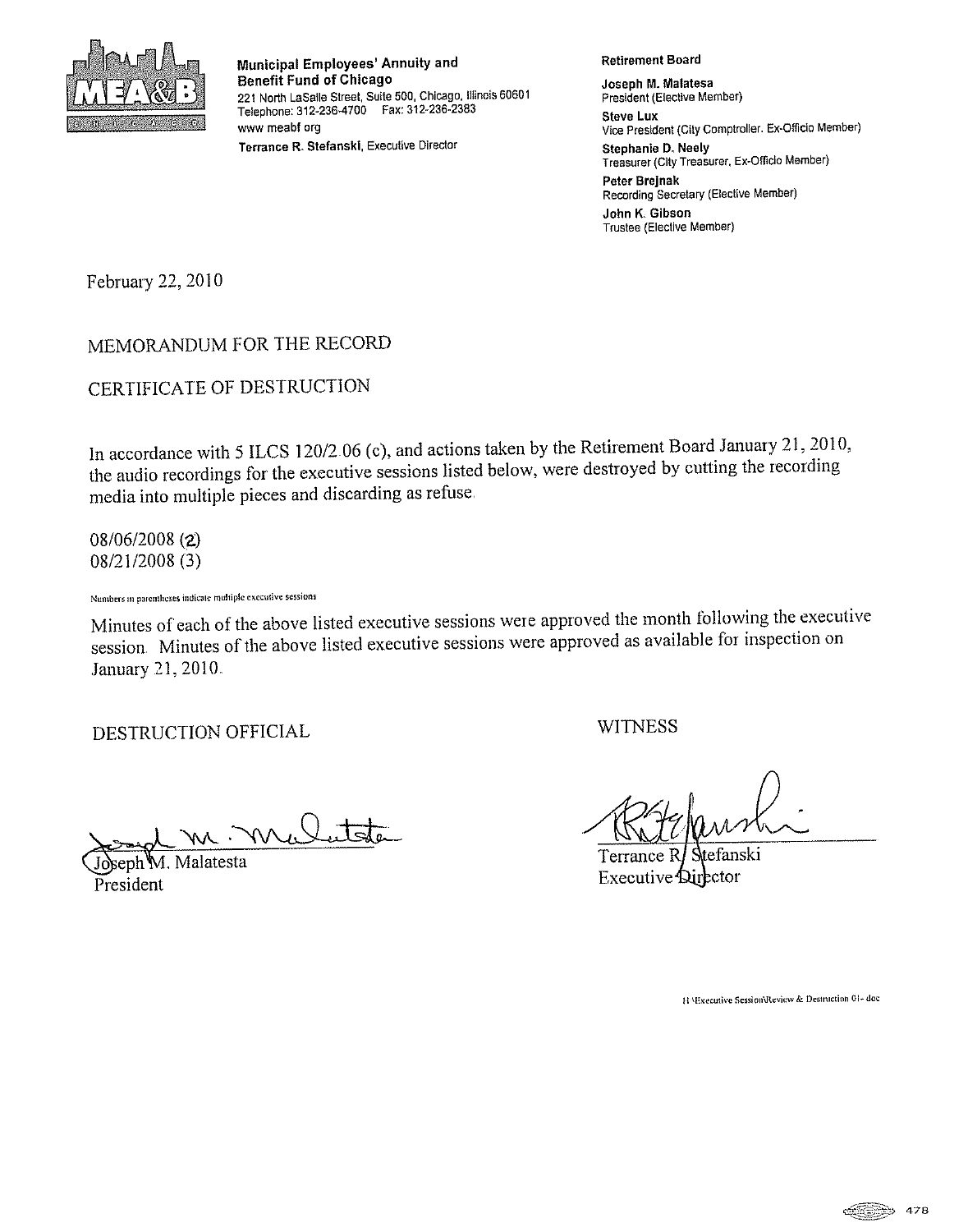**Municipal Employees' Annuity and Benefit Fund of Chicago**
221 North LaSalle Street, Suite 500, Chicago, Illinois 60601
Telephone: 312-236-4700 Fax: 312-236-2383
www meabf org
**Terrance R. Stefanski**, Executive Director

**Retirement Board**

**Joseph M. Malatesa**
President (Elective Member)

**Steve Lux**
Vice President (City Comptroller, Ex-Officio Member)

**Stephanie D. Neely**
Treasurer (City Treasurer, Ex-Officio Member)

**Peter Brejnak**
Recording Secretary (Elective Member)

**John K. Gibson**
Trustee (Elective Member)

February 22, 2010

MEMORANDUM FOR THE RECORD

CERTIFICATE OF DESTRUCTION

In accordance with 5 ILCS 120/2.06 (c), and actions taken by the Retirement Board January 21, 2010, the audio recordings for the executive sessions listed below, were destroyed by cutting the recording media into multiple pieces and discarding as refuse.

08/06/2008 (2)
08/21/2008 (3)

Numbers in parentheses indicate multiple executive sessions

Minutes of each of the above listed executive sessions were approved the month following the executive session. Minutes of the above listed executive sessions were approved as available for inspection on January 21, 2010.

DESTRUCTION OFFICIAL

Joseph M. Malatesta
President

WITNESS

Terrance R. Stefanski
Executive Director

H:\Executive Session\Review & Destruction 01- doc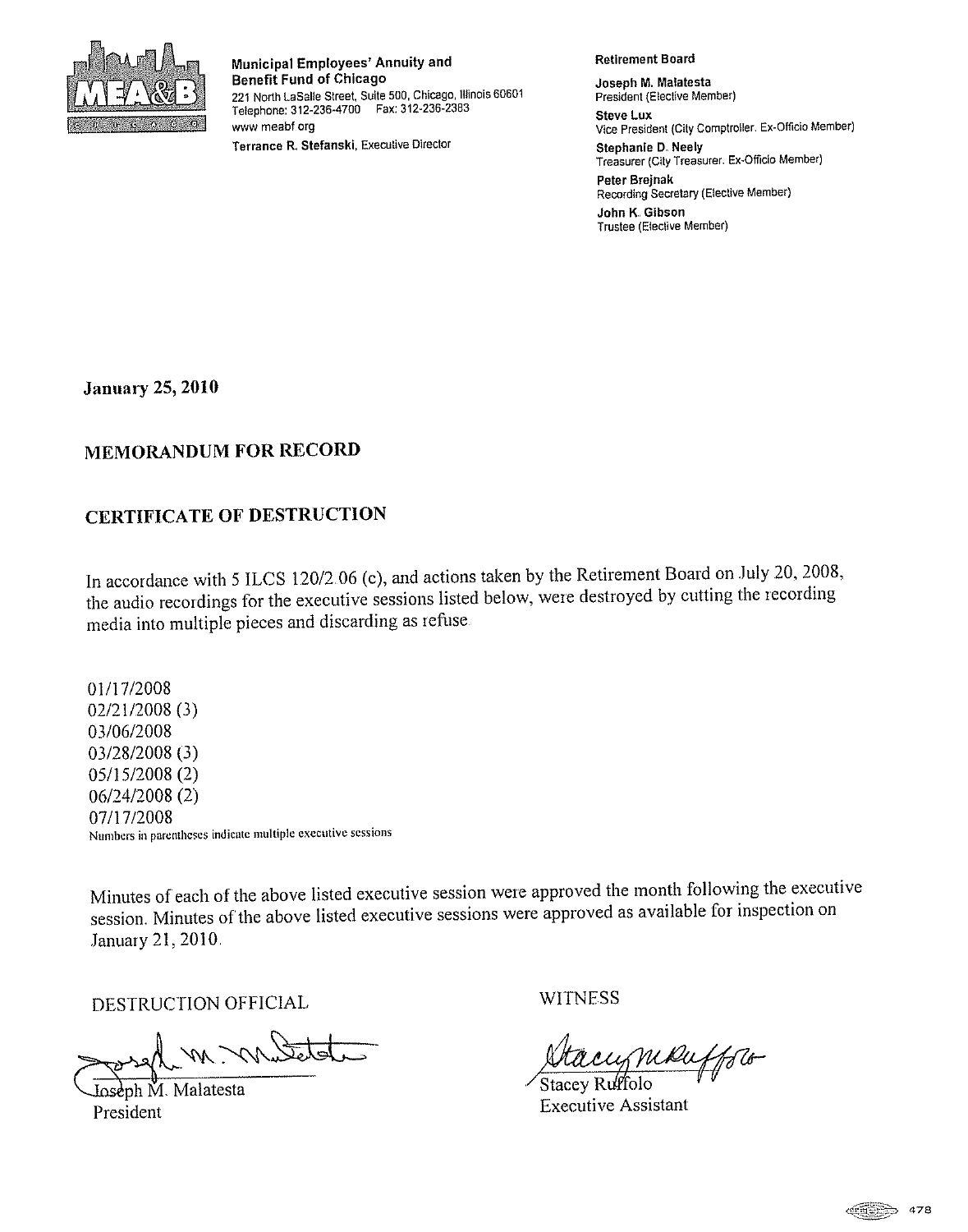**Municipal Employees' Annuity and Benefit Fund of Chicago**
221 North LaSalle Street, Suite 500, Chicago, Illinois 60601
Telephone: 312-236-4700 Fax: 312-236-2383
www meabf org
**Terrance R. Stefanski**, Executive Director

**Retirement Board**

**Joseph M. Malatesta**
President (Elective Member)

**Steve Lux**
Vice President (City Comptroller. Ex-Officio Member)

**Stephanie D. Neely**
Treasurer (City Treasurer. Ex-Officio Member)

**Peter Brejnak**
Recording Secretary (Elective Member)

**John K. Gibson**
Trustee (Elective Member)

**January 25, 2010**

## MEMORANDUM FOR RECORD

## CERTIFICATE OF DESTRUCTION

In accordance with 5 ILCS 120/2.06 (c), and actions taken by the Retirement Board on July 20, 2008, the audio recordings for the executive sessions listed below, were destroyed by cutting the recording media into multiple pieces and discarding as refuse.

01/17/2008
02/21/2008 (3)
03/06/2008
03/28/2008 (3)
05/15/2008 (2)
06/24/2008 (2)
07/17/2008
Numbers in parentheses indicate multiple executive sessions

Minutes of each of the above listed executive session were approved the month following the executive session. Minutes of the above listed executive sessions were approved as available for inspection on January 21, 2010.

DESTRUCTION OFFICIAL

Joseph M. Malatesta
President

WITNESS

Stacey Ruffolo
Executive Assistant